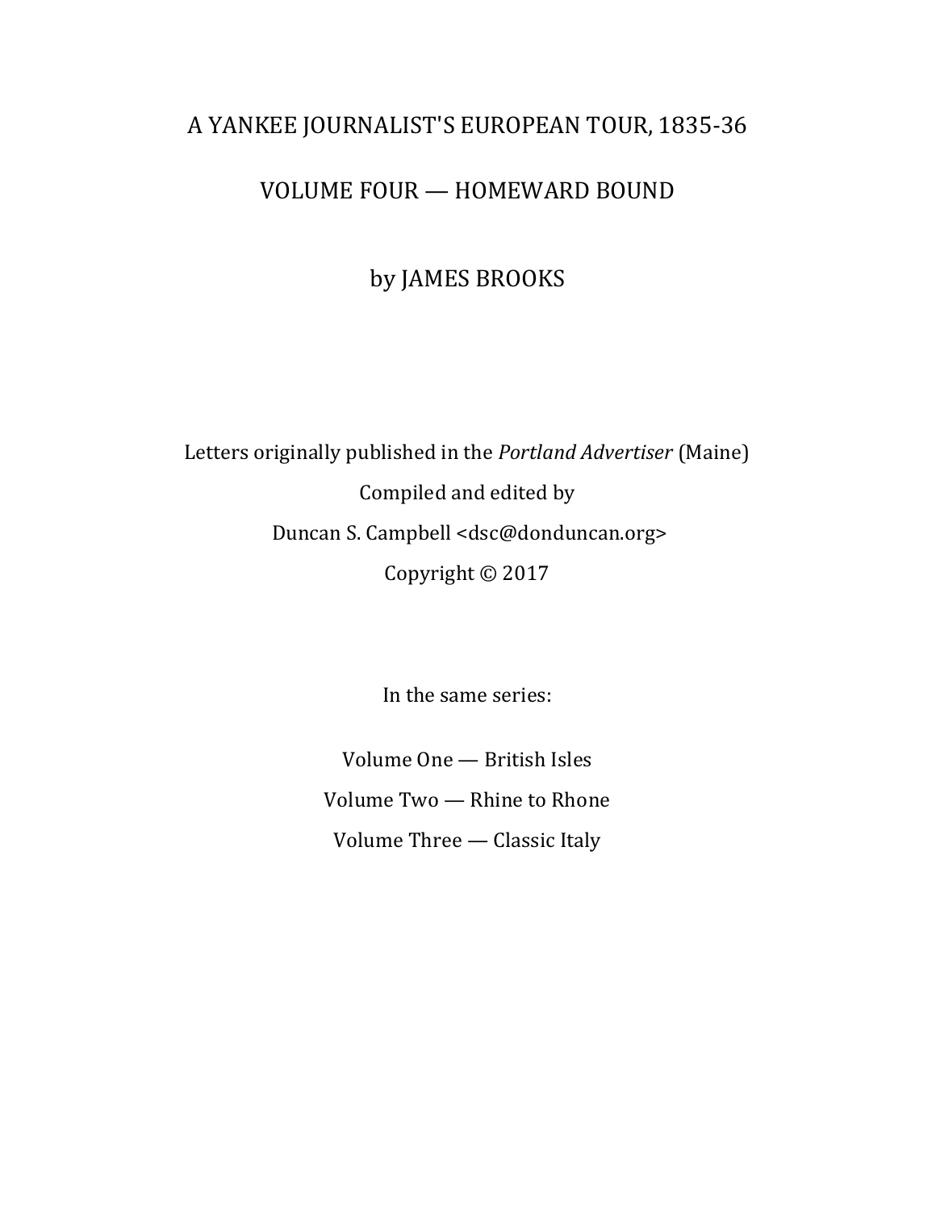# A YANKEE JOURNALIST'S EUROPEAN TOUR, 1835-36

## VOLUME FOUR — HOMEWARD BOUND

by JAMES BROOKS

Letters originally published in the *Portland Advertiser* (Maine)

Compiled and edited by

Duncan S. Campbell <dsc@donduncan.org>

Copyright © 2017

In the same series:

Volume One — British Isles

Volume Two — Rhine to Rhone

Volume Three — Classic Italy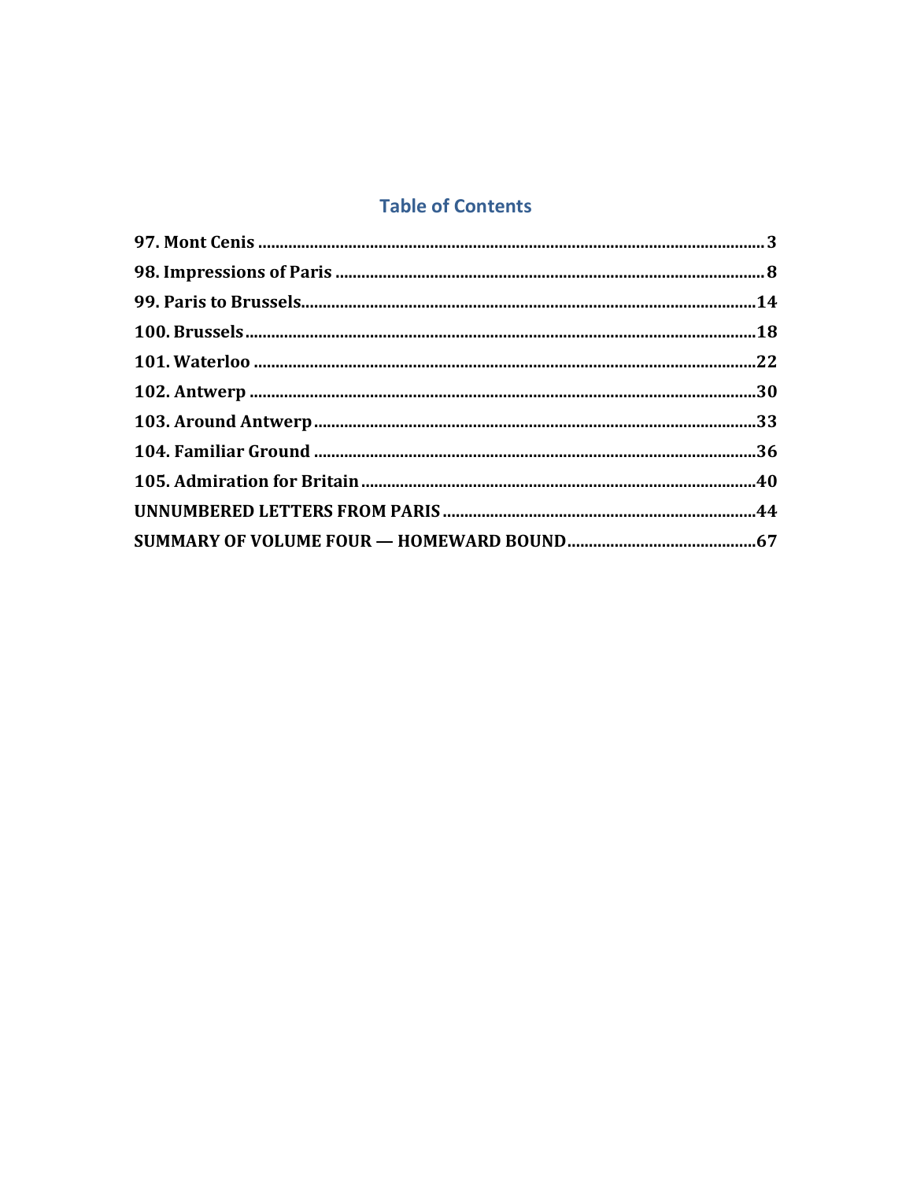# Table of Contents

**97. Mont Cenis** .......... 3

**98. Impressions of Paris** .......... 8

**99. Paris to Brussels** .......... 14

**100. Brussels** .......... 18

**101. Waterloo** .......... 22

**102. Antwerp** .......... 30

**103. Around Antwerp** .......... 33

**104. Familiar Ground** .......... 36

**105. Admiration for Britain** .......... 40

**UNNUMBERED LETTERS FROM PARIS** .......... 44

**SUMMARY OF VOLUME FOUR — HOMEWARD BOUND** .......... 67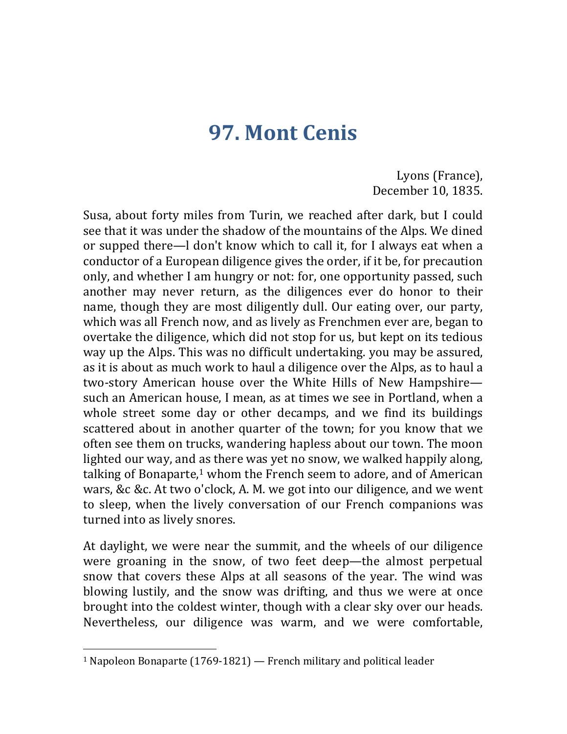# 97. Mont Cenis

Lyons (France),
December 10, 1835.

Susa, about forty miles from Turin, we reached after dark, but I could see that it was under the shadow of the mountains of the Alps. We dined or supped there—l don't know which to call it, for I always eat when a conductor of a European diligence gives the order, if it be, for precaution only, and whether I am hungry or not: for, one opportunity passed, such another may never return, as the diligences ever do honor to their name, though they are most diligently dull. Our eating over, our party, which was all French now, and as lively as Frenchmen ever are, began to overtake the diligence, which did not stop for us, but kept on its tedious way up the Alps. This was no difficult undertaking. you may be assured, as it is about as much work to haul a diligence over the Alps, as to haul a two-story American house over the White Hills of New Hampshire—such an American house, I mean, as at times we see in Portland, when a whole street some day or other decamps, and we find its buildings scattered about in another quarter of the town; for you know that we often see them on trucks, wandering hapless about our town. The moon lighted our way, and as there was yet no snow, we walked happily along, talking of Bonaparte,[1] whom the French seem to adore, and of American wars, &c &c. At two o'clock, A. M. we got into our diligence, and we went to sleep, when the lively conversation of our French companions was turned into as lively snores.

At daylight, we were near the summit, and the wheels of our diligence were groaning in the snow, of two feet deep—the almost perpetual snow that covers these Alps at all seasons of the year. The wind was blowing lustily, and the snow was drifting, and thus we were at once brought into the coldest winter, though with a clear sky over our heads. Nevertheless, our diligence was warm, and we were comfortable,

[1] Napoleon Bonaparte (1769-1821) — French military and political leader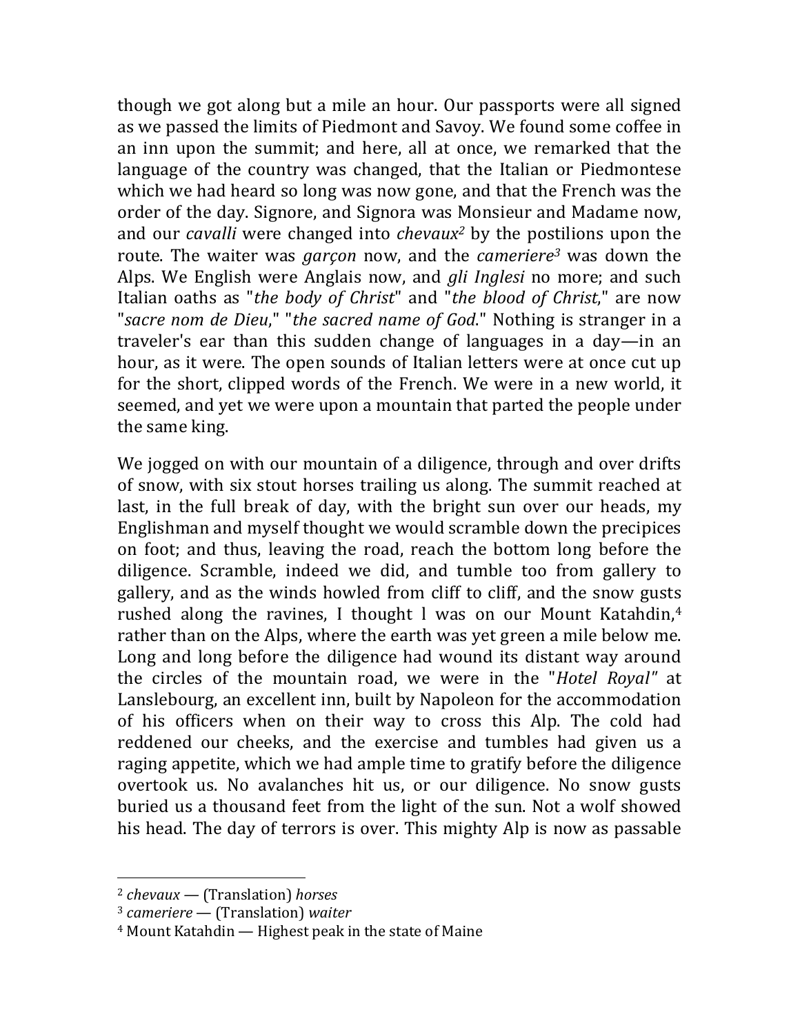though we got along but a mile an hour. Our passports were all signed as we passed the limits of Piedmont and Savoy. We found some coffee in an inn upon the summit; and here, all at once, we remarked that the language of the country was changed, that the Italian or Piedmontese which we had heard so long was now gone, and that the French was the order of the day. Signore, and Signora was Monsieur and Madame now, and our *cavalli* were changed into *chevaux*[2] by the postilions upon the route. The waiter was *garçon* now, and the *cameriere*[3] was down the Alps. We English were Anglais now, and *gli Inglesi* no more; and such Italian oaths as "*the body of Christ*" and "*the blood of Christ*," are now "*sacre nom de Dieu*," "*the sacred name of God*." Nothing is stranger in a traveler's ear than this sudden change of languages in a day—in an hour, as it were. The open sounds of Italian letters were at once cut up for the short, clipped words of the French. We were in a new world, it seemed, and yet we were upon a mountain that parted the people under the same king.

We jogged on with our mountain of a diligence, through and over drifts of snow, with six stout horses trailing us along. The summit reached at last, in the full break of day, with the bright sun over our heads, my Englishman and myself thought we would scramble down the precipices on foot; and thus, leaving the road, reach the bottom long before the diligence. Scramble, indeed we did, and tumble too from gallery to gallery, and as the winds howled from cliff to cliff, and the snow gusts rushed along the ravines, I thought I was on our Mount Katahdin,[4] rather than on the Alps, where the earth was yet green a mile below me. Long and long before the diligence had wound its distant way around the circles of the mountain road, we were in the "*Hotel Royal*" at Lanslebourg, an excellent inn, built by Napoleon for the accommodation of his officers when on their way to cross this Alp. The cold had reddened our cheeks, and the exercise and tumbles had given us a raging appetite, which we had ample time to gratify before the diligence overtook us. No avalanches hit us, or our diligence. No snow gusts buried us a thousand feet from the light of the sun. Not a wolf showed his head. The day of terrors is over. This mighty Alp is now as passable

---

[2] *chevaux* — (Translation) *horses*

[3] *cameriere* — (Translation) *waiter*

[4] Mount Katahdin — Highest peak in the state of Maine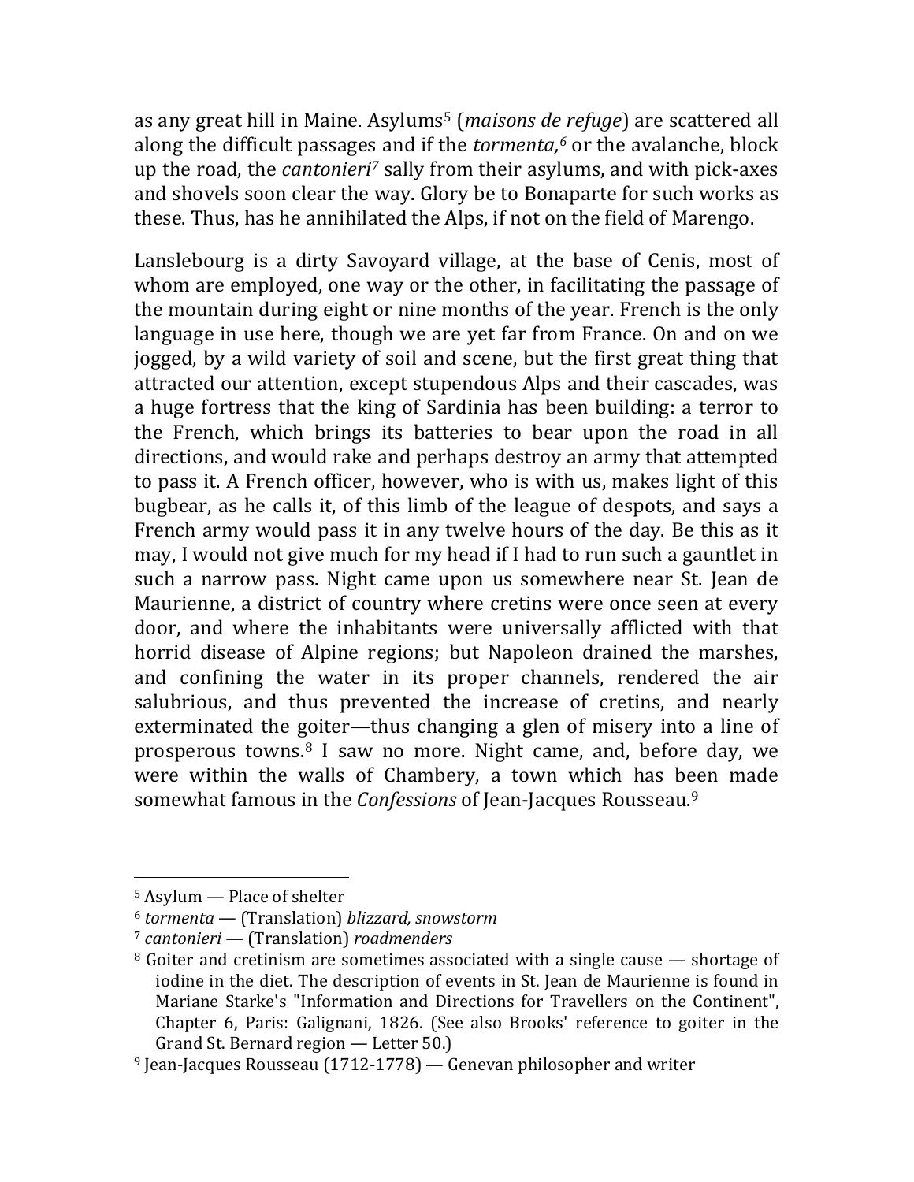as any great hill in Maine. Asylums[5] (*maisons de refuge*) are scattered all along the difficult passages and if the *tormenta,*[6] or the avalanche, block up the road, the *cantonieri*[7] sally from their asylums, and with pick-axes and shovels soon clear the way. Glory be to Bonaparte for such works as these. Thus, has he annihilated the Alps, if not on the field of Marengo.

Lanslebourg is a dirty Savoyard village, at the base of Cenis, most of whom are employed, one way or the other, in facilitating the passage of the mountain during eight or nine months of the year. French is the only language in use here, though we are yet far from France. On and on we jogged, by a wild variety of soil and scene, but the first great thing that attracted our attention, except stupendous Alps and their cascades, was a huge fortress that the king of Sardinia has been building: a terror to the French, which brings its batteries to bear upon the road in all directions, and would rake and perhaps destroy an army that attempted to pass it. A French officer, however, who is with us, makes light of this bugbear, as he calls it, of this limb of the league of despots, and says a French army would pass it in any twelve hours of the day. Be this as it may, I would not give much for my head if I had to run such a gauntlet in such a narrow pass. Night came upon us somewhere near St. Jean de Maurienne, a district of country where cretins were once seen at every door, and where the inhabitants were universally afflicted with that horrid disease of Alpine regions; but Napoleon drained the marshes, and confining the water in its proper channels, rendered the air salubrious, and thus prevented the increase of cretins, and nearly exterminated the goiter—thus changing a glen of misery into a line of prosperous towns.[8] I saw no more. Night came, and, before day, we were within the walls of Chambery, a town which has been made somewhat famous in the *Confessions* of Jean-Jacques Rousseau.[9]

---

[5] Asylum — Place of shelter

[6] *tormenta* — (Translation) *blizzard, snowstorm*

[7] *cantonieri* — (Translation) *roadmenders*

[8] Goiter and cretinism are sometimes associated with a single cause — shortage of iodine in the diet. The description of events in St. Jean de Maurienne is found in Mariane Starke's "Information and Directions for Travellers on the Continent", Chapter 6, Paris: Galignani, 1826. (See also Brooks' reference to goiter in the Grand St. Bernard region — Letter 50.)

[9] Jean-Jacques Rousseau (1712-1778) — Genevan philosopher and writer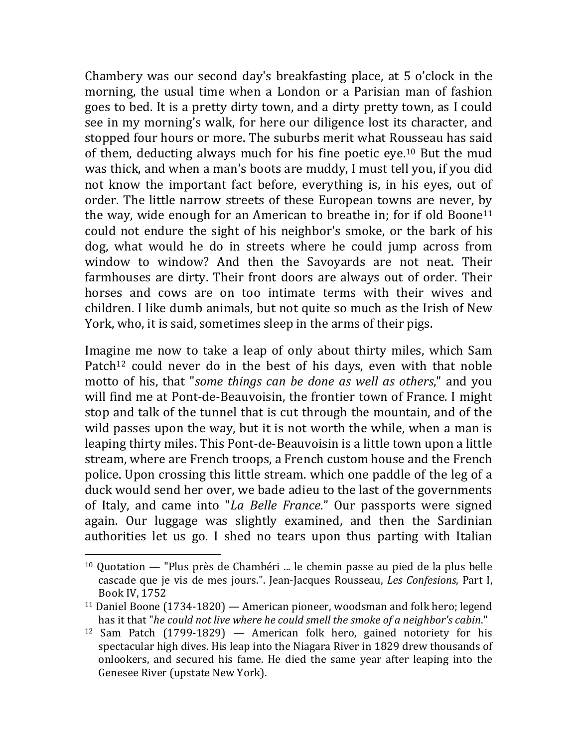Chambery was our second day's breakfasting place, at 5 o'clock in the morning, the usual time when a London or a Parisian man of fashion goes to bed. It is a pretty dirty town, and a dirty pretty town, as I could see in my morning's walk, for here our diligence lost its character, and stopped four hours or more. The suburbs merit what Rousseau has said of them, deducting always much for his fine poetic eye.[10] But the mud was thick, and when a man's boots are muddy, I must tell you, if you did not know the important fact before, everything is, in his eyes, out of order. The little narrow streets of these European towns are never, by the way, wide enough for an American to breathe in; for if old Boone[11] could not endure the sight of his neighbor's smoke, or the bark of his dog, what would he do in streets where he could jump across from window to window? And then the Savoyards are not neat. Their farmhouses are dirty. Their front doors are always out of order. Their horses and cows are on too intimate terms with their wives and children. I like dumb animals, but not quite so much as the Irish of New York, who, it is said, sometimes sleep in the arms of their pigs.

Imagine me now to take a leap of only about thirty miles, which Sam Patch[12] could never do in the best of his days, even with that noble motto of his, that "*some things can be done as well as others*," and you will find me at Pont-de-Beauvoisin, the frontier town of France. I might stop and talk of the tunnel that is cut through the mountain, and of the wild passes upon the way, but it is not worth the while, when a man is leaping thirty miles. This Pont-de-Beauvoisin is a little town upon a little stream, where are French troops, a French custom house and the French police. Upon crossing this little stream. which one paddle of the leg of a duck would send her over, we bade adieu to the last of the governments of Italy, and came into "*La Belle France*." Our passports were signed again. Our luggage was slightly examined, and then the Sardinian authorities let us go. I shed no tears upon thus parting with Italian

---

[10] Quotation — "Plus près de Chambéri ... le chemin passe au pied de la plus belle cascade que je vis de mes jours.". Jean-Jacques Rousseau, *Les Confesions*, Part I, Book IV, 1752

[11] Daniel Boone (1734-1820) — American pioneer, woodsman and folk hero; legend has it that "*he could not live where he could smell the smoke of a neighbor's cabin*."

[12] Sam Patch (1799-1829) — American folk hero, gained notoriety for his spectacular high dives. His leap into the Niagara River in 1829 drew thousands of onlookers, and secured his fame. He died the same year after leaping into the Genesee River (upstate New York).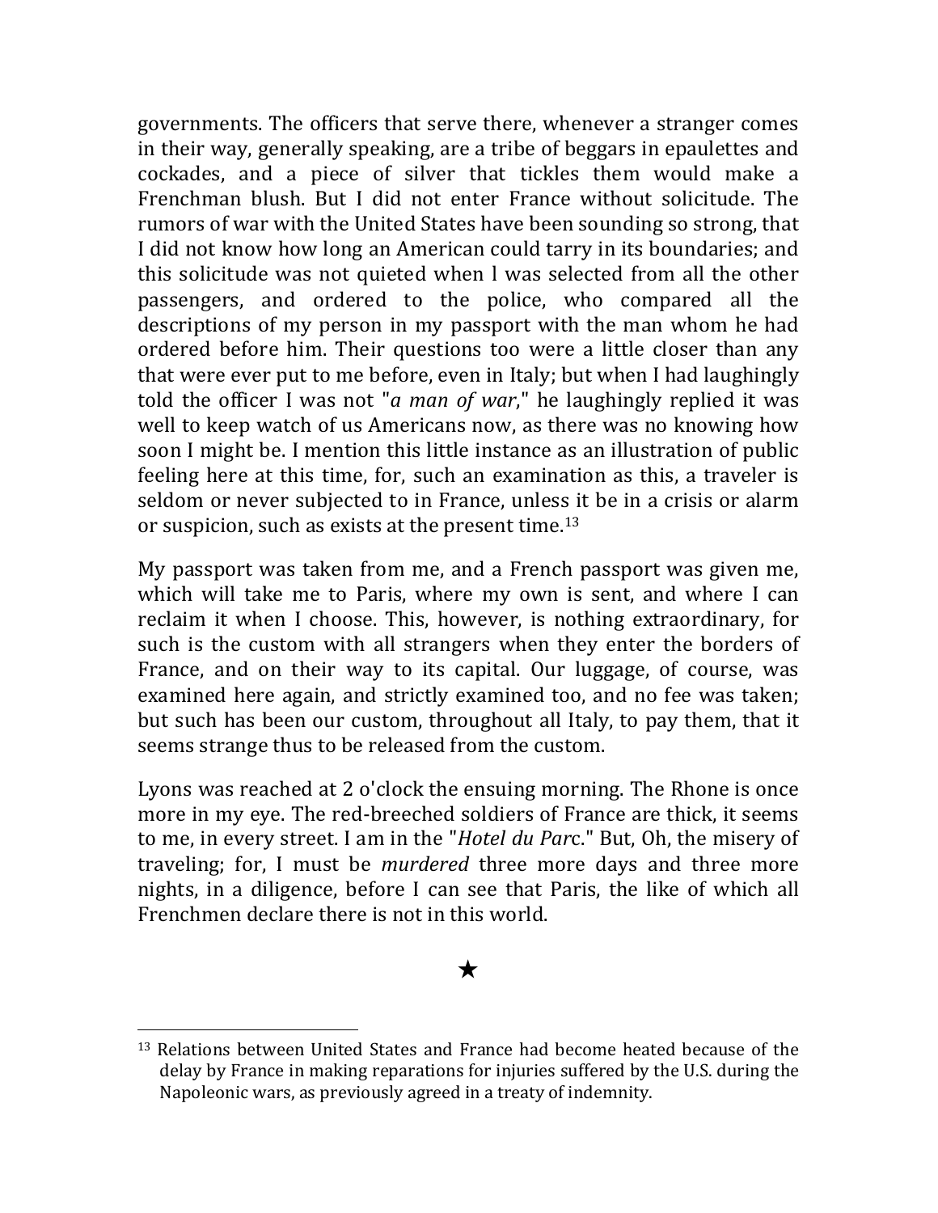governments. The officers that serve there, whenever a stranger comes in their way, generally speaking, are a tribe of beggars in epaulettes and cockades, and a piece of silver that tickles them would make a Frenchman blush. But I did not enter France without solicitude. The rumors of war with the United States have been sounding so strong, that I did not know how long an American could tarry in its boundaries; and this solicitude was not quieted when l was selected from all the other passengers, and ordered to the police, who compared all the descriptions of my person in my passport with the man whom he had ordered before him. Their questions too were a little closer than any that were ever put to me before, even in Italy; but when I had laughingly told the officer I was not "*a man of war*," he laughingly replied it was well to keep watch of us Americans now, as there was no knowing how soon I might be. I mention this little instance as an illustration of public feeling here at this time, for, such an examination as this, a traveler is seldom or never subjected to in France, unless it be in a crisis or alarm or suspicion, such as exists at the present time.[13]

My passport was taken from me, and a French passport was given me, which will take me to Paris, where my own is sent, and where I can reclaim it when I choose. This, however, is nothing extraordinary, for such is the custom with all strangers when they enter the borders of France, and on their way to its capital. Our luggage, of course, was examined here again, and strictly examined too, and no fee was taken; but such has been our custom, throughout all Italy, to pay them, that it seems strange thus to be released from the custom.

Lyons was reached at 2 o'clock the ensuing morning. The Rhone is once more in my eye. The red-breeched soldiers of France are thick, it seems to me, in every street. I am in the "*Hotel du Parc*." But, Oh, the misery of traveling; for, I must be *murdered* three more days and three more nights, in a diligence, before I can see that Paris, the like of which all Frenchmen declare there is not in this world.

★

[13] Relations between United States and France had become heated because of the delay by France in making reparations for injuries suffered by the U.S. during the Napoleonic wars, as previously agreed in a treaty of indemnity.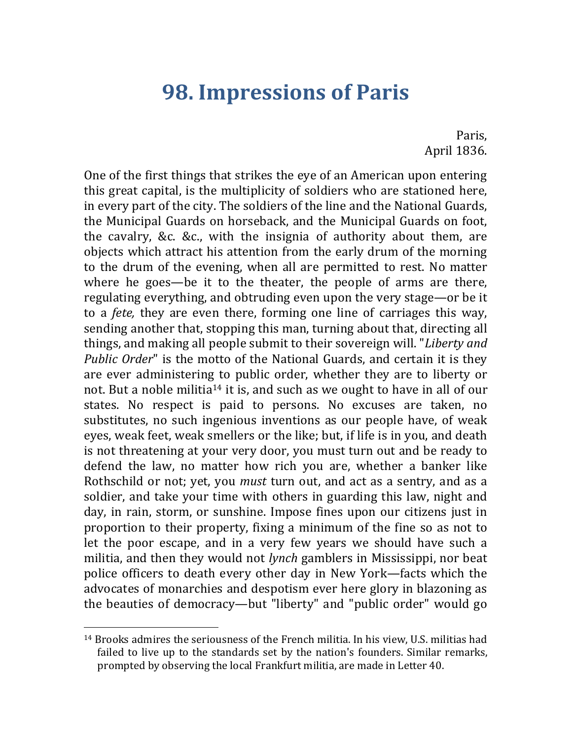# 98. Impressions of Paris

Paris,
April 1836.

One of the first things that strikes the eye of an American upon entering this great capital, is the multiplicity of soldiers who are stationed here, in every part of the city. The soldiers of the line and the National Guards, the Municipal Guards on horseback, and the Municipal Guards on foot, the cavalry, &c. &c., with the insignia of authority about them, are objects which attract his attention from the early drum of the morning to the drum of the evening, when all are permitted to rest. No matter where he goes—be it to the theater, the people of arms are there, regulating everything, and obtruding even upon the very stage—or be it to a *fete,* they are even there, forming one line of carriages this way, sending another that, stopping this man, turning about that, directing all things, and making all people submit to their sovereign will. "*Liberty and Public Order*" is the motto of the National Guards, and certain it is they are ever administering to public order, whether they are to liberty or not. But a noble militia[14] it is, and such as we ought to have in all of our states. No respect is paid to persons. No excuses are taken, no substitutes, no such ingenious inventions as our people have, of weak eyes, weak feet, weak smellers or the like; but, if life is in you, and death is not threatening at your very door, you must turn out and be ready to defend the law, no matter how rich you are, whether a banker like Rothschild or not; yet, you *must* turn out, and act as a sentry, and as a soldier, and take your time with others in guarding this law, night and day, in rain, storm, or sunshine. Impose fines upon our citizens just in proportion to their property, fixing a minimum of the fine so as not to let the poor escape, and in a very few years we should have such a militia, and then they would not *lynch* gamblers in Mississippi, nor beat police officers to death every other day in New York—facts which the advocates of monarchies and despotism ever here glory in blazoning as the beauties of democracy—but "liberty" and "public order" would go

[14] Brooks admires the seriousness of the French militia. In his view, U.S. militias had failed to live up to the standards set by the nation's founders. Similar remarks, prompted by observing the local Frankfurt militia, are made in Letter 40.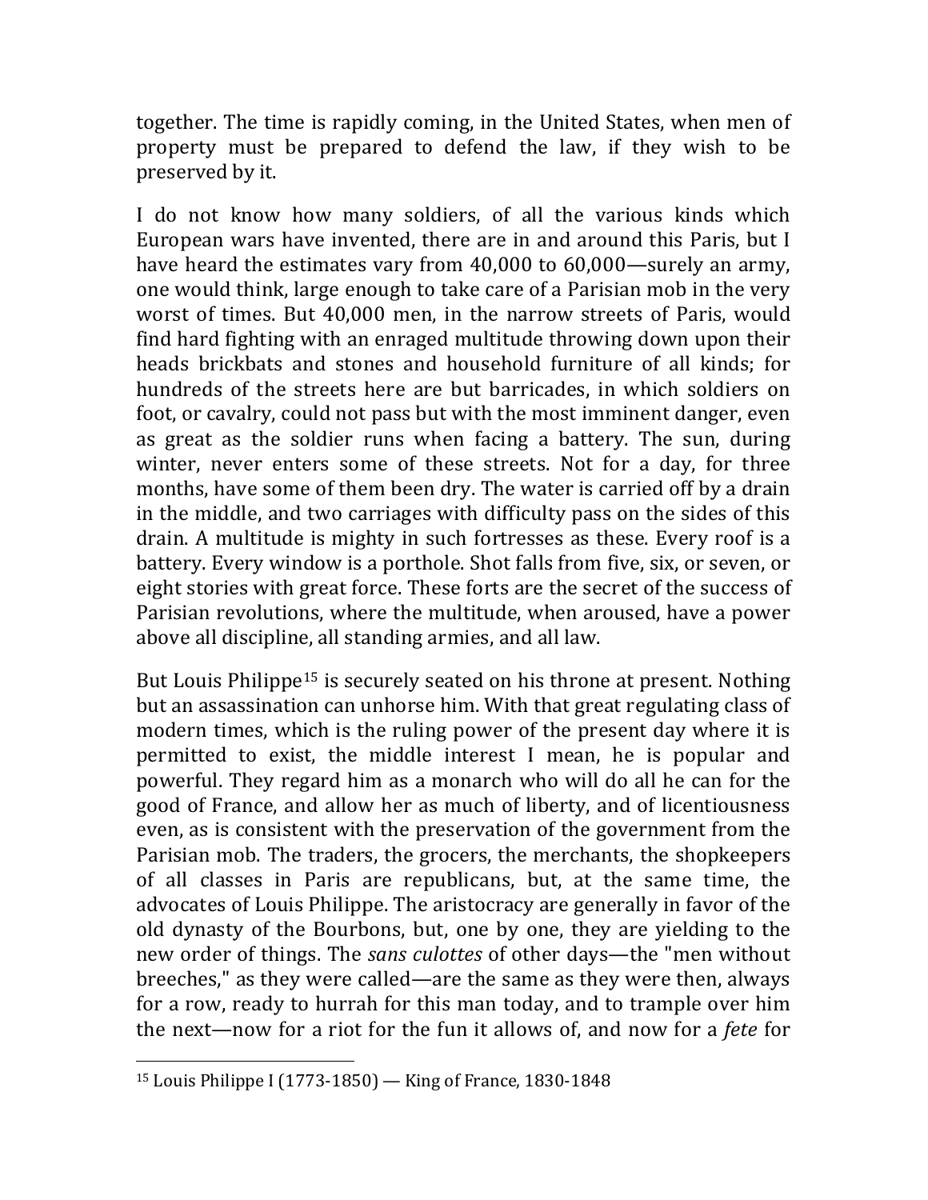together. The time is rapidly coming, in the United States, when men of property must be prepared to defend the law, if they wish to be preserved by it.

I do not know how many soldiers, of all the various kinds which European wars have invented, there are in and around this Paris, but I have heard the estimates vary from 40,000 to 60,000—surely an army, one would think, large enough to take care of a Parisian mob in the very worst of times. But 40,000 men, in the narrow streets of Paris, would find hard fighting with an enraged multitude throwing down upon their heads brickbats and stones and household furniture of all kinds; for hundreds of the streets here are but barricades, in which soldiers on foot, or cavalry, could not pass but with the most imminent danger, even as great as the soldier runs when facing a battery. The sun, during winter, never enters some of these streets. Not for a day, for three months, have some of them been dry. The water is carried off by a drain in the middle, and two carriages with difficulty pass on the sides of this drain. A multitude is mighty in such fortresses as these. Every roof is a battery. Every window is a porthole. Shot falls from five, six, or seven, or eight stories with great force. These forts are the secret of the success of Parisian revolutions, where the multitude, when aroused, have a power above all discipline, all standing armies, and all law.

But Louis Philippe[15] is securely seated on his throne at present. Nothing but an assassination can unhorse him. With that great regulating class of modern times, which is the ruling power of the present day where it is permitted to exist, the middle interest I mean, he is popular and powerful. They regard him as a monarch who will do all he can for the good of France, and allow her as much of liberty, and of licentiousness even, as is consistent with the preservation of the government from the Parisian mob. The traders, the grocers, the merchants, the shopkeepers of all classes in Paris are republicans, but, at the same time, the advocates of Louis Philippe. The aristocracy are generally in favor of the old dynasty of the Bourbons, but, one by one, they are yielding to the new order of things. The *sans culottes* of other days—the "men without breeches," as they were called—are the same as they were then, always for a row, ready to hurrah for this man today, and to trample over him the next—now for a riot for the fun it allows of, and now for a *fete* for

[15] Louis Philippe I (1773-1850) — King of France, 1830-1848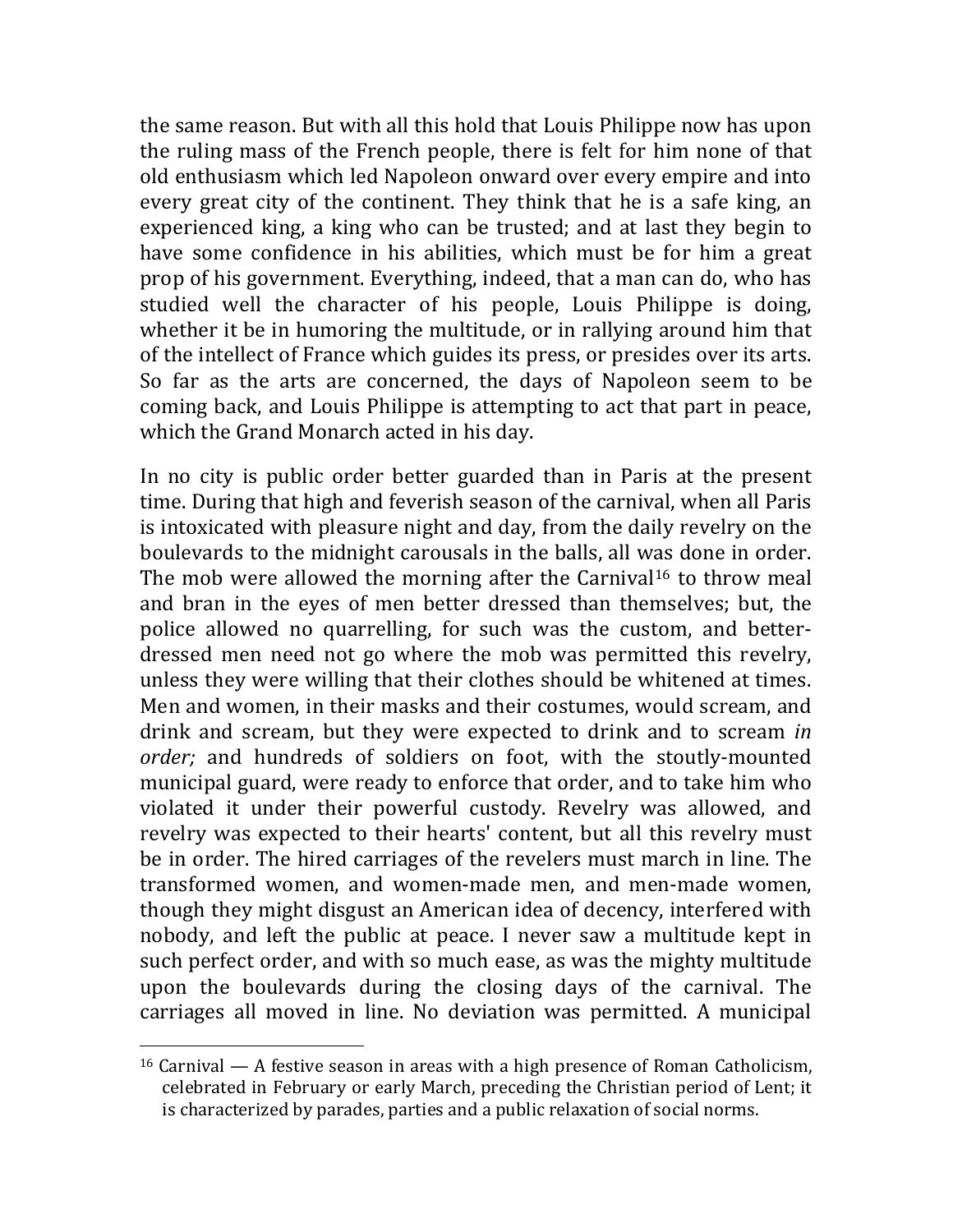the same reason. But with all this hold that Louis Philippe now has upon the ruling mass of the French people, there is felt for him none of that old enthusiasm which led Napoleon onward over every empire and into every great city of the continent. They think that he is a safe king, an experienced king, a king who can be trusted; and at last they begin to have some confidence in his abilities, which must be for him a great prop of his government. Everything, indeed, that a man can do, who has studied well the character of his people, Louis Philippe is doing, whether it be in humoring the multitude, or in rallying around him that of the intellect of France which guides its press, or presides over its arts. So far as the arts are concerned, the days of Napoleon seem to be coming back, and Louis Philippe is attempting to act that part in peace, which the Grand Monarch acted in his day.

In no city is public order better guarded than in Paris at the present time. During that high and feverish season of the carnival, when all Paris is intoxicated with pleasure night and day, from the daily revelry on the boulevards to the midnight carousals in the balls, all was done in order. The mob were allowed the morning after the Carnival[16] to throw meal and bran in the eyes of men better dressed than themselves; but, the police allowed no quarrelling, for such was the custom, and better-dressed men need not go where the mob was permitted this revelry, unless they were willing that their clothes should be whitened at times. Men and women, in their masks and their costumes, would scream, and drink and scream, but they were expected to drink and to scream *in order;* and hundreds of soldiers on foot, with the stoutly-mounted municipal guard, were ready to enforce that order, and to take him who violated it under their powerful custody. Revelry was allowed, and revelry was expected to their hearts' content, but all this revelry must be in order. The hired carriages of the revelers must march in line. The transformed women, and women-made men, and men-made women, though they might disgust an American idea of decency, interfered with nobody, and left the public at peace. I never saw a multitude kept in such perfect order, and with so much ease, as was the mighty multitude upon the boulevards during the closing days of the carnival. The carriages all moved in line. No deviation was permitted. A municipal

---

[16] Carnival — A festive season in areas with a high presence of Roman Catholicism, celebrated in February or early March, preceding the Christian period of Lent; it is characterized by parades, parties and a public relaxation of social norms.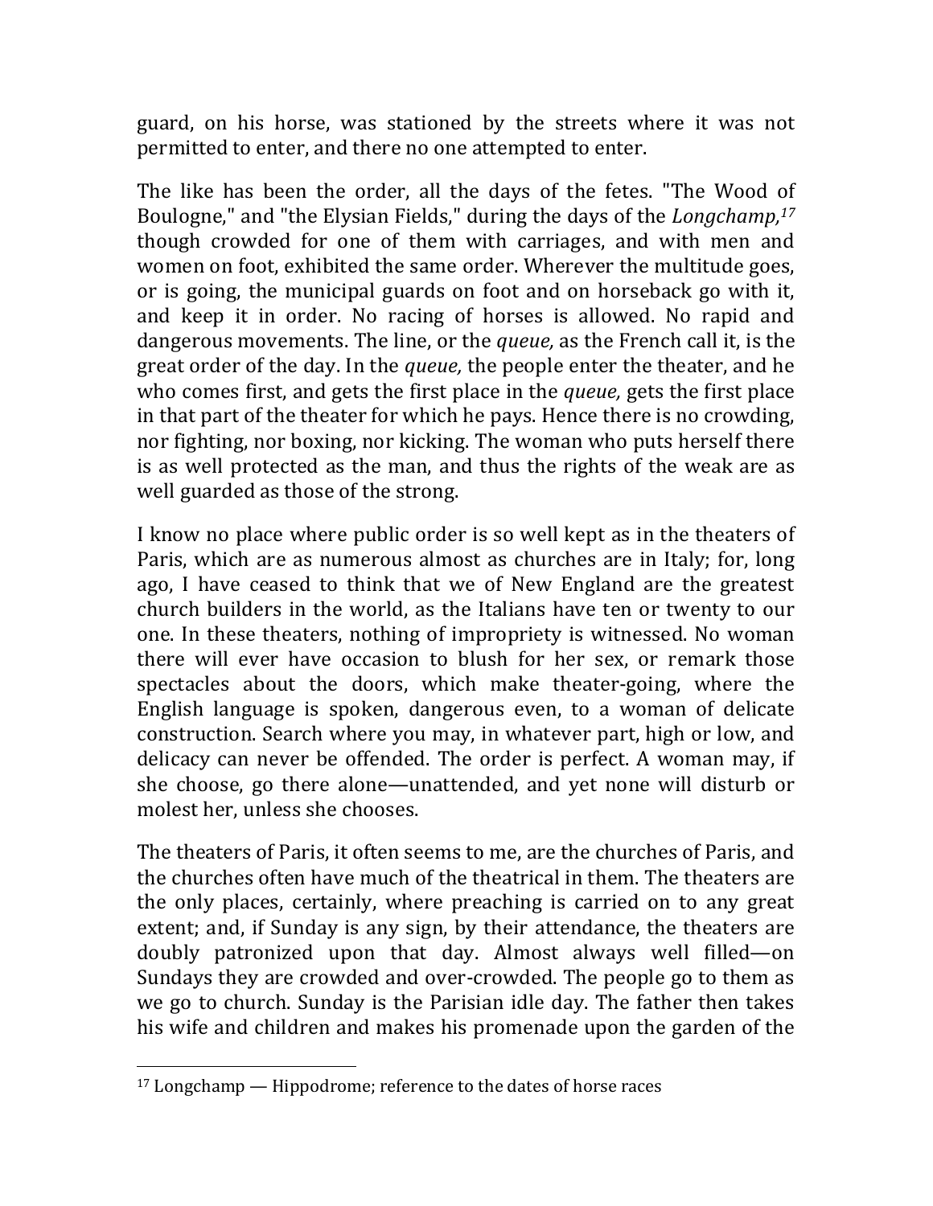guard, on his horse, was stationed by the streets where it was not permitted to enter, and there no one attempted to enter.

The like has been the order, all the days of the fetes. "The Wood of Boulogne," and "the Elysian Fields," during the days of the *Longchamp,*[17] though crowded for one of them with carriages, and with men and women on foot, exhibited the same order. Wherever the multitude goes, or is going, the municipal guards on foot and on horseback go with it, and keep it in order. No racing of horses is allowed. No rapid and dangerous movements. The line, or the *queue,* as the French call it, is the great order of the day. In the *queue,* the people enter the theater, and he who comes first, and gets the first place in the *queue,* gets the first place in that part of the theater for which he pays. Hence there is no crowding, nor fighting, nor boxing, nor kicking. The woman who puts herself there is as well protected as the man, and thus the rights of the weak are as well guarded as those of the strong.

I know no place where public order is so well kept as in the theaters of Paris, which are as numerous almost as churches are in Italy; for, long ago, I have ceased to think that we of New England are the greatest church builders in the world, as the Italians have ten or twenty to our one. In these theaters, nothing of impropriety is witnessed. No woman there will ever have occasion to blush for her sex, or remark those spectacles about the doors, which make theater-going, where the English language is spoken, dangerous even, to a woman of delicate construction. Search where you may, in whatever part, high or low, and delicacy can never be offended. The order is perfect. A woman may, if she choose, go there alone—unattended, and yet none will disturb or molest her, unless she chooses.

The theaters of Paris, it often seems to me, are the churches of Paris, and the churches often have much of the theatrical in them. The theaters are the only places, certainly, where preaching is carried on to any great extent; and, if Sunday is any sign, by their attendance, the theaters are doubly patronized upon that day. Almost always well filled—on Sundays they are crowded and over-crowded. The people go to them as we go to church. Sunday is the Parisian idle day. The father then takes his wife and children and makes his promenade upon the garden of the

---

[17] Longchamp — Hippodrome; reference to the dates of horse races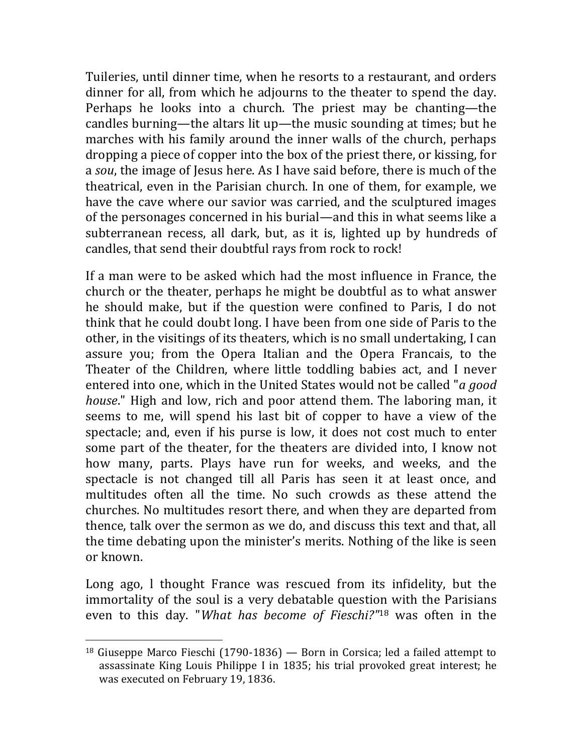Tuileries, until dinner time, when he resorts to a restaurant, and orders dinner for all, from which he adjourns to the theater to spend the day. Perhaps he looks into a church. The priest may be chanting—the candles burning—the altars lit up—the music sounding at times; but he marches with his family around the inner walls of the church, perhaps dropping a piece of copper into the box of the priest there, or kissing, for a *sou*, the image of Jesus here. As I have said before, there is much of the theatrical, even in the Parisian church. In one of them, for example, we have the cave where our savior was carried, and the sculptured images of the personages concerned in his burial—and this in what seems like a subterranean recess, all dark, but, as it is, lighted up by hundreds of candles, that send their doubtful rays from rock to rock!

If a man were to be asked which had the most influence in France, the church or the theater, perhaps he might be doubtful as to what answer he should make, but if the question were confined to Paris, I do not think that he could doubt long. I have been from one side of Paris to the other, in the visitings of its theaters, which is no small undertaking, I can assure you; from the Opera Italian and the Opera Francais, to the Theater of the Children, where little toddling babies act, and I never entered into one, which in the United States would not be called "*a good house*." High and low, rich and poor attend them. The laboring man, it seems to me, will spend his last bit of copper to have a view of the spectacle; and, even if his purse is low, it does not cost much to enter some part of the theater, for the theaters are divided into, I know not how many, parts. Plays have run for weeks, and weeks, and the spectacle is not changed till all Paris has seen it at least once, and multitudes often all the time. No such crowds as these attend the churches. No multitudes resort there, and when they are departed from thence, talk over the sermon as we do, and discuss this text and that, all the time debating upon the minister's merits. Nothing of the like is seen or known.

Long ago, l thought France was rescued from its infidelity, but the immortality of the soul is a very debatable question with the Parisians even to this day. "*What has become of Fieschi?*"[18] was often in the

[18] Giuseppe Marco Fieschi (1790-1836) — Born in Corsica; led a failed attempt to assassinate King Louis Philippe I in 1835; his trial provoked great interest; he was executed on February 19, 1836.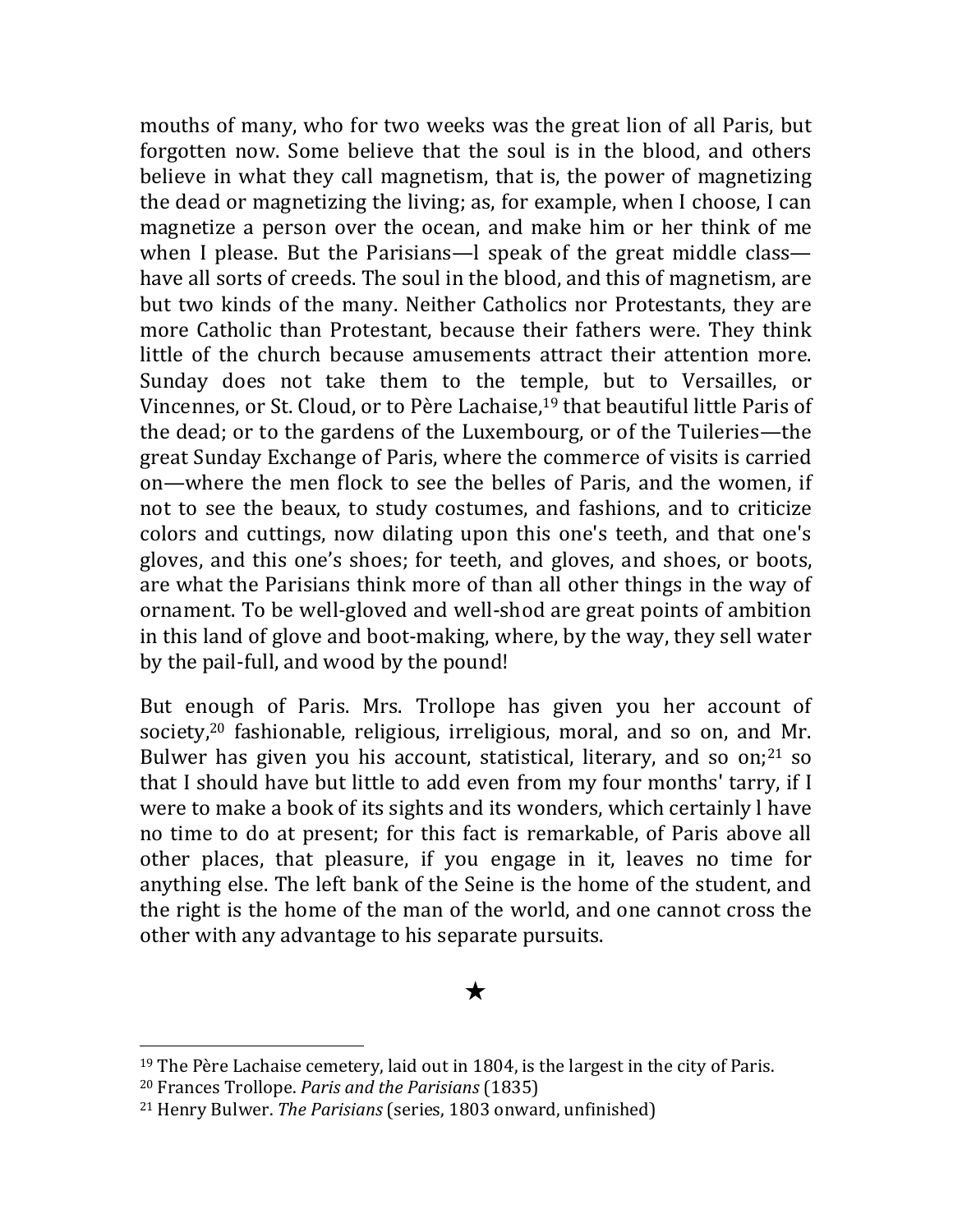mouths of many, who for two weeks was the great lion of all Paris, but forgotten now. Some believe that the soul is in the blood, and others believe in what they call magnetism, that is, the power of magnetizing the dead or magnetizing the living; as, for example, when I choose, I can magnetize a person over the ocean, and make him or her think of me when I please. But the Parisians—l speak of the great middle class—have all sorts of creeds. The soul in the blood, and this of magnetism, are but two kinds of the many. Neither Catholics nor Protestants, they are more Catholic than Protestant, because their fathers were. They think little of the church because amusements attract their attention more. Sunday does not take them to the temple, but to Versailles, or Vincennes, or St. Cloud, or to Père Lachaise,[19] that beautiful little Paris of the dead; or to the gardens of the Luxembourg, or of the Tuileries—the great Sunday Exchange of Paris, where the commerce of visits is carried on—where the men flock to see the belles of Paris, and the women, if not to see the beaux, to study costumes, and fashions, and to criticize colors and cuttings, now dilating upon this one's teeth, and that one's gloves, and this one's shoes; for teeth, and gloves, and shoes, or boots, are what the Parisians think more of than all other things in the way of ornament. To be well-gloved and well-shod are great points of ambition in this land of glove and boot-making, where, by the way, they sell water by the pail-full, and wood by the pound!

But enough of Paris. Mrs. Trollope has given you her account of society,[20] fashionable, religious, irreligious, moral, and so on, and Mr. Bulwer has given you his account, statistical, literary, and so on;[21] so that I should have but little to add even from my four months' tarry, if I were to make a book of its sights and its wonders, which certainly l have no time to do at present; for this fact is remarkable, of Paris above all other places, that pleasure, if you engage in it, leaves no time for anything else. The left bank of the Seine is the home of the student, and the right is the home of the man of the world, and one cannot cross the other with any advantage to his separate pursuits.

★

---

[19] The Père Lachaise cemetery, laid out in 1804, is the largest in the city of Paris.

[20] Frances Trollope. *Paris and the Parisians* (1835)

[21] Henry Bulwer. *The Parisians* (series, 1803 onward, unfinished)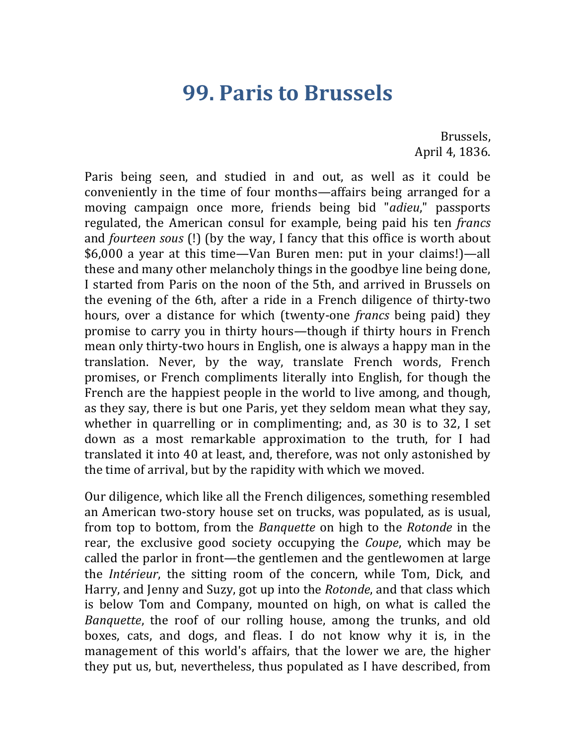# 99. Paris to Brussels

Brussels,
April 4, 1836.

Paris being seen, and studied in and out, as well as it could be conveniently in the time of four months—affairs being arranged for a moving campaign once more, friends being bid "*adieu*," passports regulated, the American consul for example, being paid his ten *francs* and *fourteen sous* (!) (by the way, I fancy that this office is worth about $6,000 a year at this time—Van Buren men: put in your claims!)—all these and many other melancholy things in the goodbye line being done, I started from Paris on the noon of the 5th, and arrived in Brussels on the evening of the 6th, after a ride in a French diligence of thirty-two hours, over a distance for which (twenty-one *francs* being paid) they promise to carry you in thirty hours—though if thirty hours in French mean only thirty-two hours in English, one is always a happy man in the translation. Never, by the way, translate French words, French promises, or French compliments literally into English, for though the French are the happiest people in the world to live among, and though, as they say, there is but one Paris, yet they seldom mean what they say, whether in quarrelling or in complimenting; and, as 30 is to 32, I set down as a most remarkable approximation to the truth, for I had translated it into 40 at least, and, therefore, was not only astonished by the time of arrival, but by the rapidity with which we moved.

Our diligence, which like all the French diligences, something resembled an American two-story house set on trucks, was populated, as is usual, from top to bottom, from the *Banquette* on high to the *Rotonde* in the rear, the exclusive good society occupying the *Coupe*, which may be called the parlor in front—the gentlemen and the gentlewomen at large the *Intérieur*, the sitting room of the concern, while Tom, Dick, and Harry, and Jenny and Suzy, got up into the *Rotonde*, and that class which is below Tom and Company, mounted on high, on what is called the *Banquette*, the roof of our rolling house, among the trunks, and old boxes, cats, and dogs, and fleas. I do not know why it is, in the management of this world's affairs, that the lower we are, the higher they put us, but, nevertheless, thus populated as I have described, from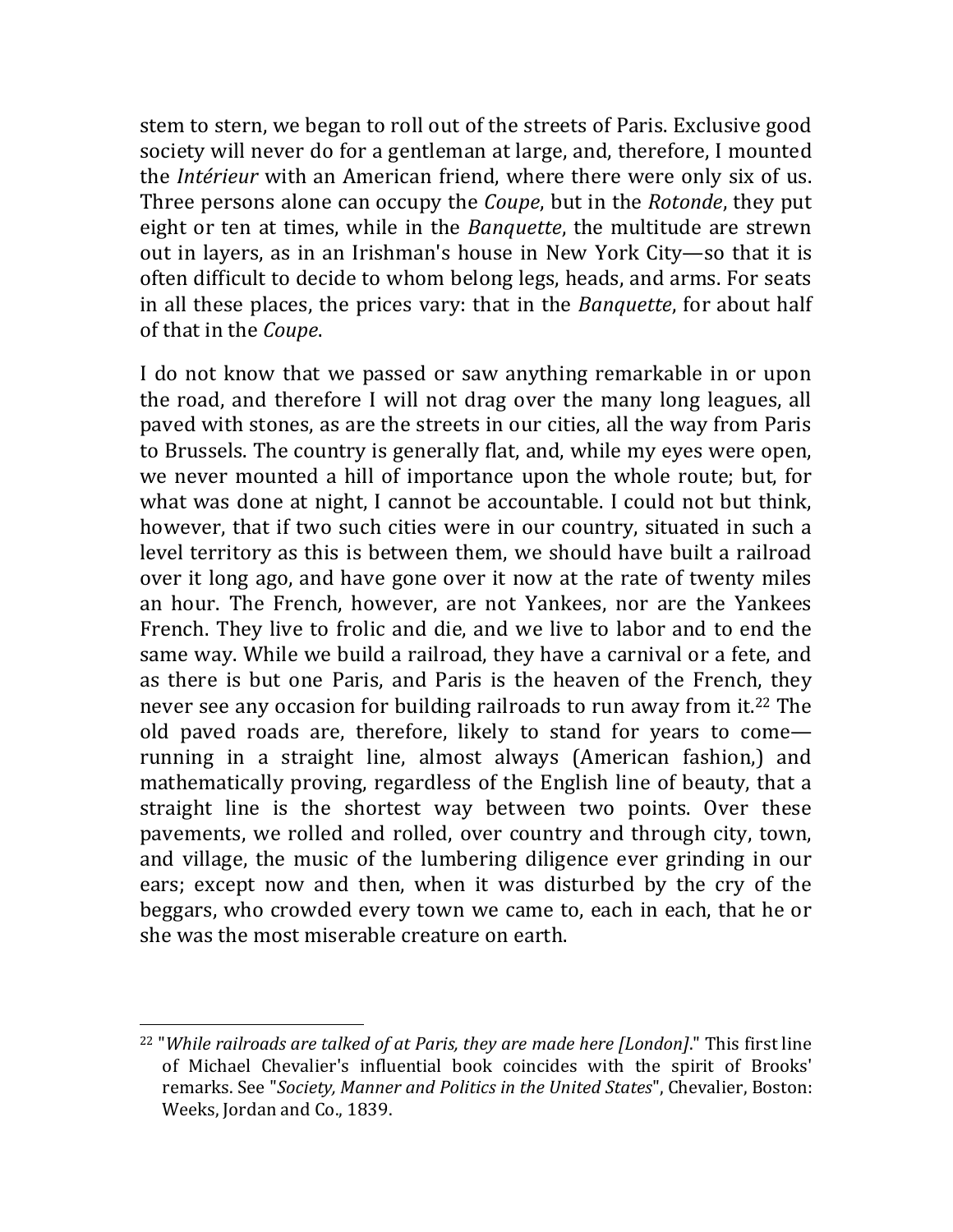stem to stern, we began to roll out of the streets of Paris. Exclusive good society will never do for a gentleman at large, and, therefore, I mounted the *Intérieur* with an American friend, where there were only six of us. Three persons alone can occupy the *Coupe*, but in the *Rotonde*, they put eight or ten at times, while in the *Banquette*, the multitude are strewn out in layers, as in an Irishman's house in New York City—so that it is often difficult to decide to whom belong legs, heads, and arms. For seats in all these places, the prices vary: that in the *Banquette*, for about half of that in the *Coupe*.

I do not know that we passed or saw anything remarkable in or upon the road, and therefore I will not drag over the many long leagues, all paved with stones, as are the streets in our cities, all the way from Paris to Brussels. The country is generally flat, and, while my eyes were open, we never mounted a hill of importance upon the whole route; but, for what was done at night, I cannot be accountable. I could not but think, however, that if two such cities were in our country, situated in such a level territory as this is between them, we should have built a railroad over it long ago, and have gone over it now at the rate of twenty miles an hour. The French, however, are not Yankees, nor are the Yankees French. They live to frolic and die, and we live to labor and to end the same way. While we build a railroad, they have a carnival or a fete, and as there is but one Paris, and Paris is the heaven of the French, they never see any occasion for building railroads to run away from it.[22] The old paved roads are, therefore, likely to stand for years to come—running in a straight line, almost always (American fashion,) and mathematically proving, regardless of the English line of beauty, that a straight line is the shortest way between two points. Over these pavements, we rolled and rolled, over country and through city, town, and village, the music of the lumbering diligence ever grinding in our ears; except now and then, when it was disturbed by the cry of the beggars, who crowded every town we came to, each in each, that he or she was the most miserable creature on earth.

---

[22] "*While railroads are talked of at Paris, they are made here [London].*" This first line of Michael Chevalier's influential book coincides with the spirit of Brooks' remarks. See "*Society, Manner and Politics in the United States*", Chevalier, Boston: Weeks, Jordan and Co., 1839.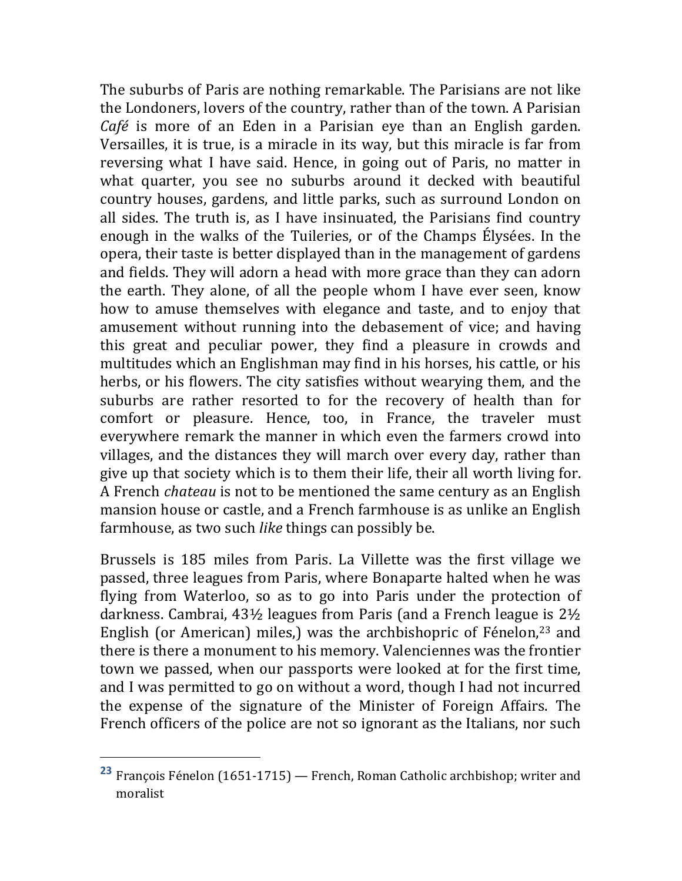The suburbs of Paris are nothing remarkable. The Parisians are not like the Londoners, lovers of the country, rather than of the town. A Parisian *Café* is more of an Eden in a Parisian eye than an English garden. Versailles, it is true, is a miracle in its way, but this miracle is far from reversing what I have said. Hence, in going out of Paris, no matter in what quarter, you see no suburbs around it decked with beautiful country houses, gardens, and little parks, such as surround London on all sides. The truth is, as I have insinuated, the Parisians find country enough in the walks of the Tuileries, or of the Champs Élysées. In the opera, their taste is better displayed than in the management of gardens and fields. They will adorn a head with more grace than they can adorn the earth. They alone, of all the people whom I have ever seen, know how to amuse themselves with elegance and taste, and to enjoy that amusement without running into the debasement of vice; and having this great and peculiar power, they find a pleasure in crowds and multitudes which an Englishman may find in his horses, his cattle, or his herbs, or his flowers. The city satisfies without wearying them, and the suburbs are rather resorted to for the recovery of health than for comfort or pleasure. Hence, too, in France, the traveler must everywhere remark the manner in which even the farmers crowd into villages, and the distances they will march over every day, rather than give up that society which is to them their life, their all worth living for. A French *chateau* is not to be mentioned the same century as an English mansion house or castle, and a French farmhouse is as unlike an English farmhouse, as two such *like* things can possibly be.

Brussels is 185 miles from Paris. La Villette was the first village we passed, three leagues from Paris, where Bonaparte halted when he was flying from Waterloo, so as to go into Paris under the protection of darkness. Cambrai, 43½ leagues from Paris (and a French league is 2½ English (or American) miles,) was the archbishopric of Fénelon,[23] and there is there a monument to his memory. Valenciennes was the frontier town we passed, when our passports were looked at for the first time, and I was permitted to go on without a word, though I had not incurred the expense of the signature of the Minister of Foreign Affairs. The French officers of the police are not so ignorant as the Italians, nor such

[23] François Fénelon (1651-1715) — French, Roman Catholic archbishop; writer and moralist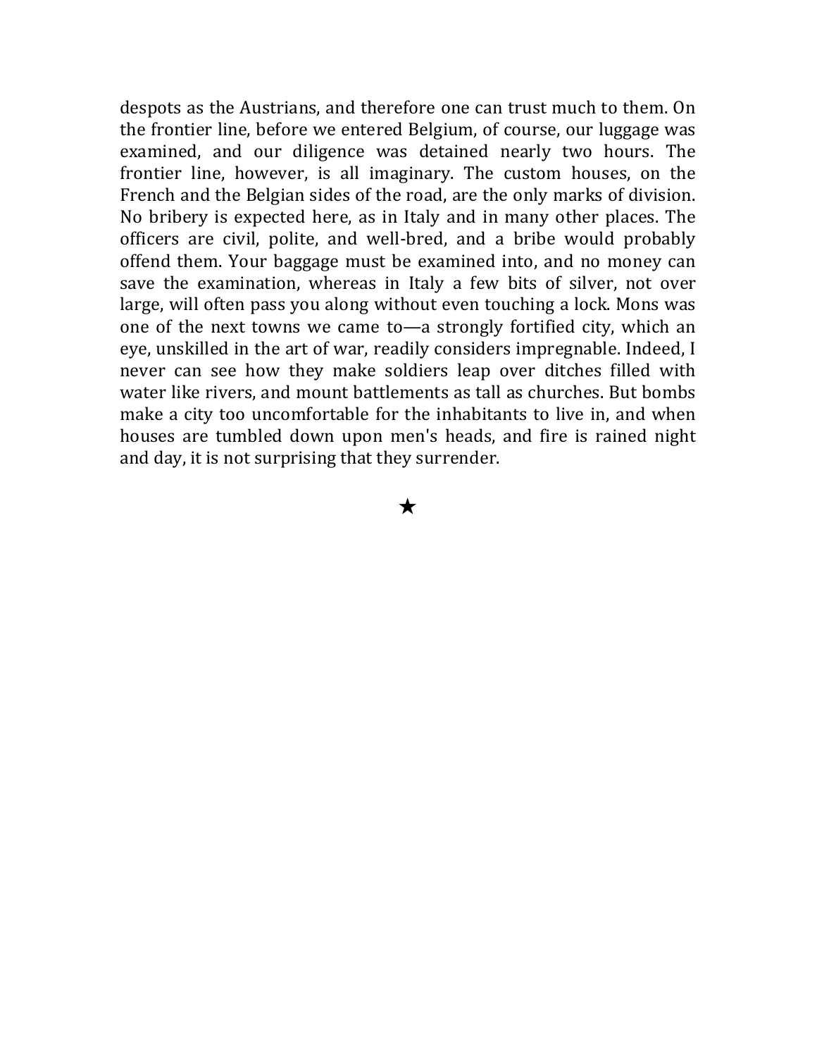despots as the Austrians, and therefore one can trust much to them. On the frontier line, before we entered Belgium, of course, our luggage was examined, and our diligence was detained nearly two hours. The frontier line, however, is all imaginary. The custom houses, on the French and the Belgian sides of the road, are the only marks of division. No bribery is expected here, as in Italy and in many other places. The officers are civil, polite, and well-bred, and a bribe would probably offend them. Your baggage must be examined into, and no money can save the examination, whereas in Italy a few bits of silver, not over large, will often pass you along without even touching a lock. Mons was one of the next towns we came to—a strongly fortified city, which an eye, unskilled in the art of war, readily considers impregnable. Indeed, I never can see how they make soldiers leap over ditches filled with water like rivers, and mount battlements as tall as churches. But bombs make a city too uncomfortable for the inhabitants to live in, and when houses are tumbled down upon men's heads, and fire is rained night and day, it is not surprising that they surrender.

★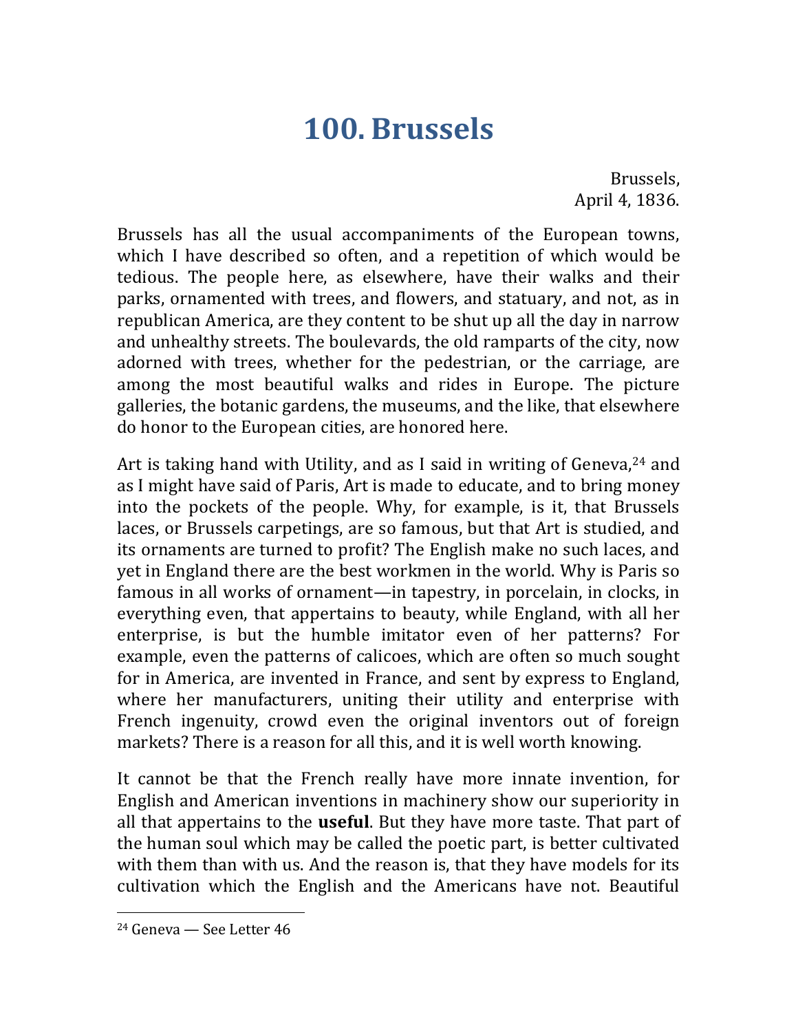# 100. Brussels

Brussels,
April 4, 1836.

Brussels has all the usual accompaniments of the European towns, which I have described so often, and a repetition of which would be tedious. The people here, as elsewhere, have their walks and their parks, ornamented with trees, and flowers, and statuary, and not, as in republican America, are they content to be shut up all the day in narrow and unhealthy streets. The boulevards, the old ramparts of the city, now adorned with trees, whether for the pedestrian, or the carriage, are among the most beautiful walks and rides in Europe. The picture galleries, the botanic gardens, the museums, and the like, that elsewhere do honor to the European cities, are honored here.

Art is taking hand with Utility, and as I said in writing of Geneva,[24] and as I might have said of Paris, Art is made to educate, and to bring money into the pockets of the people. Why, for example, is it, that Brussels laces, or Brussels carpetings, are so famous, but that Art is studied, and its ornaments are turned to profit? The English make no such laces, and yet in England there are the best workmen in the world. Why is Paris so famous in all works of ornament—in tapestry, in porcelain, in clocks, in everything even, that appertains to beauty, while England, with all her enterprise, is but the humble imitator even of her patterns? For example, even the patterns of calicoes, which are often so much sought for in America, are invented in France, and sent by express to England, where her manufacturers, uniting their utility and enterprise with French ingenuity, crowd even the original inventors out of foreign markets? There is a reason for all this, and it is well worth knowing.

It cannot be that the French really have more innate invention, for English and American inventions in machinery show our superiority in all that appertains to the **useful**. But they have more taste. That part of the human soul which may be called the poetic part, is better cultivated with them than with us. And the reason is, that they have models for its cultivation which the English and the Americans have not. Beautiful

[24] Geneva — See Letter 46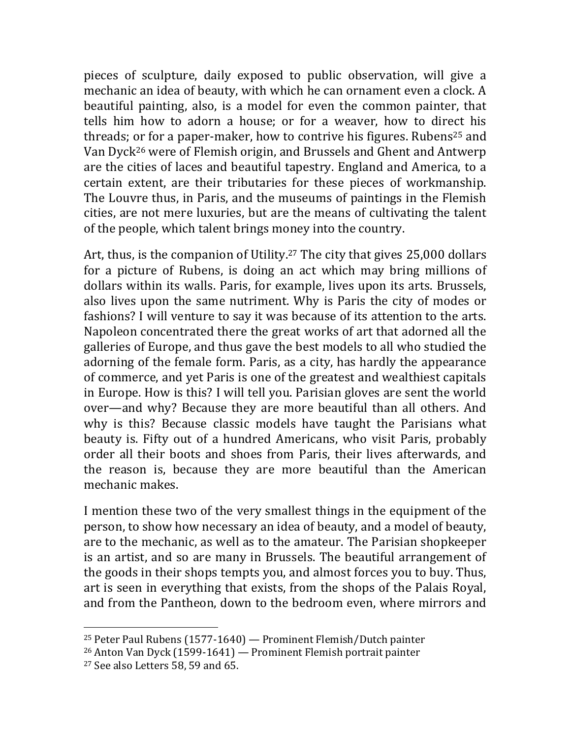pieces of sculpture, daily exposed to public observation, will give a mechanic an idea of beauty, with which he can ornament even a clock. A beautiful painting, also, is a model for even the common painter, that tells him how to adorn a house; or for a weaver, how to direct his threads; or for a paper-maker, how to contrive his figures. Rubens[25] and Van Dyck[26] were of Flemish origin, and Brussels and Ghent and Antwerp are the cities of laces and beautiful tapestry. England and America, to a certain extent, are their tributaries for these pieces of workmanship. The Louvre thus, in Paris, and the museums of paintings in the Flemish cities, are not mere luxuries, but are the means of cultivating the talent of the people, which talent brings money into the country.

Art, thus, is the companion of Utility.[27] The city that gives 25,000 dollars for a picture of Rubens, is doing an act which may bring millions of dollars within its walls. Paris, for example, lives upon its arts. Brussels, also lives upon the same nutriment. Why is Paris the city of modes or fashions? I will venture to say it was because of its attention to the arts. Napoleon concentrated there the great works of art that adorned all the galleries of Europe, and thus gave the best models to all who studied the adorning of the female form. Paris, as a city, has hardly the appearance of commerce, and yet Paris is one of the greatest and wealthiest capitals in Europe. How is this? I will tell you. Parisian gloves are sent the world over—and why? Because they are more beautiful than all others. And why is this? Because classic models have taught the Parisians what beauty is. Fifty out of a hundred Americans, who visit Paris, probably order all their boots and shoes from Paris, their lives afterwards, and the reason is, because they are more beautiful than the American mechanic makes.

I mention these two of the very smallest things in the equipment of the person, to show how necessary an idea of beauty, and a model of beauty, are to the mechanic, as well as to the amateur. The Parisian shopkeeper is an artist, and so are many in Brussels. The beautiful arrangement of the goods in their shops tempts you, and almost forces you to buy. Thus, art is seen in everything that exists, from the shops of the Palais Royal, and from the Pantheon, down to the bedroom even, where mirrors and

---

[25] Peter Paul Rubens (1577-1640) — Prominent Flemish/Dutch painter

[26] Anton Van Dyck (1599-1641) — Prominent Flemish portrait painter

[27] See also Letters 58, 59 and 65.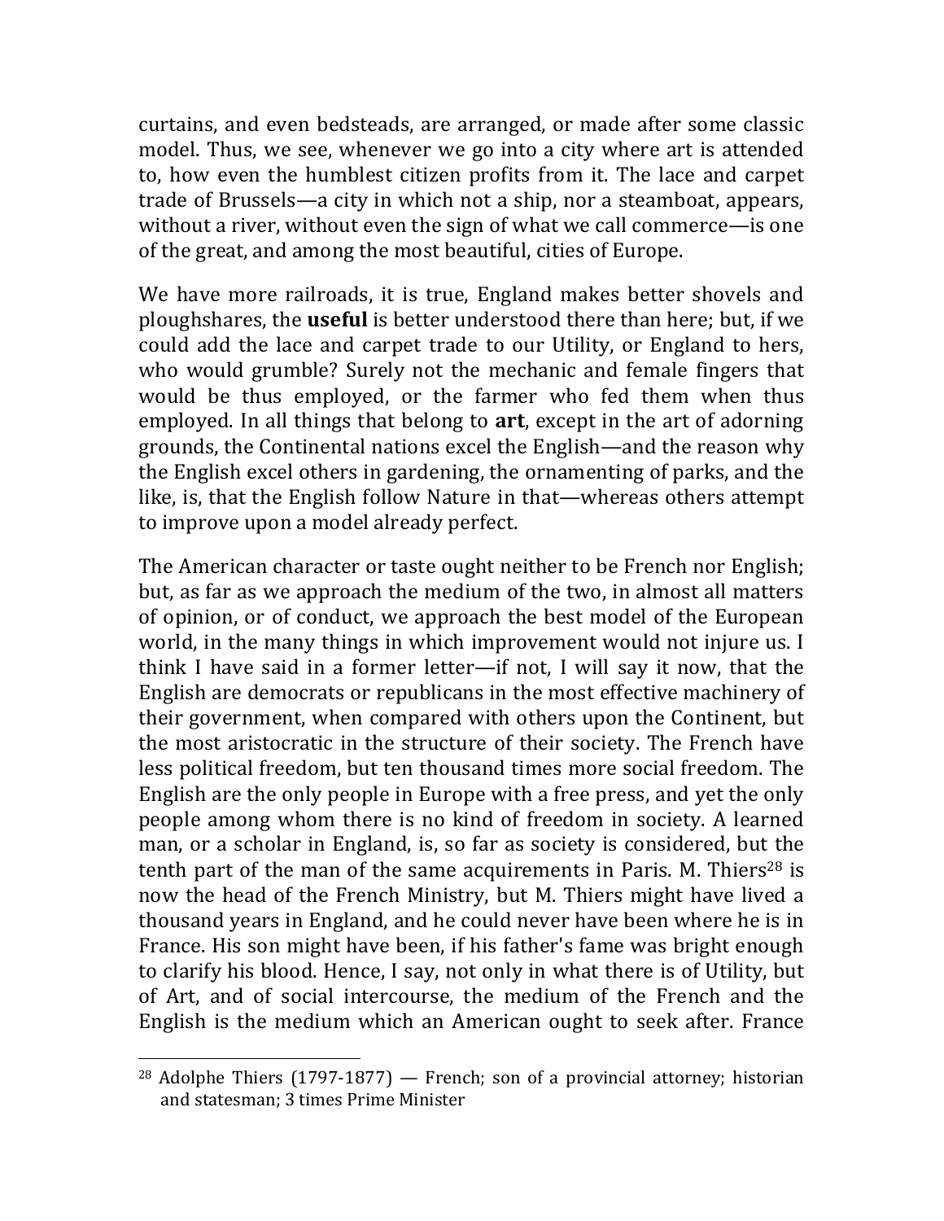curtains, and even bedsteads, are arranged, or made after some classic model. Thus, we see, whenever we go into a city where art is attended to, how even the humblest citizen profits from it. The lace and carpet trade of Brussels—a city in which not a ship, nor a steamboat, appears, without a river, without even the sign of what we call commerce—is one of the great, and among the most beautiful, cities of Europe.

We have more railroads, it is true, England makes better shovels and ploughshares, the **useful** is better understood there than here; but, if we could add the lace and carpet trade to our Utility, or England to hers, who would grumble? Surely not the mechanic and female fingers that would be thus employed, or the farmer who fed them when thus employed. In all things that belong to **art**, except in the art of adorning grounds, the Continental nations excel the English—and the reason why the English excel others in gardening, the ornamenting of parks, and the like, is, that the English follow Nature in that—whereas others attempt to improve upon a model already perfect.

The American character or taste ought neither to be French nor English; but, as far as we approach the medium of the two, in almost all matters of opinion, or of conduct, we approach the best model of the European world, in the many things in which improvement would not injure us. I think I have said in a former letter—if not, I will say it now, that the English are democrats or republicans in the most effective machinery of their government, when compared with others upon the Continent, but the most aristocratic in the structure of their society. The French have less political freedom, but ten thousand times more social freedom. The English are the only people in Europe with a free press, and yet the only people among whom there is no kind of freedom in society. A learned man, or a scholar in England, is, so far as society is considered, but the tenth part of the man of the same acquirements in Paris. M. Thiers[28] is now the head of the French Ministry, but M. Thiers might have lived a thousand years in England, and he could never have been where he is in France. His son might have been, if his father's fame was bright enough to clarify his blood. Hence, I say, not only in what there is of Utility, but of Art, and of social intercourse, the medium of the French and the English is the medium which an American ought to seek after. France

[28] Adolphe Thiers (1797-1877) — French; son of a provincial attorney; historian and statesman; 3 times Prime Minister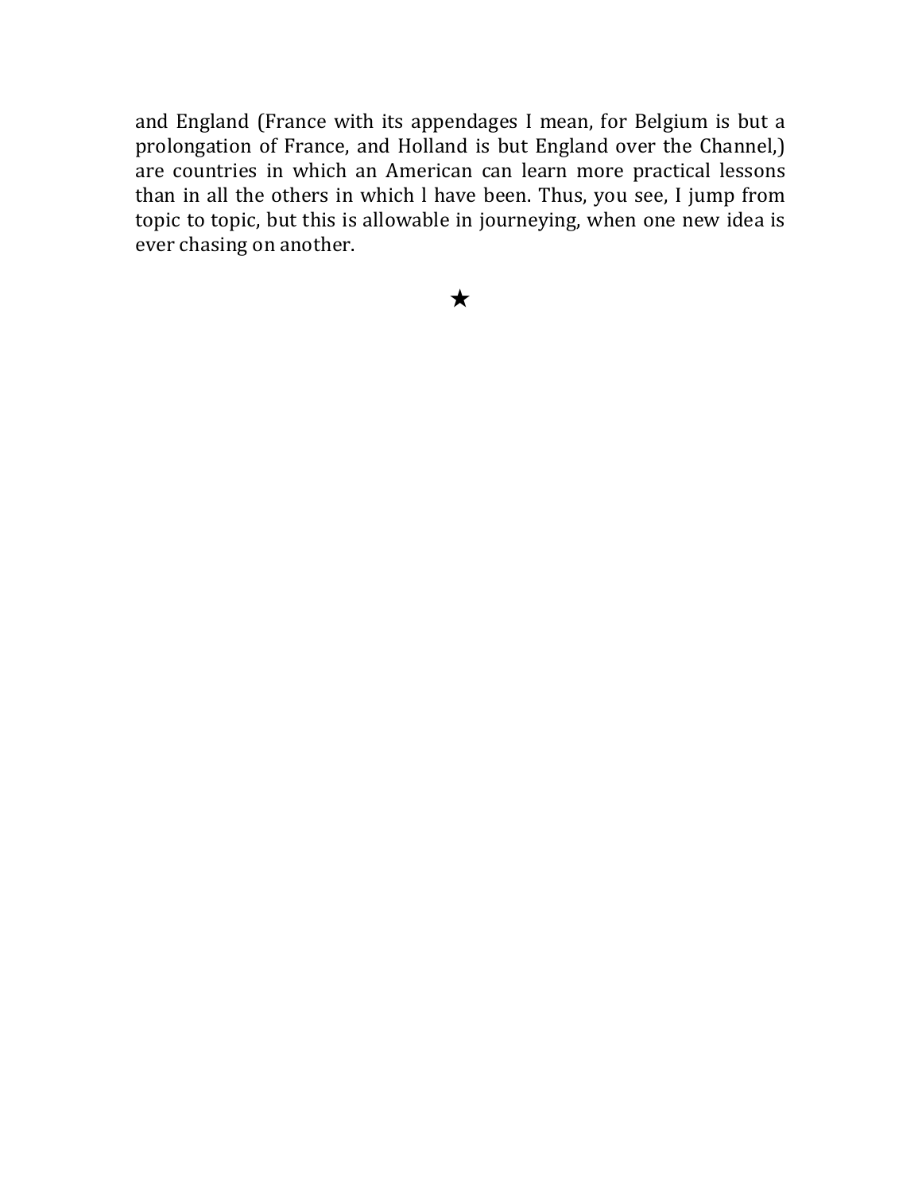and England (France with its appendages I mean, for Belgium is but a prolongation of France, and Holland is but England over the Channel,) are countries in which an American can learn more practical lessons than in all the others in which l have been. Thus, you see, I jump from topic to topic, but this is allowable in journeying, when one new idea is ever chasing on another.

★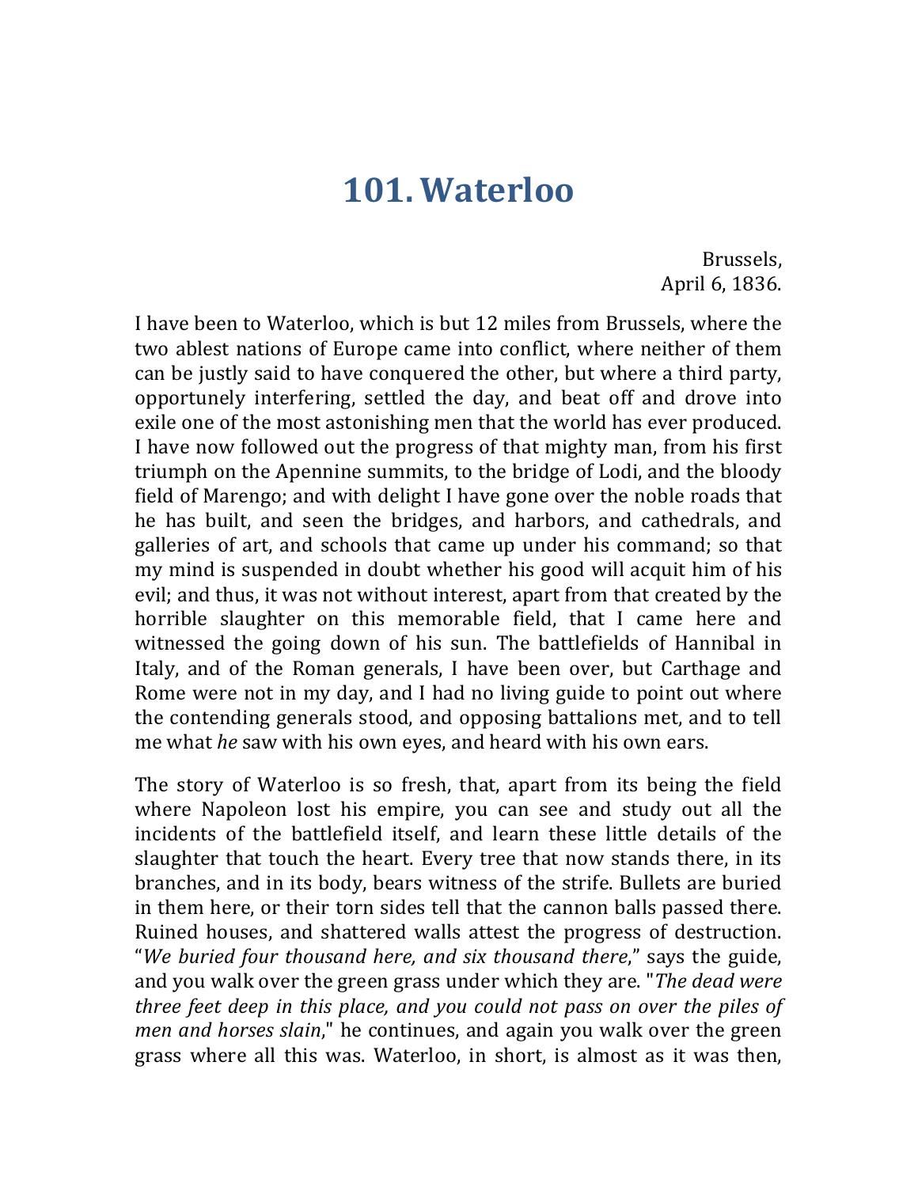# 101. Waterloo

Brussels,
April 6, 1836.

I have been to Waterloo, which is but 12 miles from Brussels, where the two ablest nations of Europe came into conflict, where neither of them can be justly said to have conquered the other, but where a third party, opportunely interfering, settled the day, and beat off and drove into exile one of the most astonishing men that the world has ever produced. I have now followed out the progress of that mighty man, from his first triumph on the Apennine summits, to the bridge of Lodi, and the bloody field of Marengo; and with delight I have gone over the noble roads that he has built, and seen the bridges, and harbors, and cathedrals, and galleries of art, and schools that came up under his command; so that my mind is suspended in doubt whether his good will acquit him of his evil; and thus, it was not without interest, apart from that created by the horrible slaughter on this memorable field, that I came here and witnessed the going down of his sun. The battlefields of Hannibal in Italy, and of the Roman generals, I have been over, but Carthage and Rome were not in my day, and I had no living guide to point out where the contending generals stood, and opposing battalions met, and to tell me what *he* saw with his own eyes, and heard with his own ears.

The story of Waterloo is so fresh, that, apart from its being the field where Napoleon lost his empire, you can see and study out all the incidents of the battlefield itself, and learn these little details of the slaughter that touch the heart. Every tree that now stands there, in its branches, and in its body, bears witness of the strife. Bullets are buried in them here, or their torn sides tell that the cannon balls passed there. Ruined houses, and shattered walls attest the progress of destruction. "*We buried four thousand here, and six thousand there*," says the guide, and you walk over the green grass under which they are. "*The dead were three feet deep in this place, and you could not pass on over the piles of men and horses slain*," he continues, and again you walk over the green grass where all this was. Waterloo, in short, is almost as it was then,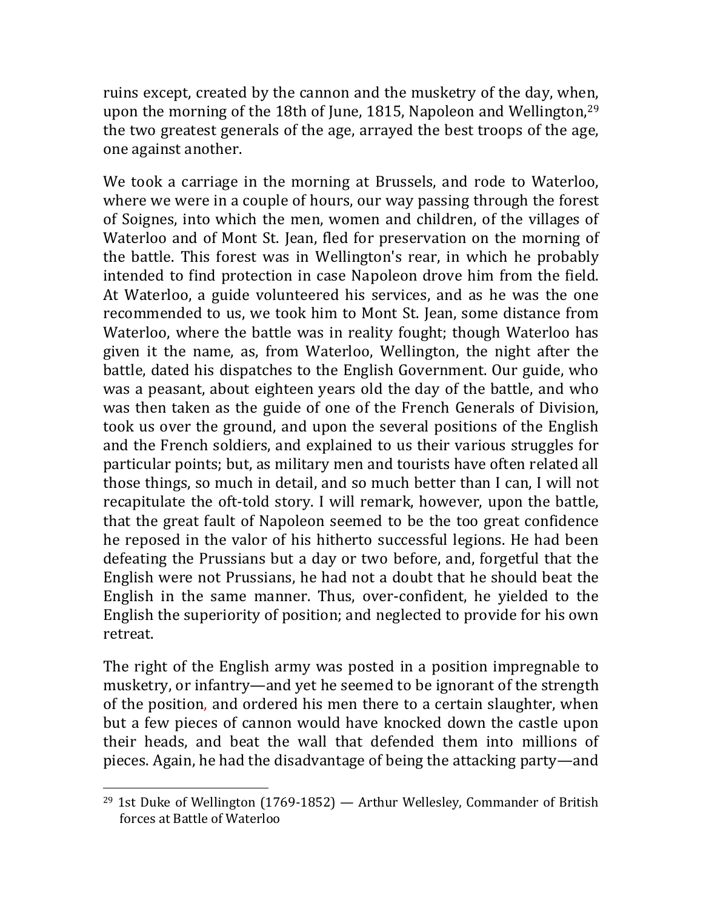ruins except, created by the cannon and the musketry of the day, when, upon the morning of the 18th of June, 1815, Napoleon and Wellington,[29] the two greatest generals of the age, arrayed the best troops of the age, one against another.

We took a carriage in the morning at Brussels, and rode to Waterloo, where we were in a couple of hours, our way passing through the forest of Soignes, into which the men, women and children, of the villages of Waterloo and of Mont St. Jean, fled for preservation on the morning of the battle. This forest was in Wellington's rear, in which he probably intended to find protection in case Napoleon drove him from the field. At Waterloo, a guide volunteered his services, and as he was the one recommended to us, we took him to Mont St. Jean, some distance from Waterloo, where the battle was in reality fought; though Waterloo has given it the name, as, from Waterloo, Wellington, the night after the battle, dated his dispatches to the English Government. Our guide, who was a peasant, about eighteen years old the day of the battle, and who was then taken as the guide of one of the French Generals of Division, took us over the ground, and upon the several positions of the English and the French soldiers, and explained to us their various struggles for particular points; but, as military men and tourists have often related all those things, so much in detail, and so much better than I can, I will not recapitulate the oft-told story. I will remark, however, upon the battle, that the great fault of Napoleon seemed to be the too great confidence he reposed in the valor of his hitherto successful legions. He had been defeating the Prussians but a day or two before, and, forgetful that the English were not Prussians, he had not a doubt that he should beat the English in the same manner. Thus, over-confident, he yielded to the English the superiority of position; and neglected to provide for his own retreat.

The right of the English army was posted in a position impregnable to musketry, or infantry—and yet he seemed to be ignorant of the strength of the position, and ordered his men there to a certain slaughter, when but a few pieces of cannon would have knocked down the castle upon their heads, and beat the wall that defended them into millions of pieces. Again, he had the disadvantage of being the attacking party—and

[29] 1st Duke of Wellington (1769-1852) — Arthur Wellesley, Commander of British forces at Battle of Waterloo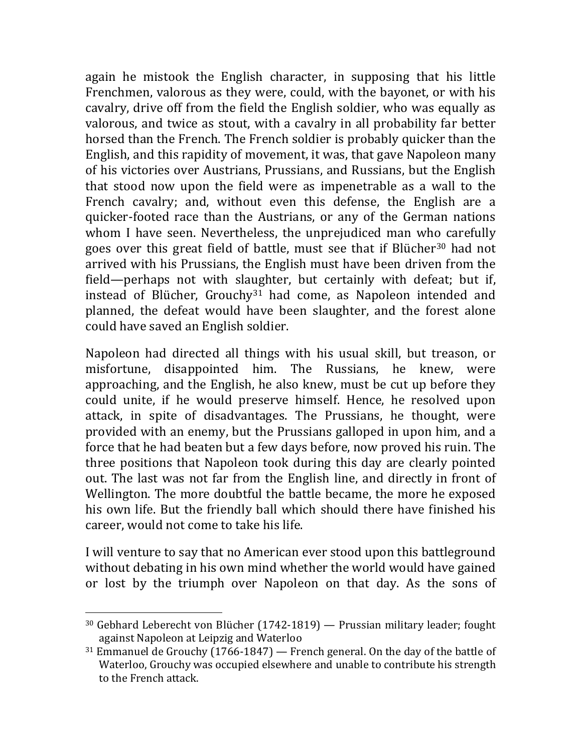again he mistook the English character, in supposing that his little Frenchmen, valorous as they were, could, with the bayonet, or with his cavalry, drive off from the field the English soldier, who was equally as valorous, and twice as stout, with a cavalry in all probability far better horsed than the French. The French soldier is probably quicker than the English, and this rapidity of movement, it was, that gave Napoleon many of his victories over Austrians, Prussians, and Russians, but the English that stood now upon the field were as impenetrable as a wall to the French cavalry; and, without even this defense, the English are a quicker-footed race than the Austrians, or any of the German nations whom I have seen. Nevertheless, the unprejudiced man who carefully goes over this great field of battle, must see that if Blücher[30] had not arrived with his Prussians, the English must have been driven from the field—perhaps not with slaughter, but certainly with defeat; but if, instead of Blücher, Grouchy[31] had come, as Napoleon intended and planned, the defeat would have been slaughter, and the forest alone could have saved an English soldier.

Napoleon had directed all things with his usual skill, but treason, or misfortune, disappointed him. The Russians, he knew, were approaching, and the English, he also knew, must be cut up before they could unite, if he would preserve himself. Hence, he resolved upon attack, in spite of disadvantages. The Prussians, he thought, were provided with an enemy, but the Prussians galloped in upon him, and a force that he had beaten but a few days before, now proved his ruin. The three positions that Napoleon took during this day are clearly pointed out. The last was not far from the English line, and directly in front of Wellington. The more doubtful the battle became, the more he exposed his own life. But the friendly ball which should there have finished his career, would not come to take his life.

I will venture to say that no American ever stood upon this battleground without debating in his own mind whether the world would have gained or lost by the triumph over Napoleon on that day. As the sons of

---

[30] Gebhard Leberecht von Blücher (1742-1819) — Prussian military leader; fought against Napoleon at Leipzig and Waterloo

[31] Emmanuel de Grouchy (1766-1847) — French general. On the day of the battle of Waterloo, Grouchy was occupied elsewhere and unable to contribute his strength to the French attack.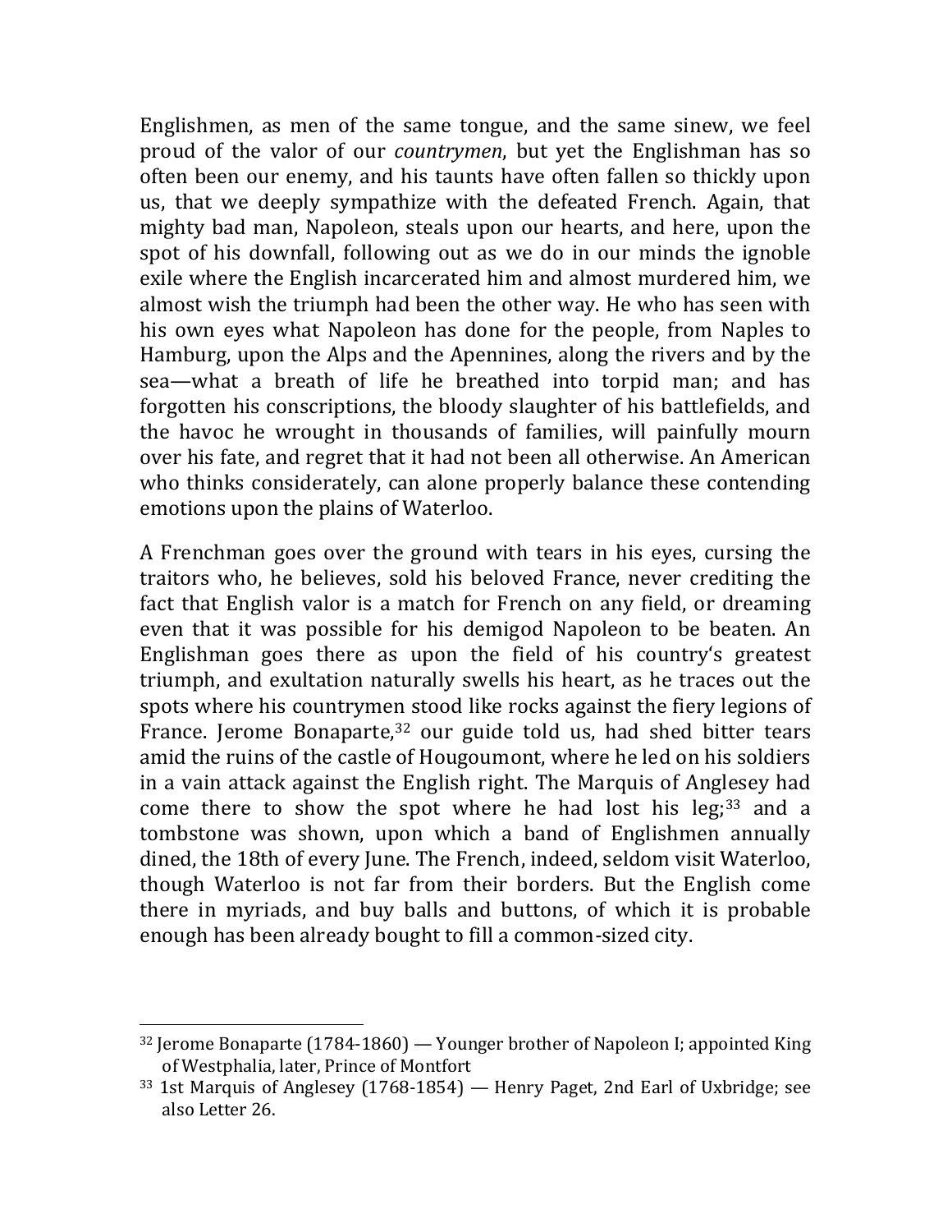Englishmen, as men of the same tongue, and the same sinew, we feel proud of the valor of our *countrymen*, but yet the Englishman has so often been our enemy, and his taunts have often fallen so thickly upon us, that we deeply sympathize with the defeated French. Again, that mighty bad man, Napoleon, steals upon our hearts, and here, upon the spot of his downfall, following out as we do in our minds the ignoble exile where the English incarcerated him and almost murdered him, we almost wish the triumph had been the other way. He who has seen with his own eyes what Napoleon has done for the people, from Naples to Hamburg, upon the Alps and the Apennines, along the rivers and by the sea—what a breath of life he breathed into torpid man; and has forgotten his conscriptions, the bloody slaughter of his battlefields, and the havoc he wrought in thousands of families, will painfully mourn over his fate, and regret that it had not been all otherwise. An American who thinks considerately, can alone properly balance these contending emotions upon the plains of Waterloo.

A Frenchman goes over the ground with tears in his eyes, cursing the traitors who, he believes, sold his beloved France, never crediting the fact that English valor is a match for French on any field, or dreaming even that it was possible for his demigod Napoleon to be beaten. An Englishman goes there as upon the field of his country's greatest triumph, and exultation naturally swells his heart, as he traces out the spots where his countrymen stood like rocks against the fiery legions of France. Jerome Bonaparte,[32] our guide told us, had shed bitter tears amid the ruins of the castle of Hougoumont, where he led on his soldiers in a vain attack against the English right. The Marquis of Anglesey had come there to show the spot where he had lost his leg;[33] and a tombstone was shown, upon which a band of Englishmen annually dined, the 18th of every June. The French, indeed, seldom visit Waterloo, though Waterloo is not far from their borders. But the English come there in myriads, and buy balls and buttons, of which it is probable enough has been already bought to fill a common-sized city.

---

[32] Jerome Bonaparte (1784-1860) — Younger brother of Napoleon I; appointed King of Westphalia, later, Prince of Montfort

[33] 1st Marquis of Anglesey (1768-1854) — Henry Paget, 2nd Earl of Uxbridge; see also Letter 26.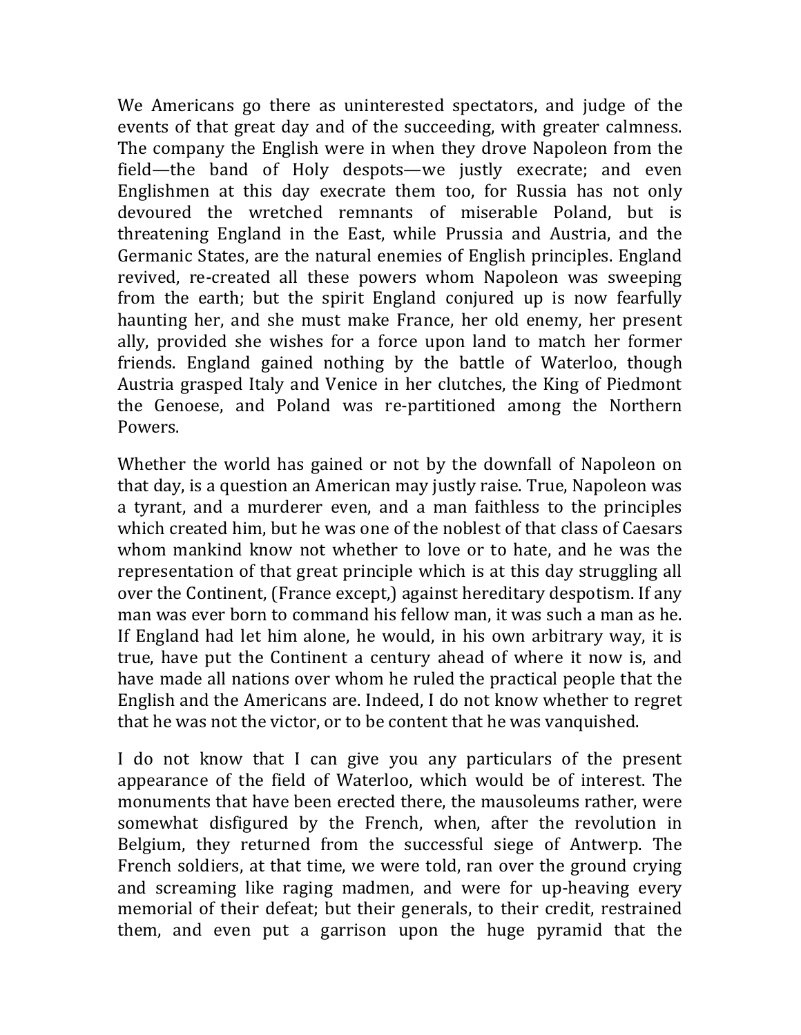We Americans go there as uninterested spectators, and judge of the events of that great day and of the succeeding, with greater calmness. The company the English were in when they drove Napoleon from the field—the band of Holy despots—we justly execrate; and even Englishmen at this day execrate them too, for Russia has not only devoured the wretched remnants of miserable Poland, but is threatening England in the East, while Prussia and Austria, and the Germanic States, are the natural enemies of English principles. England revived, re-created all these powers whom Napoleon was sweeping from the earth; but the spirit England conjured up is now fearfully haunting her, and she must make France, her old enemy, her present ally, provided she wishes for a force upon land to match her former friends. England gained nothing by the battle of Waterloo, though Austria grasped Italy and Venice in her clutches, the King of Piedmont the Genoese, and Poland was re-partitioned among the Northern Powers.

Whether the world has gained or not by the downfall of Napoleon on that day, is a question an American may justly raise. True, Napoleon was a tyrant, and a murderer even, and a man faithless to the principles which created him, but he was one of the noblest of that class of Caesars whom mankind know not whether to love or to hate, and he was the representation of that great principle which is at this day struggling all over the Continent, (France except,) against hereditary despotism. If any man was ever born to command his fellow man, it was such a man as he. If England had let him alone, he would, in his own arbitrary way, it is true, have put the Continent a century ahead of where it now is, and have made all nations over whom he ruled the practical people that the English and the Americans are. Indeed, I do not know whether to regret that he was not the victor, or to be content that he was vanquished.

I do not know that I can give you any particulars of the present appearance of the field of Waterloo, which would be of interest. The monuments that have been erected there, the mausoleums rather, were somewhat disfigured by the French, when, after the revolution in Belgium, they returned from the successful siege of Antwerp. The French soldiers, at that time, we were told, ran over the ground crying and screaming like raging madmen, and were for up-heaving every memorial of their defeat; but their generals, to their credit, restrained them, and even put a garrison upon the huge pyramid that the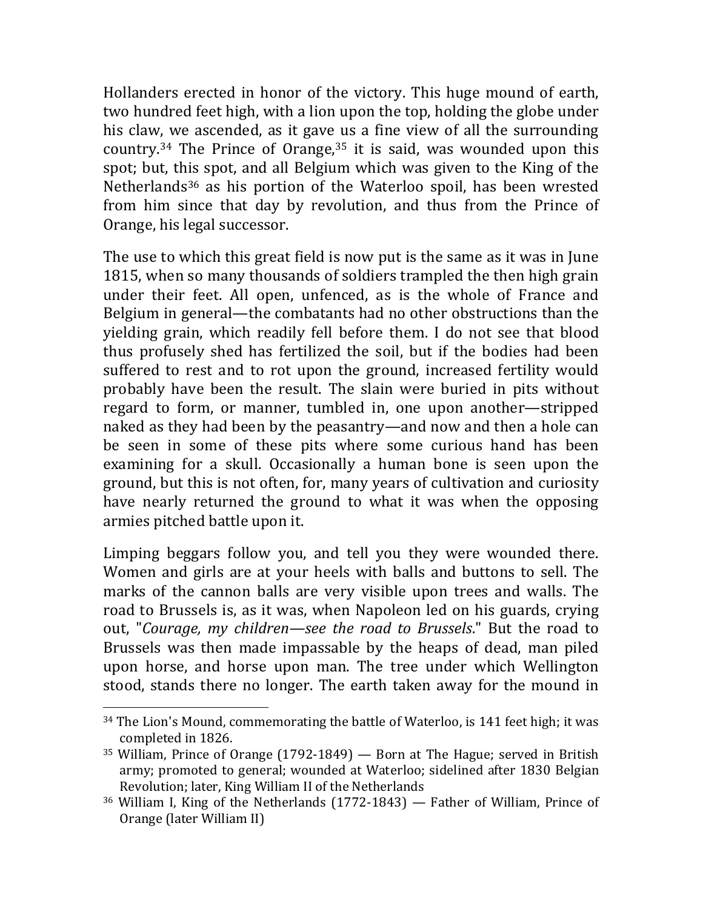Hollanders erected in honor of the victory. This huge mound of earth, two hundred feet high, with a lion upon the top, holding the globe under his claw, we ascended, as it gave us a fine view of all the surrounding country.[34] The Prince of Orange,[35] it is said, was wounded upon this spot; but, this spot, and all Belgium which was given to the King of the Netherlands[36] as his portion of the Waterloo spoil, has been wrested from him since that day by revolution, and thus from the Prince of Orange, his legal successor.

The use to which this great field is now put is the same as it was in June 1815, when so many thousands of soldiers trampled the then high grain under their feet. All open, unfenced, as is the whole of France and Belgium in general—the combatants had no other obstructions than the yielding grain, which readily fell before them. I do not see that blood thus profusely shed has fertilized the soil, but if the bodies had been suffered to rest and to rot upon the ground, increased fertility would probably have been the result. The slain were buried in pits without regard to form, or manner, tumbled in, one upon another—stripped naked as they had been by the peasantry—and now and then a hole can be seen in some of these pits where some curious hand has been examining for a skull. Occasionally a human bone is seen upon the ground, but this is not often, for, many years of cultivation and curiosity have nearly returned the ground to what it was when the opposing armies pitched battle upon it.

Limping beggars follow you, and tell you they were wounded there. Women and girls are at your heels with balls and buttons to sell. The marks of the cannon balls are very visible upon trees and walls. The road to Brussels is, as it was, when Napoleon led on his guards, crying out, "*Courage, my children—see the road to Brussels*." But the road to Brussels was then made impassable by the heaps of dead, man piled upon horse, and horse upon man. The tree under which Wellington stood, stands there no longer. The earth taken away for the mound in

---

[34] The Lion's Mound, commemorating the battle of Waterloo, is 141 feet high; it was completed in 1826.

[35] William, Prince of Orange (1792-1849) — Born at The Hague; served in British army; promoted to general; wounded at Waterloo; sidelined after 1830 Belgian Revolution; later, King William II of the Netherlands

[36] William I, King of the Netherlands (1772-1843) — Father of William, Prince of Orange (later William II)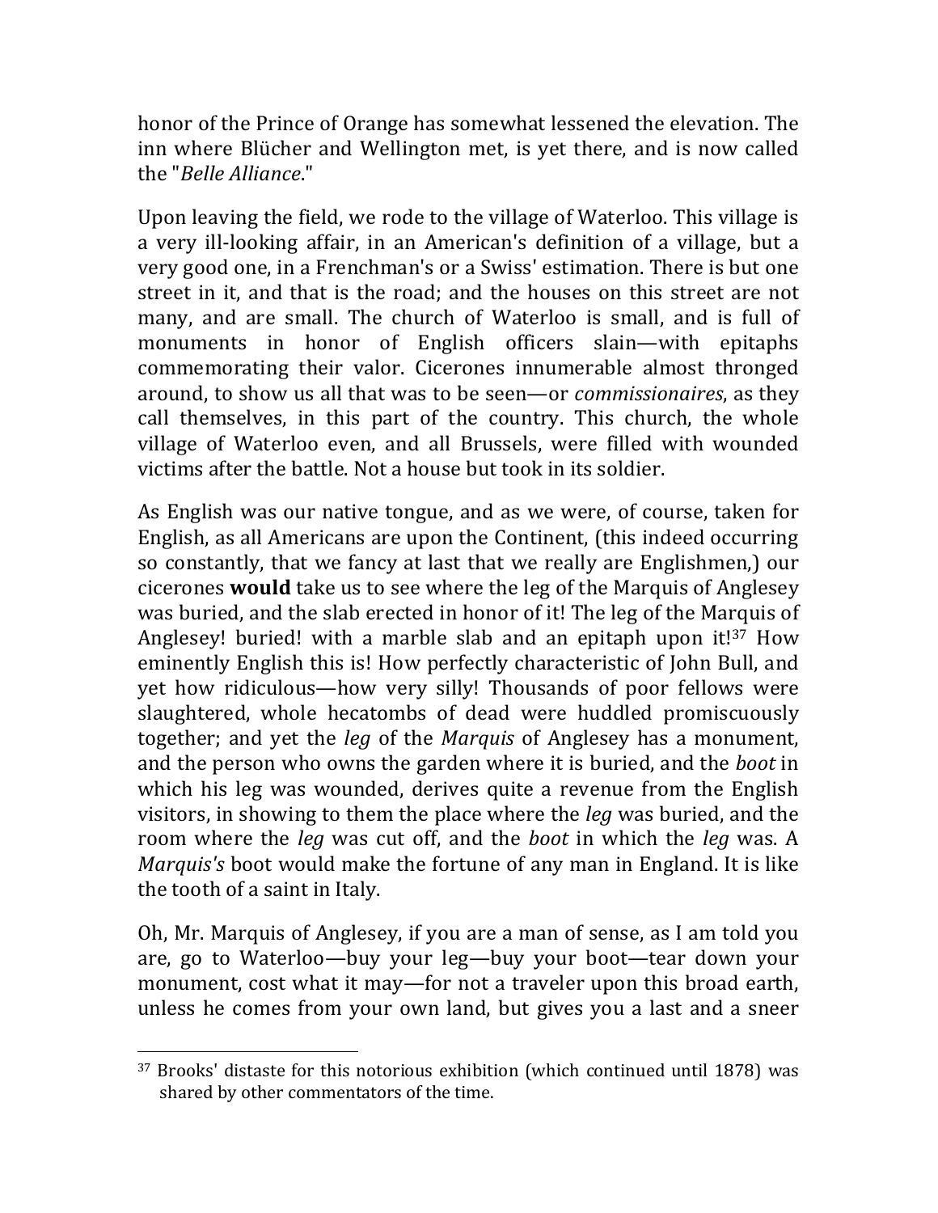honor of the Prince of Orange has somewhat lessened the elevation. The inn where Blücher and Wellington met, is yet there, and is now called the "*Belle Alliance*."

Upon leaving the field, we rode to the village of Waterloo. This village is a very ill-looking affair, in an American's definition of a village, but a very good one, in a Frenchman's or a Swiss' estimation. There is but one street in it, and that is the road; and the houses on this street are not many, and are small. The church of Waterloo is small, and is full of monuments in honor of English officers slain—with epitaphs commemorating their valor. Cicerones innumerable almost thronged around, to show us all that was to be seen—or *commissionaires*, as they call themselves, in this part of the country. This church, the whole village of Waterloo even, and all Brussels, were filled with wounded victims after the battle. Not a house but took in its soldier.

As English was our native tongue, and as we were, of course, taken for English, as all Americans are upon the Continent, (this indeed occurring so constantly, that we fancy at last that we really are Englishmen,) our cicerones **would** take us to see where the leg of the Marquis of Anglesey was buried, and the slab erected in honor of it! The leg of the Marquis of Anglesey! buried! with a marble slab and an epitaph upon it![37] How eminently English this is! How perfectly characteristic of John Bull, and yet how ridiculous—how very silly! Thousands of poor fellows were slaughtered, whole hecatombs of dead were huddled promiscuously together; and yet the *leg* of the *Marquis* of Anglesey has a monument, and the person who owns the garden where it is buried, and the *boot* in which his leg was wounded, derives quite a revenue from the English visitors, in showing to them the place where the *leg* was buried, and the room where the *leg* was cut off, and the *boot* in which the *leg* was. A *Marquis's* boot would make the fortune of any man in England. It is like the tooth of a saint in Italy.

Oh, Mr. Marquis of Anglesey, if you are a man of sense, as I am told you are, go to Waterloo—buy your leg—buy your boot—tear down your monument, cost what it may—for not a traveler upon this broad earth, unless he comes from your own land, but gives you a last and a sneer

---

[37] Brooks' distaste for this notorious exhibition (which continued until 1878) was shared by other commentators of the time.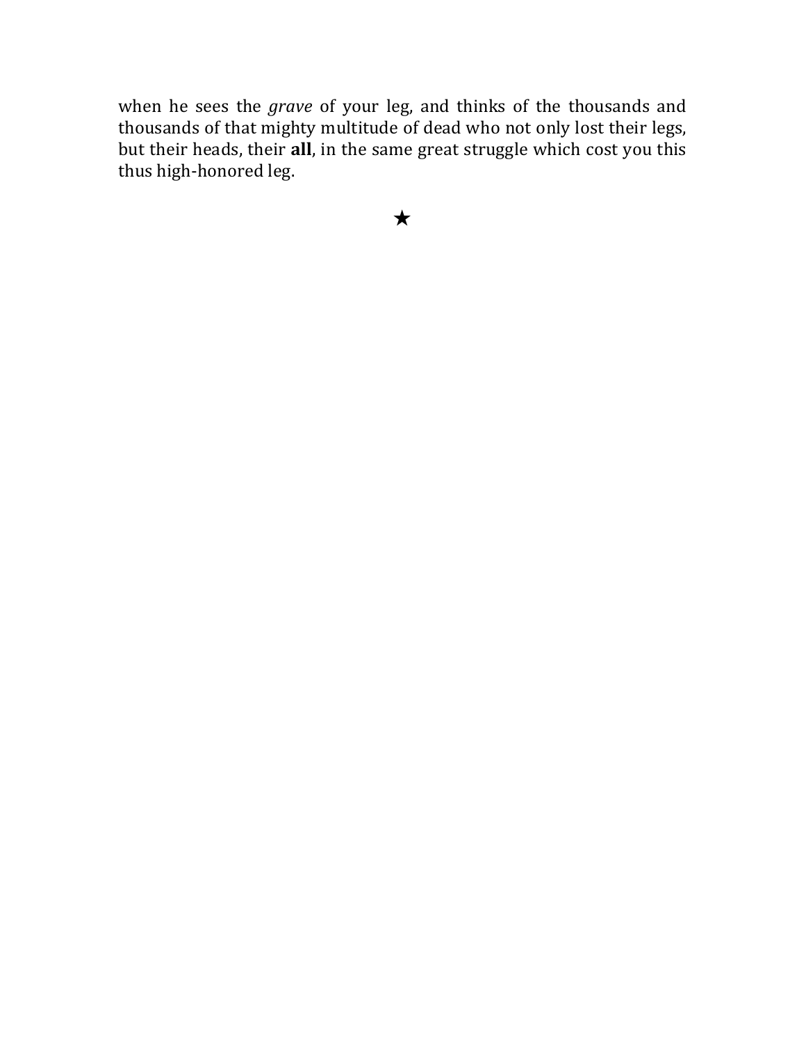when he sees the *grave* of your leg, and thinks of the thousands and thousands of that mighty multitude of dead who not only lost their legs, but their heads, their **all**, in the same great struggle which cost you this thus high-honored leg.

★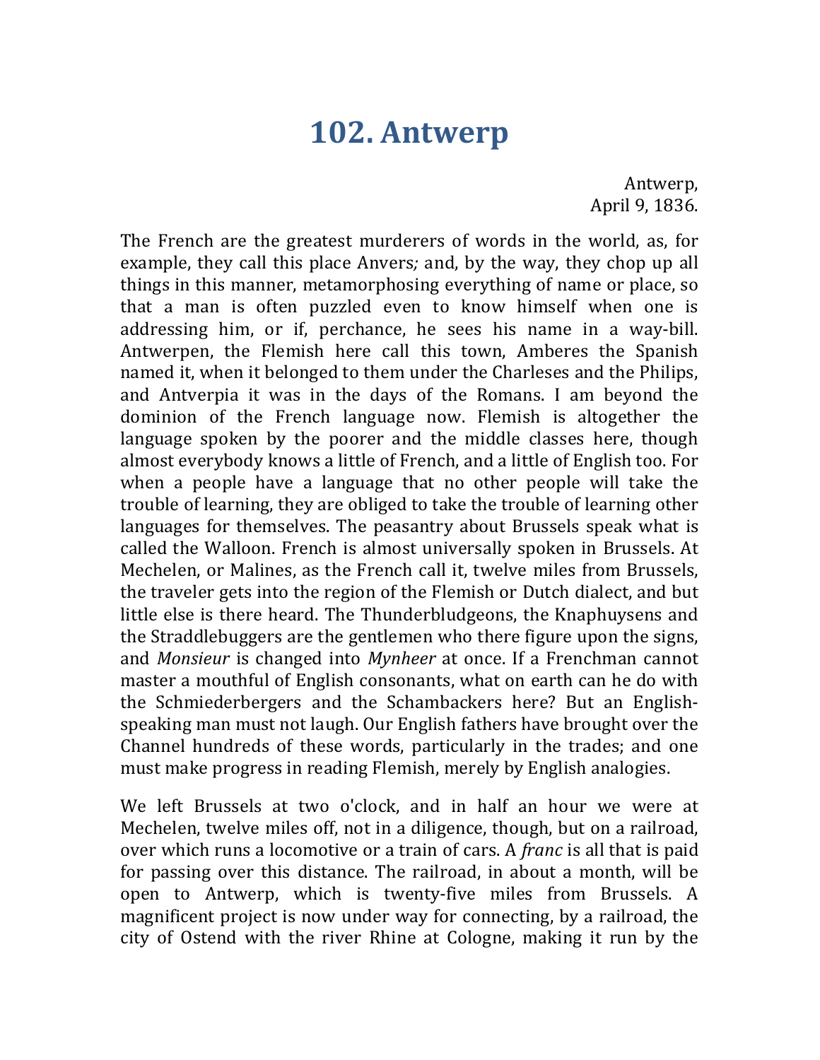# 102. Antwerp

Antwerp,  
April 9, 1836.

The French are the greatest murderers of words in the world, as, for example, they call this place Anvers*;* and, by the way, they chop up all things in this manner, metamorphosing everything of name or place, so that a man is often puzzled even to know himself when one is addressing him, or if, perchance, he sees his name in a way-bill. Antwerpen, the Flemish here call this town, Amberes the Spanish named it, when it belonged to them under the Charleses and the Philips, and Antverpia it was in the days of the Romans. I am beyond the dominion of the French language now. Flemish is altogether the language spoken by the poorer and the middle classes here, though almost everybody knows a little of French, and a little of English too. For when a people have a language that no other people will take the trouble of learning, they are obliged to take the trouble of learning other languages for themselves. The peasantry about Brussels speak what is called the Walloon. French is almost universally spoken in Brussels. At Mechelen, or Malines, as the French call it, twelve miles from Brussels, the traveler gets into the region of the Flemish or Dutch dialect, and but little else is there heard. The Thunderbludgeons, the Knaphuysens and the Straddlebuggers are the gentlemen who there figure upon the signs, and *Monsieur* is changed into *Mynheer* at once. If a Frenchman cannot master a mouthful of English consonants, what on earth can he do with the Schmiederbergers and the Schambackers here? But an English-speaking man must not laugh. Our English fathers have brought over the Channel hundreds of these words, particularly in the trades; and one must make progress in reading Flemish, merely by English analogies.

We left Brussels at two o'clock, and in half an hour we were at Mechelen, twelve miles off, not in a diligence, though, but on a railroad, over which runs a locomotive or a train of cars. A *franc* is all that is paid for passing over this distance. The railroad, in about a month, will be open to Antwerp, which is twenty-five miles from Brussels. A magnificent project is now under way for connecting, by a railroad, the city of Ostend with the river Rhine at Cologne, making it run by the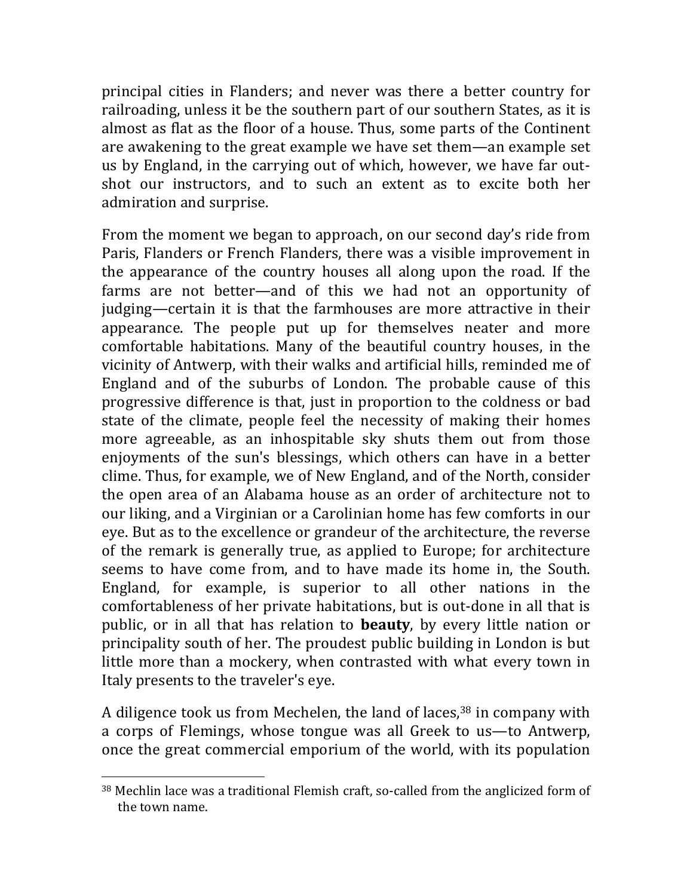principal cities in Flanders; and never was there a better country for railroading, unless it be the southern part of our southern States, as it is almost as flat as the floor of a house. Thus, some parts of the Continent are awakening to the great example we have set them—an example set us by England, in the carrying out of which, however, we have far out-shot our instructors, and to such an extent as to excite both her admiration and surprise.

From the moment we began to approach, on our second day's ride from Paris, Flanders or French Flanders, there was a visible improvement in the appearance of the country houses all along upon the road. If the farms are not better—and of this we had not an opportunity of judging—certain it is that the farmhouses are more attractive in their appearance. The people put up for themselves neater and more comfortable habitations. Many of the beautiful country houses, in the vicinity of Antwerp, with their walks and artificial hills, reminded me of England and of the suburbs of London. The probable cause of this progressive difference is that, just in proportion to the coldness or bad state of the climate, people feel the necessity of making their homes more agreeable, as an inhospitable sky shuts them out from those enjoyments of the sun's blessings, which others can have in a better clime. Thus, for example, we of New England, and of the North, consider the open area of an Alabama house as an order of architecture not to our liking, and a Virginian or a Carolinian home has few comforts in our eye. But as to the excellence or grandeur of the architecture, the reverse of the remark is generally true, as applied to Europe; for architecture seems to have come from, and to have made its home in, the South. England, for example, is superior to all other nations in the comfortableness of her private habitations, but is out-done in all that is public, or in all that has relation to **beauty**, by every little nation or principality south of her. The proudest public building in London is but little more than a mockery, when contrasted with what every town in Italy presents to the traveler's eye.

A diligence took us from Mechelen, the land of laces,[38] in company with a corps of Flemings, whose tongue was all Greek to us—to Antwerp, once the great commercial emporium of the world, with its population

[38] Mechlin lace was a traditional Flemish craft, so-called from the anglicized form of the town name.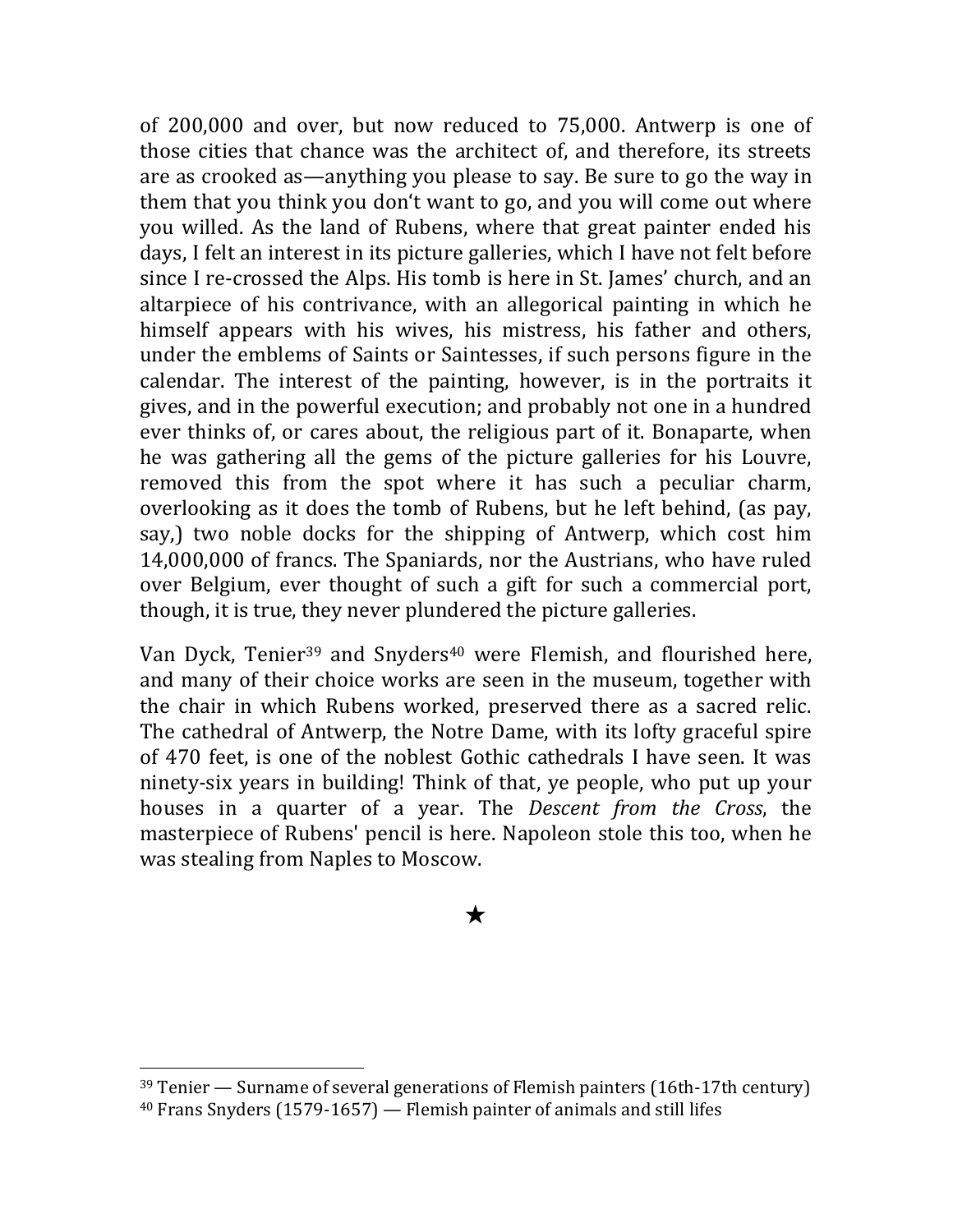of 200,000 and over, but now reduced to 75,000. Antwerp is one of those cities that chance was the architect of, and therefore, its streets are as crooked as—anything you please to say. Be sure to go the way in them that you think you don't want to go, and you will come out where you willed. As the land of Rubens, where that great painter ended his days, I felt an interest in its picture galleries, which I have not felt before since I re-crossed the Alps. His tomb is here in St. James' church, and an altarpiece of his contrivance, with an allegorical painting in which he himself appears with his wives, his mistress, his father and others, under the emblems of Saints or Saintesses, if such persons figure in the calendar. The interest of the painting, however, is in the portraits it gives, and in the powerful execution; and probably not one in a hundred ever thinks of, or cares about, the religious part of it. Bonaparte, when he was gathering all the gems of the picture galleries for his Louvre, removed this from the spot where it has such a peculiar charm, overlooking as it does the tomb of Rubens, but he left behind, (as pay, say,) two noble docks for the shipping of Antwerp, which cost him 14,000,000 of francs. The Spaniards, nor the Austrians, who have ruled over Belgium, ever thought of such a gift for such a commercial port, though, it is true, they never plundered the picture galleries.

Van Dyck, Tenier[39] and Snyders[40] were Flemish, and flourished here, and many of their choice works are seen in the museum, together with the chair in which Rubens worked, preserved there as a sacred relic. The cathedral of Antwerp, the Notre Dame, with its lofty graceful spire of 470 feet, is one of the noblest Gothic cathedrals I have seen. It was ninety-six years in building! Think of that, ye people, who put up your houses in a quarter of a year. The *Descent from the Cross*, the masterpiece of Rubens' pencil is here. Napoleon stole this too, when he was stealing from Naples to Moscow.

★

---

[39] Tenier — Surname of several generations of Flemish painters (16th-17th century)

[40] Frans Snyders (1579-1657) — Flemish painter of animals and still lifes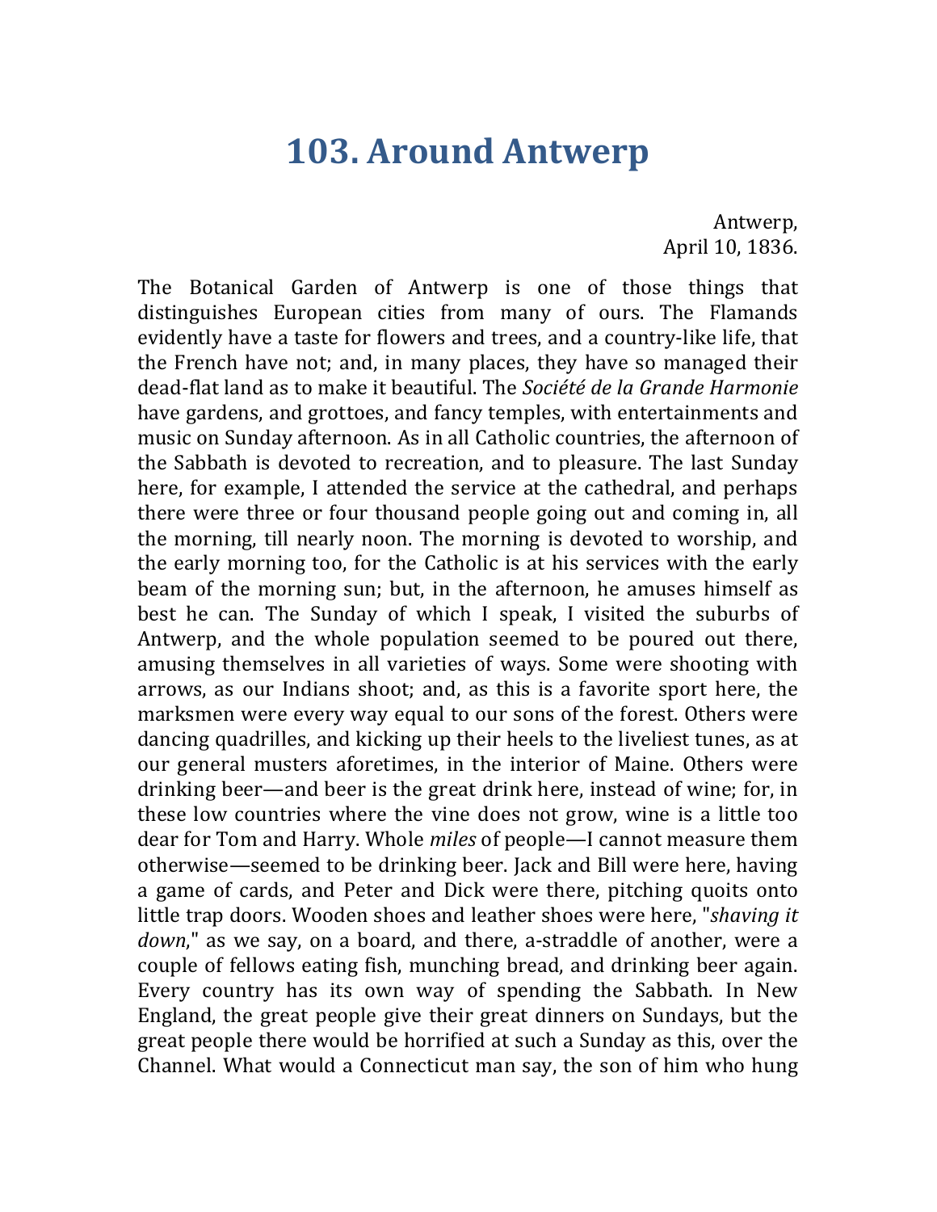# 103. Around Antwerp

Antwerp,
April 10, 1836.

The Botanical Garden of Antwerp is one of those things that distinguishes European cities from many of ours. The Flamands evidently have a taste for flowers and trees, and a country-like life, that the French have not; and, in many places, they have so managed their dead-flat land as to make it beautiful. The *Société de la Grande Harmonie* have gardens, and grottoes, and fancy temples, with entertainments and music on Sunday afternoon. As in all Catholic countries, the afternoon of the Sabbath is devoted to recreation, and to pleasure. The last Sunday here, for example, I attended the service at the cathedral, and perhaps there were three or four thousand people going out and coming in, all the morning, till nearly noon. The morning is devoted to worship, and the early morning too, for the Catholic is at his services with the early beam of the morning sun; but, in the afternoon, he amuses himself as best he can. The Sunday of which I speak, I visited the suburbs of Antwerp, and the whole population seemed to be poured out there, amusing themselves in all varieties of ways. Some were shooting with arrows, as our Indians shoot; and, as this is a favorite sport here, the marksmen were every way equal to our sons of the forest. Others were dancing quadrilles, and kicking up their heels to the liveliest tunes, as at our general musters aforetimes, in the interior of Maine. Others were drinking beer—and beer is the great drink here, instead of wine; for, in these low countries where the vine does not grow, wine is a little too dear for Tom and Harry. Whole *miles* of people—I cannot measure them otherwise—seemed to be drinking beer. Jack and Bill were here, having a game of cards, and Peter and Dick were there, pitching quoits onto little trap doors. Wooden shoes and leather shoes were here, "*shaving it down*," as we say, on a board, and there, a-straddle of another, were a couple of fellows eating fish, munching bread, and drinking beer again. Every country has its own way of spending the Sabbath. In New England, the great people give their great dinners on Sundays, but the great people there would be horrified at such a Sunday as this, over the Channel. What would a Connecticut man say, the son of him who hung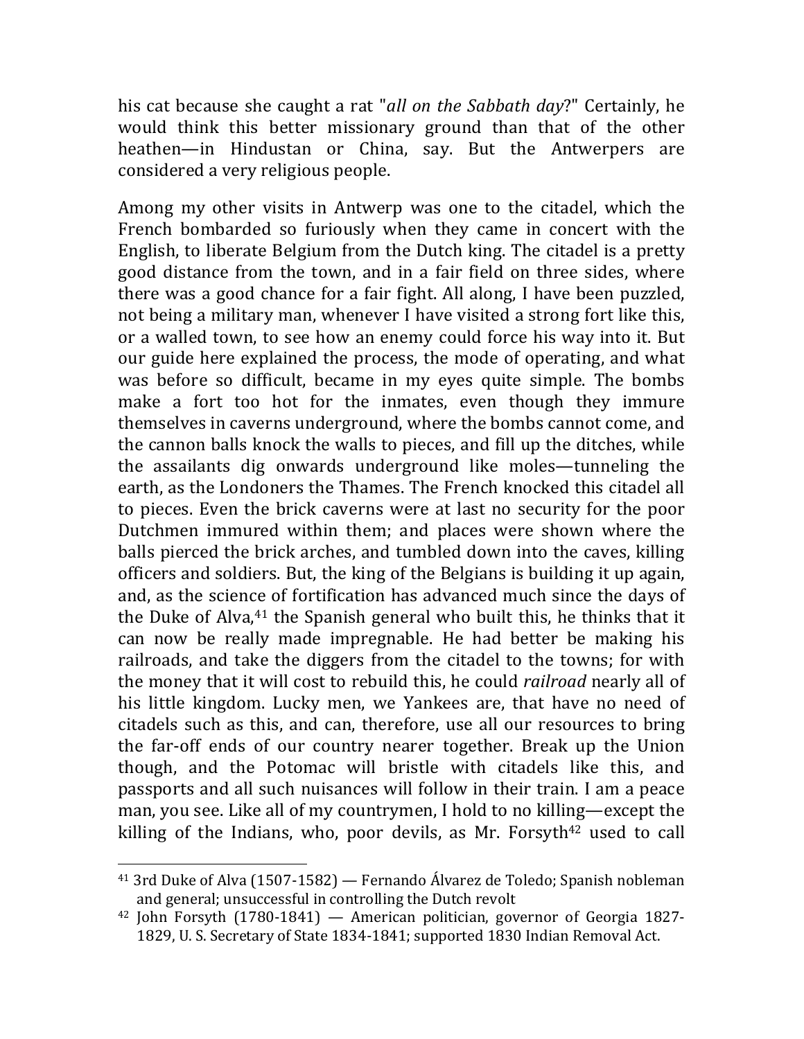his cat because she caught a rat "*all on the Sabbath day*?" Certainly, he would think this better missionary ground than that of the other heathen—in Hindustan or China, say. But the Antwerpers are considered a very religious people.

Among my other visits in Antwerp was one to the citadel, which the French bombarded so furiously when they came in concert with the English, to liberate Belgium from the Dutch king. The citadel is a pretty good distance from the town, and in a fair field on three sides, where there was a good chance for a fair fight. All along, I have been puzzled, not being a military man, whenever I have visited a strong fort like this, or a walled town, to see how an enemy could force his way into it. But our guide here explained the process, the mode of operating, and what was before so difficult, became in my eyes quite simple. The bombs make a fort too hot for the inmates, even though they immure themselves in caverns underground, where the bombs cannot come, and the cannon balls knock the walls to pieces, and fill up the ditches, while the assailants dig onwards underground like moles—tunneling the earth, as the Londoners the Thames. The French knocked this citadel all to pieces. Even the brick caverns were at last no security for the poor Dutchmen immured within them; and places were shown where the balls pierced the brick arches, and tumbled down into the caves, killing officers and soldiers. But, the king of the Belgians is building it up again, and, as the science of fortification has advanced much since the days of the Duke of Alva,[41] the Spanish general who built this, he thinks that it can now be really made impregnable. He had better be making his railroads, and take the diggers from the citadel to the towns; for with the money that it will cost to rebuild this, he could *railroad* nearly all of his little kingdom. Lucky men, we Yankees are, that have no need of citadels such as this, and can, therefore, use all our resources to bring the far-off ends of our country nearer together. Break up the Union though, and the Potomac will bristle with citadels like this, and passports and all such nuisances will follow in their train. I am a peace man, you see. Like all of my countrymen, I hold to no killing—except the killing of the Indians, who, poor devils, as Mr. Forsyth[42] used to call

---

[41] 3rd Duke of Alva (1507-1582) — Fernando Álvarez de Toledo; Spanish nobleman and general; unsuccessful in controlling the Dutch revolt

[42] John Forsyth (1780-1841) — American politician, governor of Georgia 1827-1829, U. S. Secretary of State 1834-1841; supported 1830 Indian Removal Act.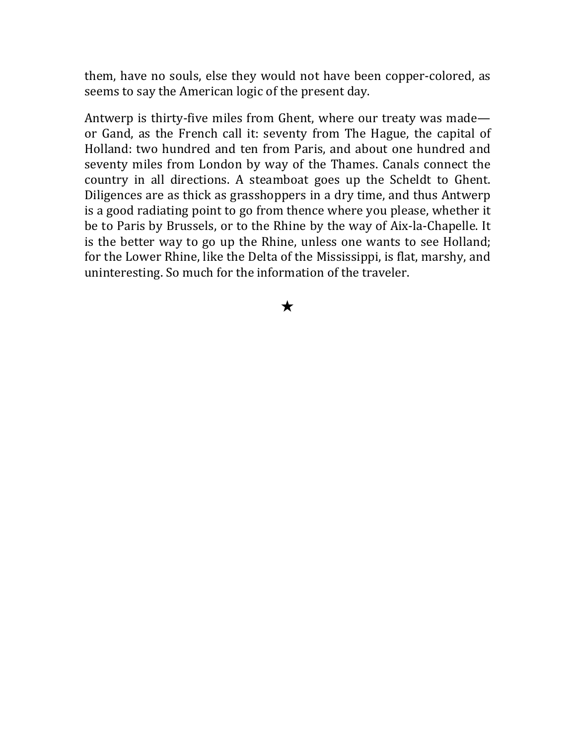them, have no souls, else they would not have been copper-colored, as seems to say the American logic of the present day.

Antwerp is thirty-five miles from Ghent, where our treaty was made—or Gand, as the French call it: seventy from The Hague, the capital of Holland: two hundred and ten from Paris, and about one hundred and seventy miles from London by way of the Thames. Canals connect the country in all directions. A steamboat goes up the Scheldt to Ghent. Diligences are as thick as grasshoppers in a dry time, and thus Antwerp is a good radiating point to go from thence where you please, whether it be to Paris by Brussels, or to the Rhine by the way of Aix-la-Chapelle. It is the better way to go up the Rhine, unless one wants to see Holland; for the Lower Rhine, like the Delta of the Mississippi, is flat, marshy, and uninteresting. So much for the information of the traveler.

★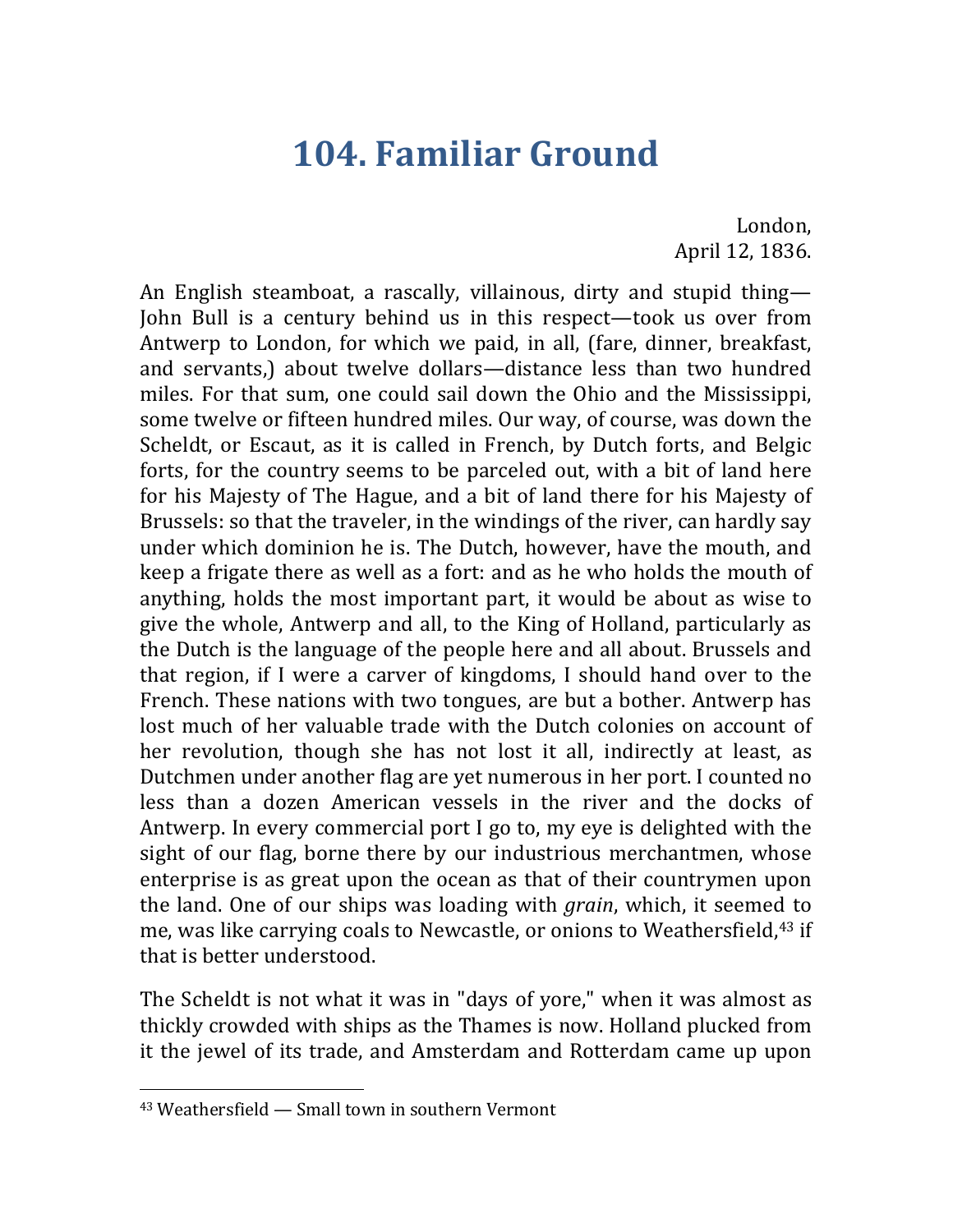# 104. Familiar Ground

London,  
April 12, 1836.

An English steamboat, a rascally, villainous, dirty and stupid thing—John Bull is a century behind us in this respect—took us over from Antwerp to London, for which we paid, in all, (fare, dinner, breakfast, and servants,) about twelve dollars—distance less than two hundred miles. For that sum, one could sail down the Ohio and the Mississippi, some twelve or fifteen hundred miles. Our way, of course, was down the Scheldt, or Escaut, as it is called in French, by Dutch forts, and Belgic forts, for the country seems to be parceled out, with a bit of land here for his Majesty of The Hague, and a bit of land there for his Majesty of Brussels: so that the traveler, in the windings of the river, can hardly say under which dominion he is. The Dutch, however, have the mouth, and keep a frigate there as well as a fort: and as he who holds the mouth of anything, holds the most important part, it would be about as wise to give the whole, Antwerp and all, to the King of Holland, particularly as the Dutch is the language of the people here and all about. Brussels and that region, if I were a carver of kingdoms, I should hand over to the French. These nations with two tongues, are but a bother. Antwerp has lost much of her valuable trade with the Dutch colonies on account of her revolution, though she has not lost it all, indirectly at least, as Dutchmen under another flag are yet numerous in her port. I counted no less than a dozen American vessels in the river and the docks of Antwerp. In every commercial port I go to, my eye is delighted with the sight of our flag, borne there by our industrious merchantmen, whose enterprise is as great upon the ocean as that of their countrymen upon the land. One of our ships was loading with *grain*, which, it seemed to me, was like carrying coals to Newcastle, or onions to Weathersfield,[43] if that is better understood.

The Scheldt is not what it was in "days of yore," when it was almost as thickly crowded with ships as the Thames is now. Holland plucked from it the jewel of its trade, and Amsterdam and Rotterdam came up upon

[43] Weathersfield — Small town in southern Vermont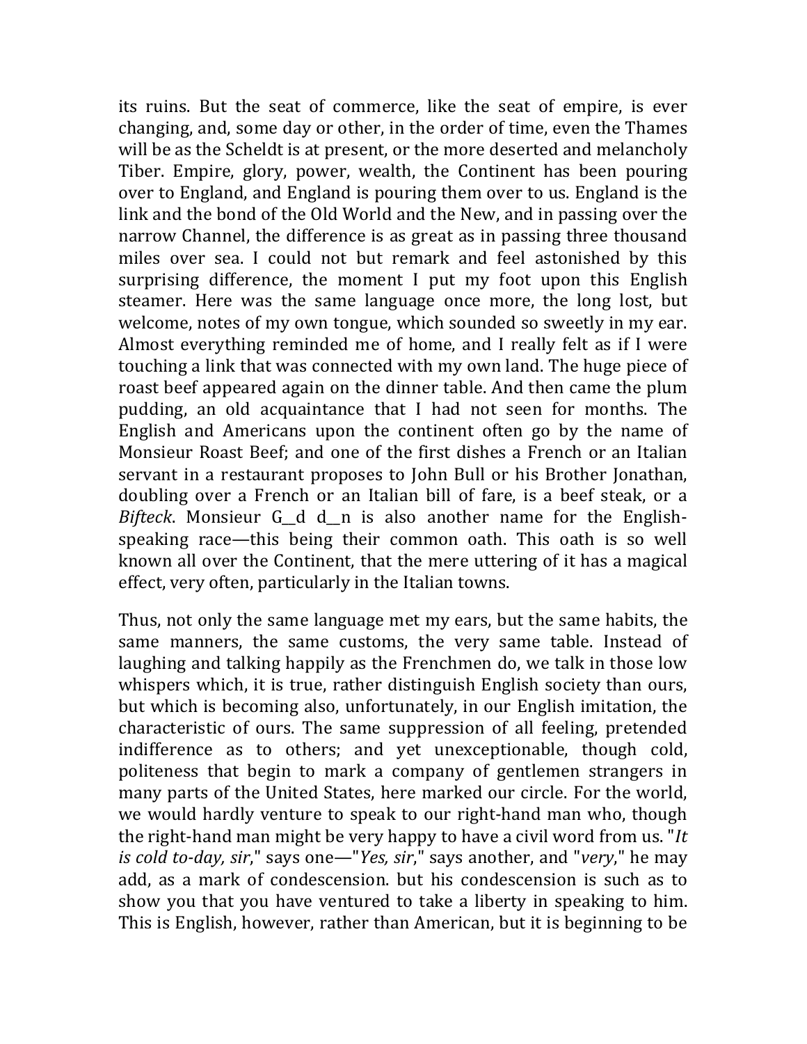its ruins. But the seat of commerce, like the seat of empire, is ever changing, and, some day or other, in the order of time, even the Thames will be as the Scheldt is at present, or the more deserted and melancholy Tiber. Empire, glory, power, wealth, the Continent has been pouring over to England, and England is pouring them over to us. England is the link and the bond of the Old World and the New, and in passing over the narrow Channel, the difference is as great as in passing three thousand miles over sea. I could not but remark and feel astonished by this surprising difference, the moment I put my foot upon this English steamer. Here was the same language once more, the long lost, but welcome, notes of my own tongue, which sounded so sweetly in my ear. Almost everything reminded me of home, and I really felt as if I were touching a link that was connected with my own land. The huge piece of roast beef appeared again on the dinner table. And then came the plum pudding, an old acquaintance that I had not seen for months. The English and Americans upon the continent often go by the name of Monsieur Roast Beef; and one of the first dishes a French or an Italian servant in a restaurant proposes to John Bull or his Brother Jonathan, doubling over a French or an Italian bill of fare, is a beef steak, or a *Bifteck*. Monsieur G__d d__n is also another name for the English-speaking race—this being their common oath. This oath is so well known all over the Continent, that the mere uttering of it has a magical effect, very often, particularly in the Italian towns.

Thus, not only the same language met my ears, but the same habits, the same manners, the same customs, the very same table. Instead of laughing and talking happily as the Frenchmen do, we talk in those low whispers which, it is true, rather distinguish English society than ours, but which is becoming also, unfortunately, in our English imitation, the characteristic of ours. The same suppression of all feeling, pretended indifference as to others; and yet unexceptionable, though cold, politeness that begin to mark a company of gentlemen strangers in many parts of the United States, here marked our circle. For the world, we would hardly venture to speak to our right-hand man who, though the right-hand man might be very happy to have a civil word from us. "*It is cold to-day, sir*," says one—"*Yes, sir*," says another, and "*very*," he may add, as a mark of condescension. but his condescension is such as to show you that you have ventured to take a liberty in speaking to him. This is English, however, rather than American, but it is beginning to be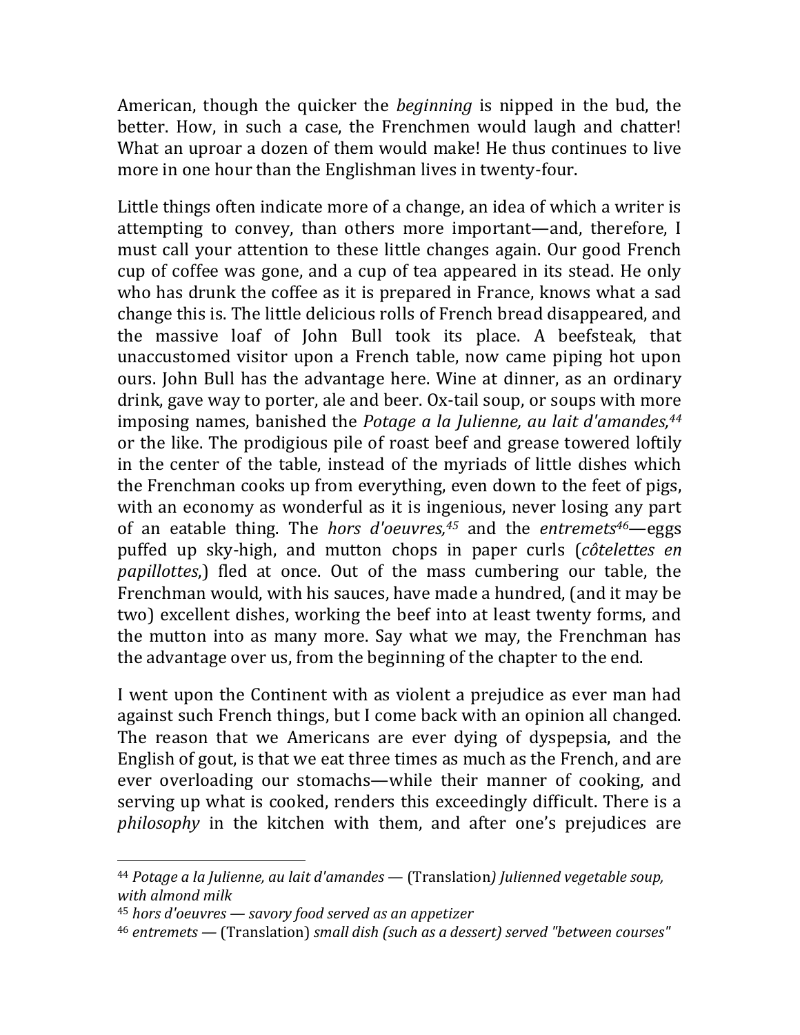American, though the quicker the *beginning* is nipped in the bud, the better. How, in such a case, the Frenchmen would laugh and chatter! What an uproar a dozen of them would make! He thus continues to live more in one hour than the Englishman lives in twenty-four.

Little things often indicate more of a change, an idea of which a writer is attempting to convey, than others more important—and, therefore, I must call your attention to these little changes again. Our good French cup of coffee was gone, and a cup of tea appeared in its stead. He only who has drunk the coffee as it is prepared in France, knows what a sad change this is. The little delicious rolls of French bread disappeared, and the massive loaf of John Bull took its place. A beefsteak, that unaccustomed visitor upon a French table, now came piping hot upon ours. John Bull has the advantage here. Wine at dinner, as an ordinary drink, gave way to porter, ale and beer. Ox-tail soup, or soups with more imposing names, banished the *Potage a la Julienne, au lait d'amandes,*[44] or the like. The prodigious pile of roast beef and grease towered loftily in the center of the table, instead of the myriads of little dishes which the Frenchman cooks up from everything, even down to the feet of pigs, with an economy as wonderful as it is ingenious, never losing any part of an eatable thing. The *hors d'oeuvres,*[45] and the *entremets*[46]—eggs puffed up sky-high, and mutton chops in paper curls (*côtelettes en papillottes,*) fled at once. Out of the mass cumbering our table, the Frenchman would, with his sauces, have made a hundred, (and it may be two) excellent dishes, working the beef into at least twenty forms, and the mutton into as many more. Say what we may, the Frenchman has the advantage over us, from the beginning of the chapter to the end.

I went upon the Continent with as violent a prejudice as ever man had against such French things, but I come back with an opinion all changed. The reason that we Americans are ever dying of dyspepsia, and the English of gout, is that we eat three times as much as the French, and are ever overloading our stomachs—while their manner of cooking, and serving up what is cooked, renders this exceedingly difficult. There is a *philosophy* in the kitchen with them, and after one's prejudices are

---

[44] *Potage a la Julienne, au lait d'amandes* — (Translation) *Julienned vegetable soup, with almond milk*

[45] *hors d'oeuvres — savory food served as an appetizer*

[46] *entremets* — (Translation) *small dish (such as a dessert) served "between courses"*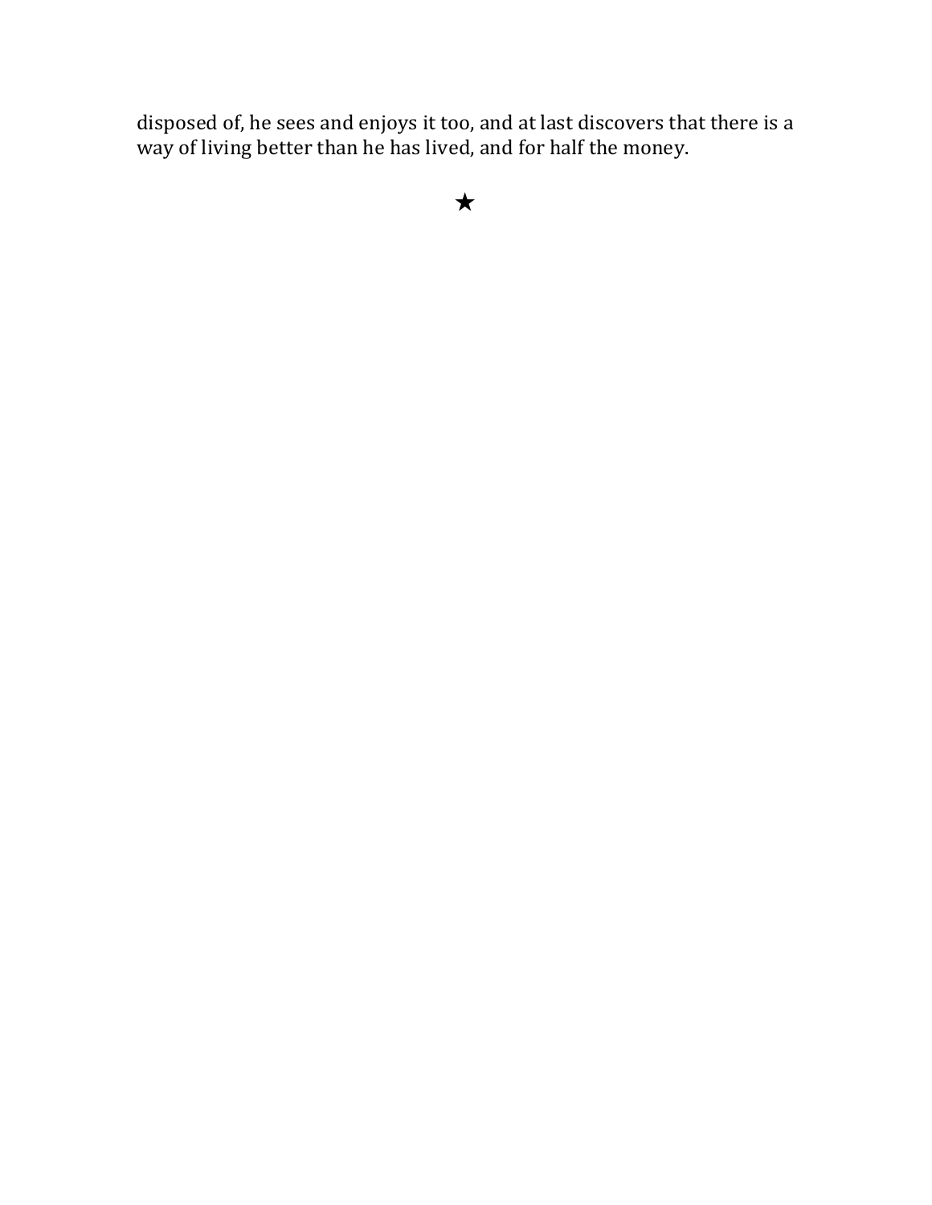disposed of, he sees and enjoys it too, and at last discovers that there is a way of living better than he has lived, and for half the money.

★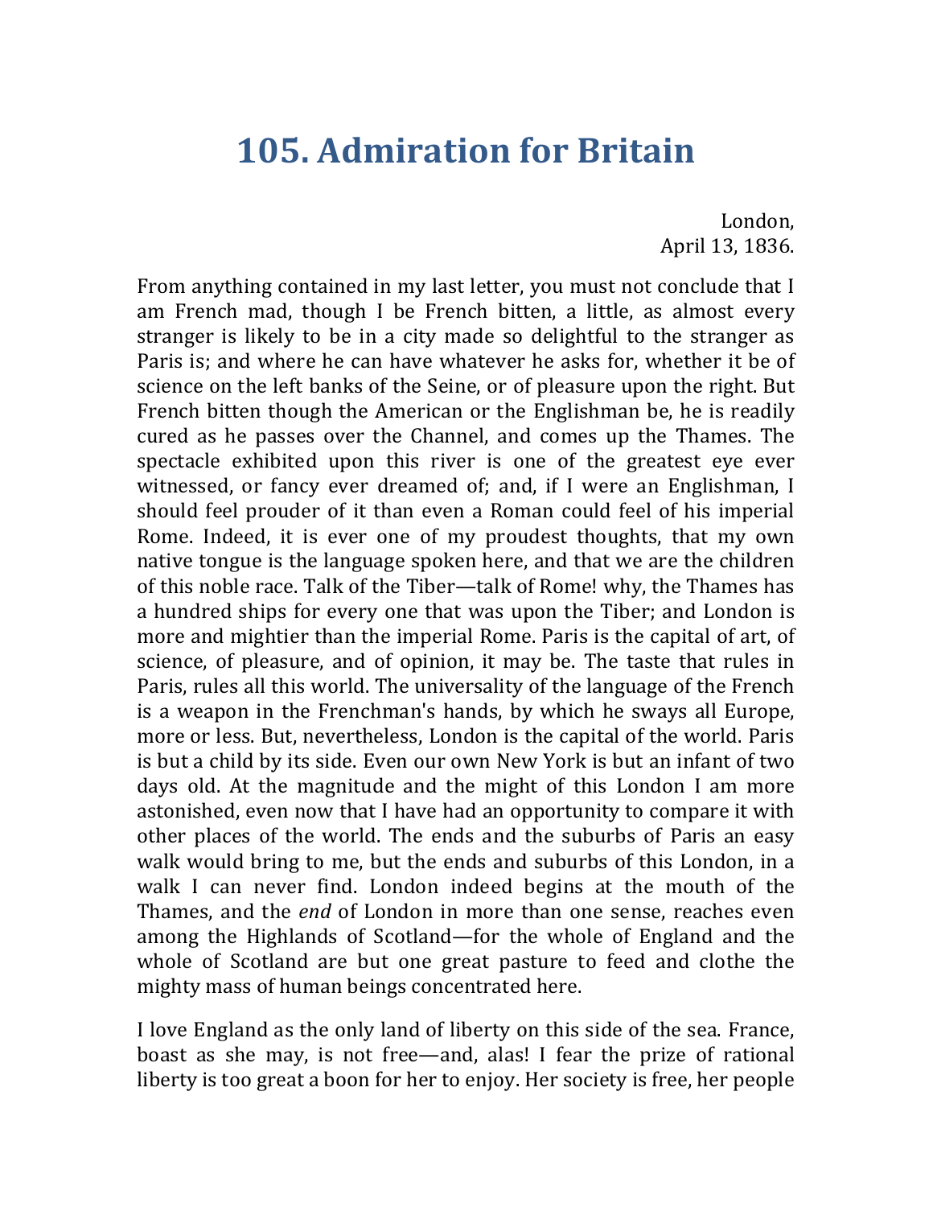# 105. Admiration for Britain

London,
April 13, 1836.

From anything contained in my last letter, you must not conclude that I am French mad, though I be French bitten, a little, as almost every stranger is likely to be in a city made so delightful to the stranger as Paris is; and where he can have whatever he asks for, whether it be of science on the left banks of the Seine, or of pleasure upon the right. But French bitten though the American or the Englishman be, he is readily cured as he passes over the Channel, and comes up the Thames. The spectacle exhibited upon this river is one of the greatest eye ever witnessed, or fancy ever dreamed of; and, if I were an Englishman, I should feel prouder of it than even a Roman could feel of his imperial Rome. Indeed, it is ever one of my proudest thoughts, that my own native tongue is the language spoken here, and that we are the children of this noble race. Talk of the Tiber—talk of Rome! why, the Thames has a hundred ships for every one that was upon the Tiber; and London is more and mightier than the imperial Rome. Paris is the capital of art, of science, of pleasure, and of opinion, it may be. The taste that rules in Paris, rules all this world. The universality of the language of the French is a weapon in the Frenchman's hands, by which he sways all Europe, more or less. But, nevertheless, London is the capital of the world. Paris is but a child by its side. Even our own New York is but an infant of two days old. At the magnitude and the might of this London I am more astonished, even now that I have had an opportunity to compare it with other places of the world. The ends and the suburbs of Paris an easy walk would bring to me, but the ends and suburbs of this London, in a walk I can never find. London indeed begins at the mouth of the Thames, and the *end* of London in more than one sense, reaches even among the Highlands of Scotland—for the whole of England and the whole of Scotland are but one great pasture to feed and clothe the mighty mass of human beings concentrated here.

I love England as the only land of liberty on this side of the sea. France, boast as she may, is not free—and, alas! I fear the prize of rational liberty is too great a boon for her to enjoy. Her society is free, her people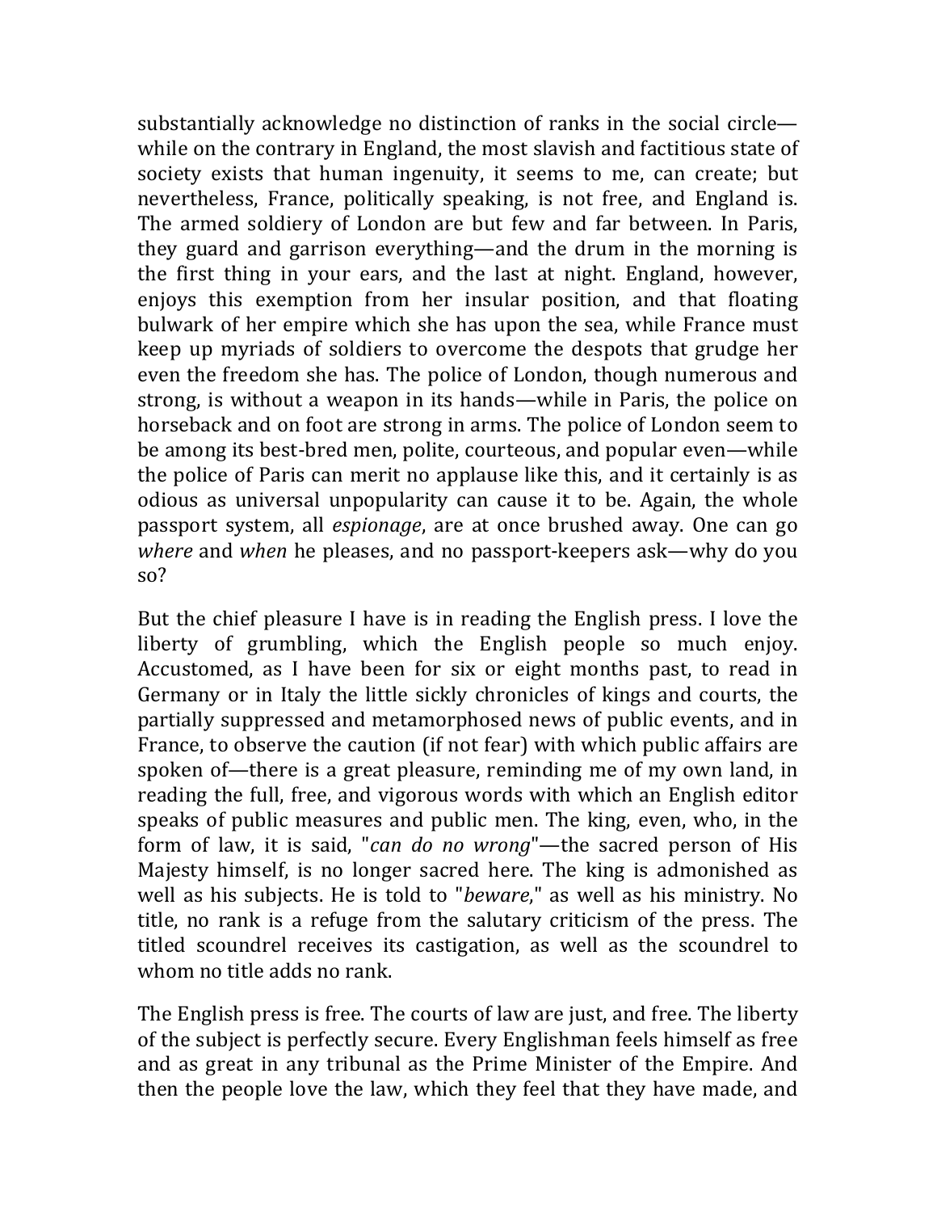substantially acknowledge no distinction of ranks in the social circle—while on the contrary in England, the most slavish and factitious state of society exists that human ingenuity, it seems to me, can create; but nevertheless, France, politically speaking, is not free, and England is. The armed soldiery of London are but few and far between. In Paris, they guard and garrison everything—and the drum in the morning is the first thing in your ears, and the last at night. England, however, enjoys this exemption from her insular position, and that floating bulwark of her empire which she has upon the sea, while France must keep up myriads of soldiers to overcome the despots that grudge her even the freedom she has. The police of London, though numerous and strong, is without a weapon in its hands—while in Paris, the police on horseback and on foot are strong in arms. The police of London seem to be among its best-bred men, polite, courteous, and popular even—while the police of Paris can merit no applause like this, and it certainly is as odious as universal unpopularity can cause it to be. Again, the whole passport system, all *espionage*, are at once brushed away. One can go *where* and *when* he pleases, and no passport-keepers ask—why do you so?

But the chief pleasure I have is in reading the English press. I love the liberty of grumbling, which the English people so much enjoy. Accustomed, as I have been for six or eight months past, to read in Germany or in Italy the little sickly chronicles of kings and courts, the partially suppressed and metamorphosed news of public events, and in France, to observe the caution (if not fear) with which public affairs are spoken of—there is a great pleasure, reminding me of my own land, in reading the full, free, and vigorous words with which an English editor speaks of public measures and public men. The king, even, who, in the form of law, it is said, "*can do no wrong*"—the sacred person of His Majesty himself, is no longer sacred here. The king is admonished as well as his subjects. He is told to "*beware*," as well as his ministry. No title, no rank is a refuge from the salutary criticism of the press. The titled scoundrel receives its castigation, as well as the scoundrel to whom no title adds no rank.

The English press is free. The courts of law are just, and free. The liberty of the subject is perfectly secure. Every Englishman feels himself as free and as great in any tribunal as the Prime Minister of the Empire. And then the people love the law, which they feel that they have made, and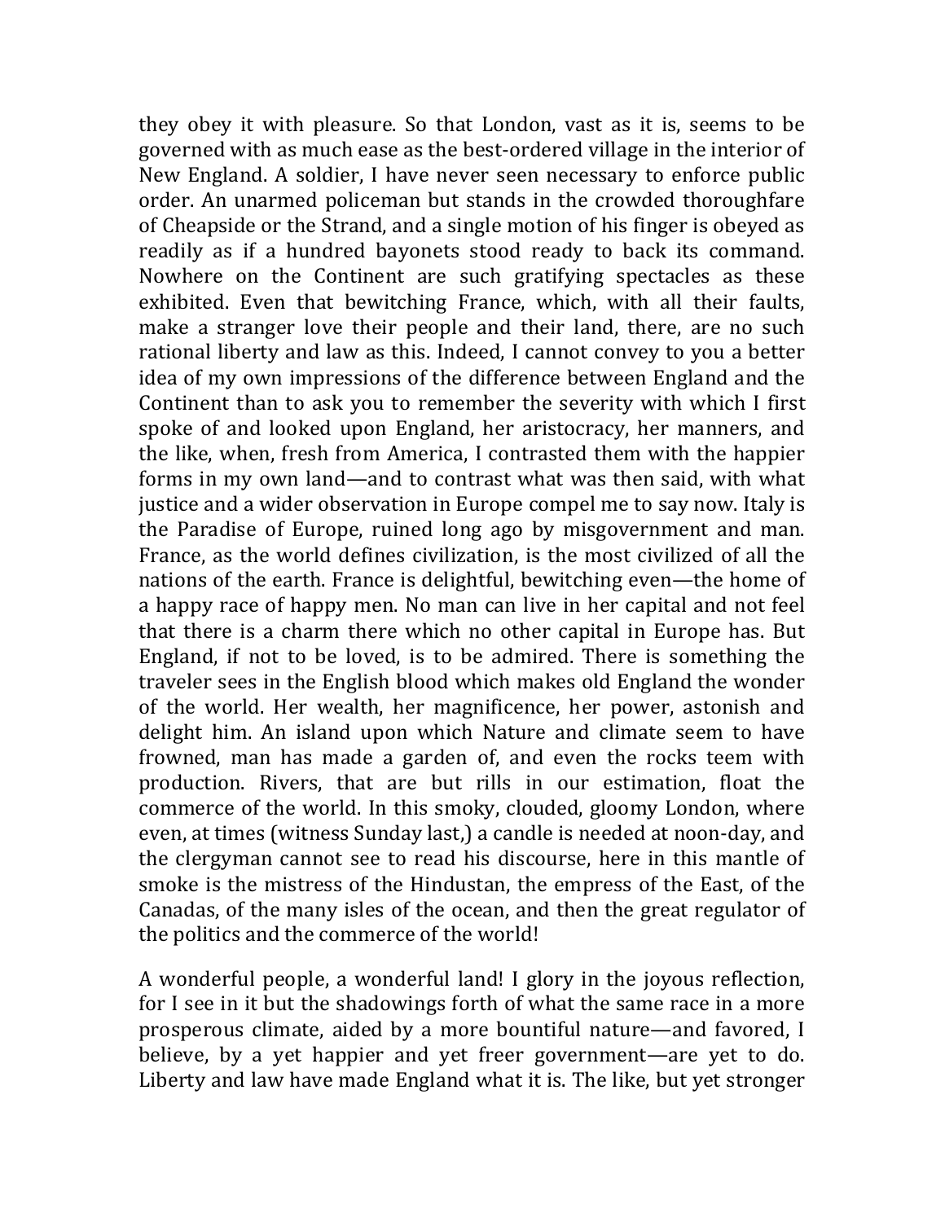they obey it with pleasure. So that London, vast as it is, seems to be governed with as much ease as the best-ordered village in the interior of New England. A soldier, I have never seen necessary to enforce public order. An unarmed policeman but stands in the crowded thoroughfare of Cheapside or the Strand, and a single motion of his finger is obeyed as readily as if a hundred bayonets stood ready to back its command. Nowhere on the Continent are such gratifying spectacles as these exhibited. Even that bewitching France, which, with all their faults, make a stranger love their people and their land, there, are no such rational liberty and law as this. Indeed, I cannot convey to you a better idea of my own impressions of the difference between England and the Continent than to ask you to remember the severity with which I first spoke of and looked upon England, her aristocracy, her manners, and the like, when, fresh from America, I contrasted them with the happier forms in my own land—and to contrast what was then said, with what justice and a wider observation in Europe compel me to say now. Italy is the Paradise of Europe, ruined long ago by misgovernment and man. France, as the world defines civilization, is the most civilized of all the nations of the earth. France is delightful, bewitching even—the home of a happy race of happy men. No man can live in her capital and not feel that there is a charm there which no other capital in Europe has. But England, if not to be loved, is to be admired. There is something the traveler sees in the English blood which makes old England the wonder of the world. Her wealth, her magnificence, her power, astonish and delight him. An island upon which Nature and climate seem to have frowned, man has made a garden of, and even the rocks teem with production. Rivers, that are but rills in our estimation, float the commerce of the world. In this smoky, clouded, gloomy London, where even, at times (witness Sunday last,) a candle is needed at noon-day, and the clergyman cannot see to read his discourse, here in this mantle of smoke is the mistress of the Hindustan, the empress of the East, of the Canadas, of the many isles of the ocean, and then the great regulator of the politics and the commerce of the world!

A wonderful people, a wonderful land! I glory in the joyous reflection, for I see in it but the shadowings forth of what the same race in a more prosperous climate, aided by a more bountiful nature—and favored, I believe, by a yet happier and yet freer government—are yet to do. Liberty and law have made England what it is. The like, but yet stronger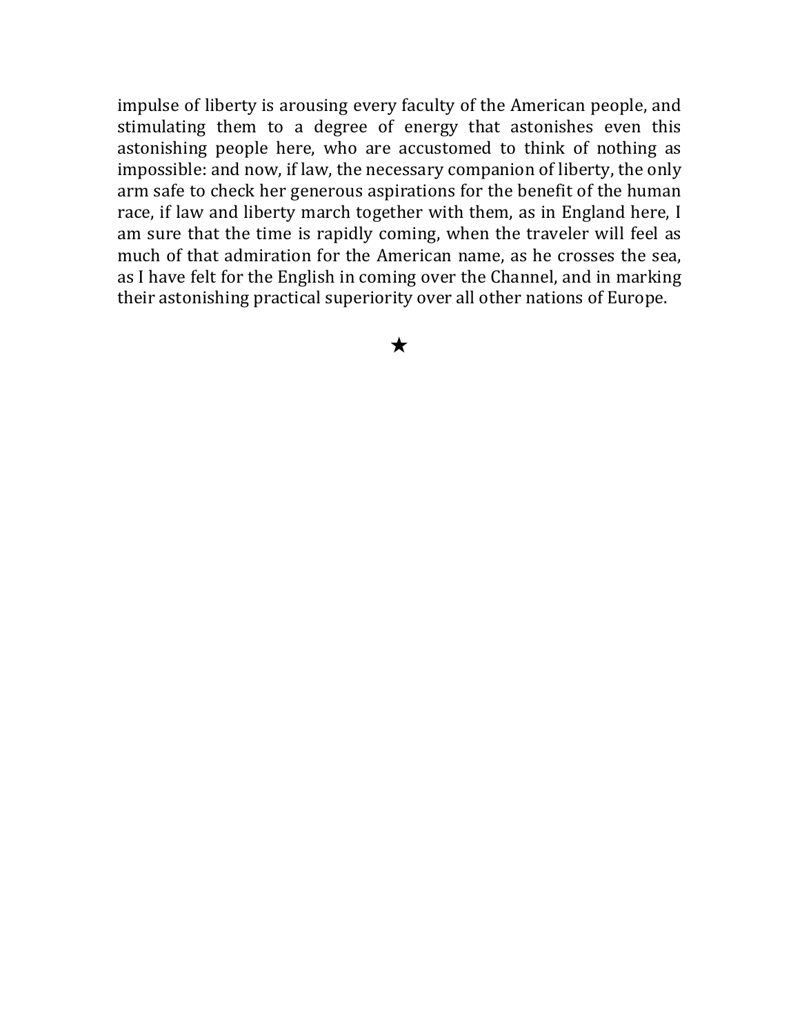impulse of liberty is arousing every faculty of the American people, and stimulating them to a degree of energy that astonishes even this astonishing people here, who are accustomed to think of nothing as impossible: and now, if law, the necessary companion of liberty, the only arm safe to check her generous aspirations for the benefit of the human race, if law and liberty march together with them, as in England here, I am sure that the time is rapidly coming, when the traveler will feel as much of that admiration for the American name, as he crosses the sea, as I have felt for the English in coming over the Channel, and in marking their astonishing practical superiority over all other nations of Europe.

★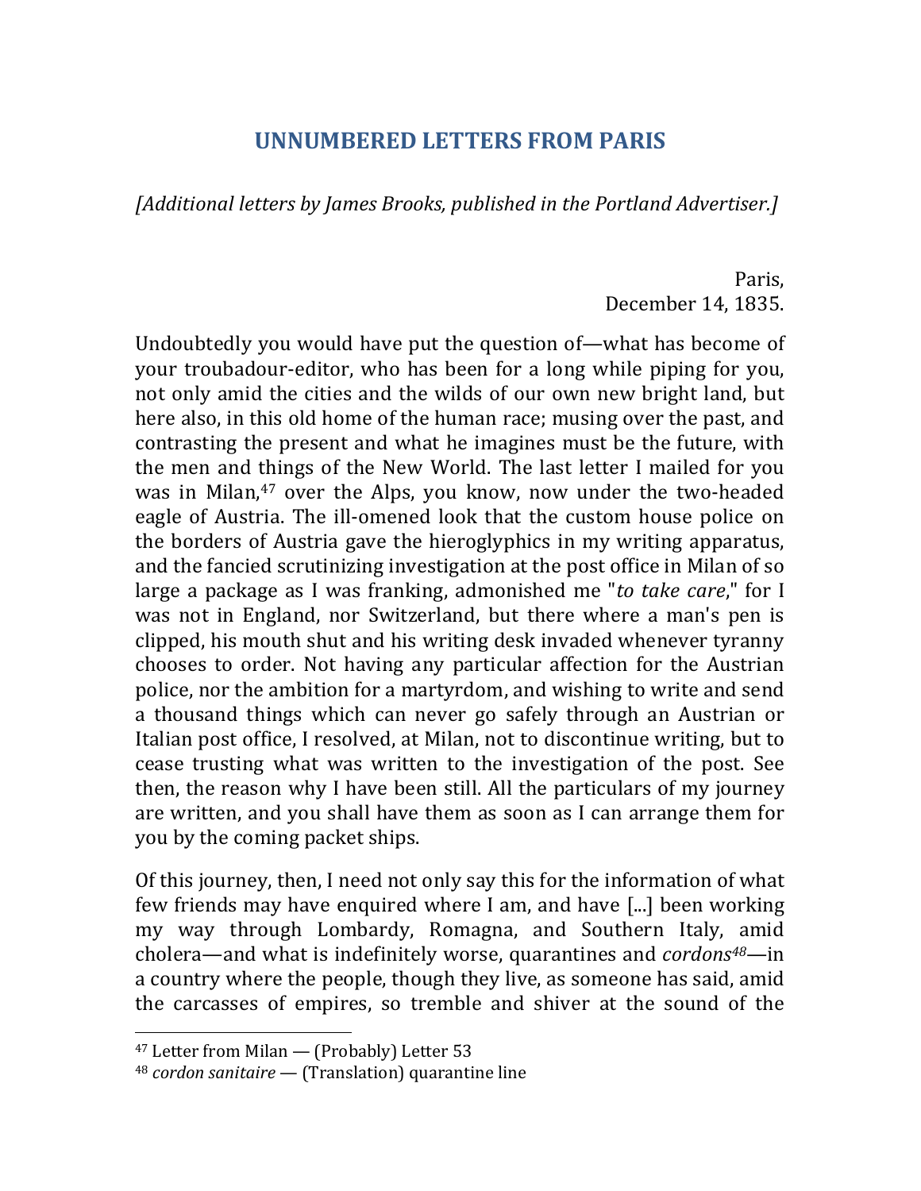# UNNUMBERED LETTERS FROM PARIS

*[Additional letters by James Brooks, published in the Portland Advertiser.]*

Paris,
December 14, 1835.

Undoubtedly you would have put the question of—what has become of your troubadour-editor, who has been for a long while piping for you, not only amid the cities and the wilds of our own new bright land, but here also, in this old home of the human race; musing over the past, and contrasting the present and what he imagines must be the future, with the men and things of the New World. The last letter I mailed for you was in Milan,[47] over the Alps, you know, now under the two-headed eagle of Austria. The ill-omened look that the custom house police on the borders of Austria gave the hieroglyphics in my writing apparatus, and the fancied scrutinizing investigation at the post office in Milan of so large a package as I was franking, admonished me "*to take care*," for I was not in England, nor Switzerland, but there where a man's pen is clipped, his mouth shut and his writing desk invaded whenever tyranny chooses to order. Not having any particular affection for the Austrian police, nor the ambition for a martyrdom, and wishing to write and send a thousand things which can never go safely through an Austrian or Italian post office, I resolved, at Milan, not to discontinue writing, but to cease trusting what was written to the investigation of the post. See then, the reason why I have been still. All the particulars of my journey are written, and you shall have them as soon as I can arrange them for you by the coming packet ships.

Of this journey, then, I need not only say this for the information of what few friends may have enquired where I am, and have [...] been working my way through Lombardy, Romagna, and Southern Italy, amid cholera—and what is indefinitely worse, quarantines and *cordons*[48]—in a country where the people, though they live, as someone has said, amid the carcasses of empires, so tremble and shiver at the sound of the

---

[47] Letter from Milan — (Probably) Letter 53

[48] *cordon sanitaire* — (Translation) quarantine line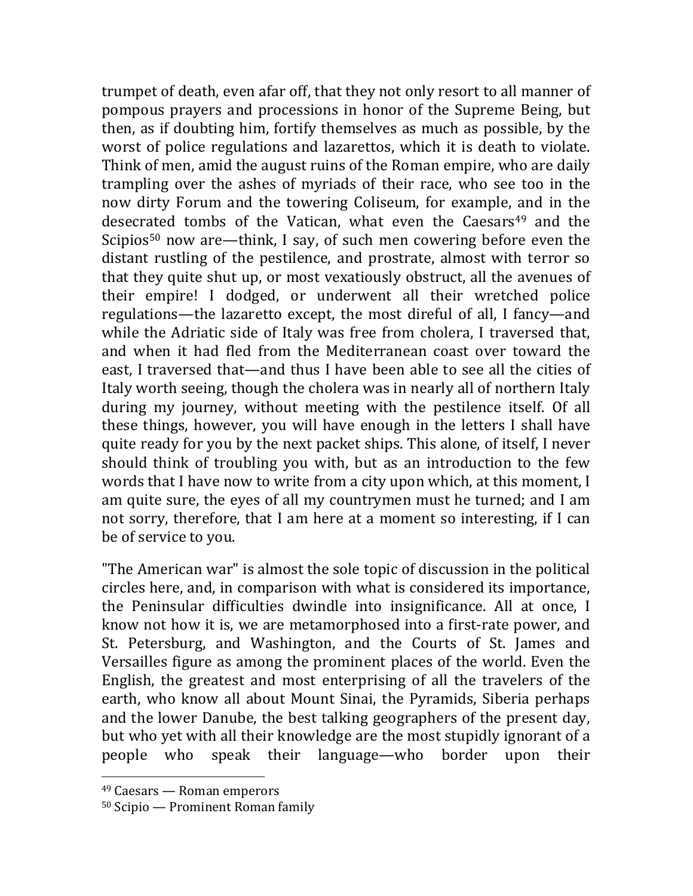trumpet of death, even afar off, that they not only resort to all manner of pompous prayers and processions in honor of the Supreme Being, but then, as if doubting him, fortify themselves as much as possible, by the worst of police regulations and lazarettos, which it is death to violate. Think of men, amid the august ruins of the Roman empire, who are daily trampling over the ashes of myriads of their race, who see too in the now dirty Forum and the towering Coliseum, for example, and in the desecrated tombs of the Vatican, what even the Caesars[49] and the Scipios[50] now are—think, I say, of such men cowering before even the distant rustling of the pestilence, and prostrate, almost with terror so that they quite shut up, or most vexatiously obstruct, all the avenues of their empire! I dodged, or underwent all their wretched police regulations—the lazaretto except, the most direful of all, I fancy—and while the Adriatic side of Italy was free from cholera, I traversed that, and when it had fled from the Mediterranean coast over toward the east, I traversed that—and thus I have been able to see all the cities of Italy worth seeing, though the cholera was in nearly all of northern Italy during my journey, without meeting with the pestilence itself. Of all these things, however, you will have enough in the letters I shall have quite ready for you by the next packet ships. This alone, of itself, I never should think of troubling you with, but as an introduction to the few words that I have now to write from a city upon which, at this moment, I am quite sure, the eyes of all my countrymen must he turned; and I am not sorry, therefore, that I am here at a moment so interesting, if I can be of service to you.

"The American war" is almost the sole topic of discussion in the political circles here, and, in comparison with what is considered its importance, the Peninsular difficulties dwindle into insignificance. All at once, I know not how it is, we are metamorphosed into a first-rate power, and St. Petersburg, and Washington, and the Courts of St. James and Versailles figure as among the prominent places of the world. Even the English, the greatest and most enterprising of all the travelers of the earth, who know all about Mount Sinai, the Pyramids, Siberia perhaps and the lower Danube, the best talking geographers of the present day, but who yet with all their knowledge are the most stupidly ignorant of a people who speak their language—who border upon their

[49] Caesars — Roman emperors

[50] Scipio — Prominent Roman family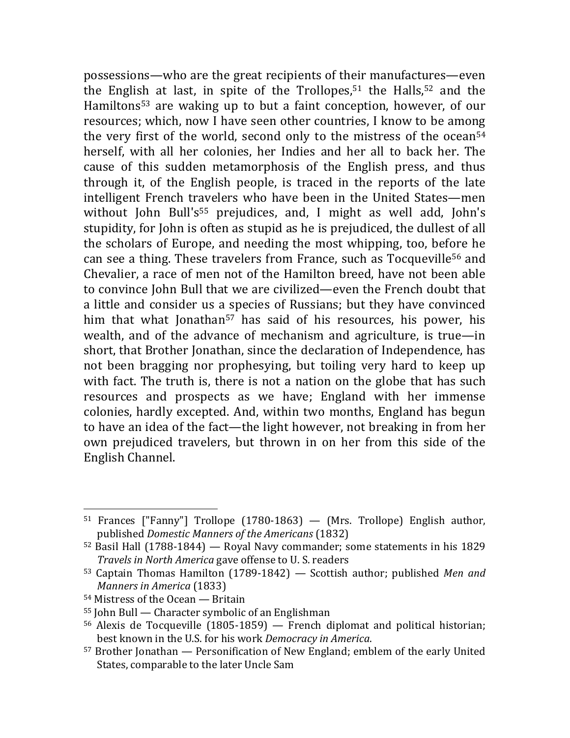possessions—who are the great recipients of their manufactures—even the English at last, in spite of the Trollopes,[51] the Halls,[52] and the Hamiltons[53] are waking up to but a faint conception, however, of our resources; which, now I have seen other countries, I know to be among the very first of the world, second only to the mistress of the ocean[54] herself, with all her colonies, her Indies and her all to back her. The cause of this sudden metamorphosis of the English press, and thus through it, of the English people, is traced in the reports of the late intelligent French travelers who have been in the United States—men without John Bull's[55] prejudices, and, I might as well add, John's stupidity, for John is often as stupid as he is prejudiced, the dullest of all the scholars of Europe, and needing the most whipping, too, before he can see a thing. These travelers from France, such as Tocqueville[56] and Chevalier, a race of men not of the Hamilton breed, have not been able to convince John Bull that we are civilized—even the French doubt that a little and consider us a species of Russians; but they have convinced him that what Jonathan[57] has said of his resources, his power, his wealth, and of the advance of mechanism and agriculture, is true—in short, that Brother Jonathan, since the declaration of Independence, has not been bragging nor prophesying, but toiling very hard to keep up with fact. The truth is, there is not a nation on the globe that has such resources and prospects as we have; England with her immense colonies, hardly excepted. And, within two months, England has begun to have an idea of the fact—the light however, not breaking in from her own prejudiced travelers, but thrown in on her from this side of the English Channel.

---

[51] Frances ["Fanny"] Trollope (1780-1863) — (Mrs. Trollope) English author, published *Domestic Manners of the Americans* (1832)

[52] Basil Hall (1788-1844) — Royal Navy commander; some statements in his 1829 *Travels in North America* gave offense to U. S. readers

[53] Captain Thomas Hamilton (1789-1842) — Scottish author; published *Men and Manners in America* (1833)

[54] Mistress of the Ocean — Britain

[55] John Bull — Character symbolic of an Englishman

[56] Alexis de Tocqueville (1805-1859) — French diplomat and political historian; best known in the U.S. for his work *Democracy in America*.

[57] Brother Jonathan — Personification of New England; emblem of the early United States, comparable to the later Uncle Sam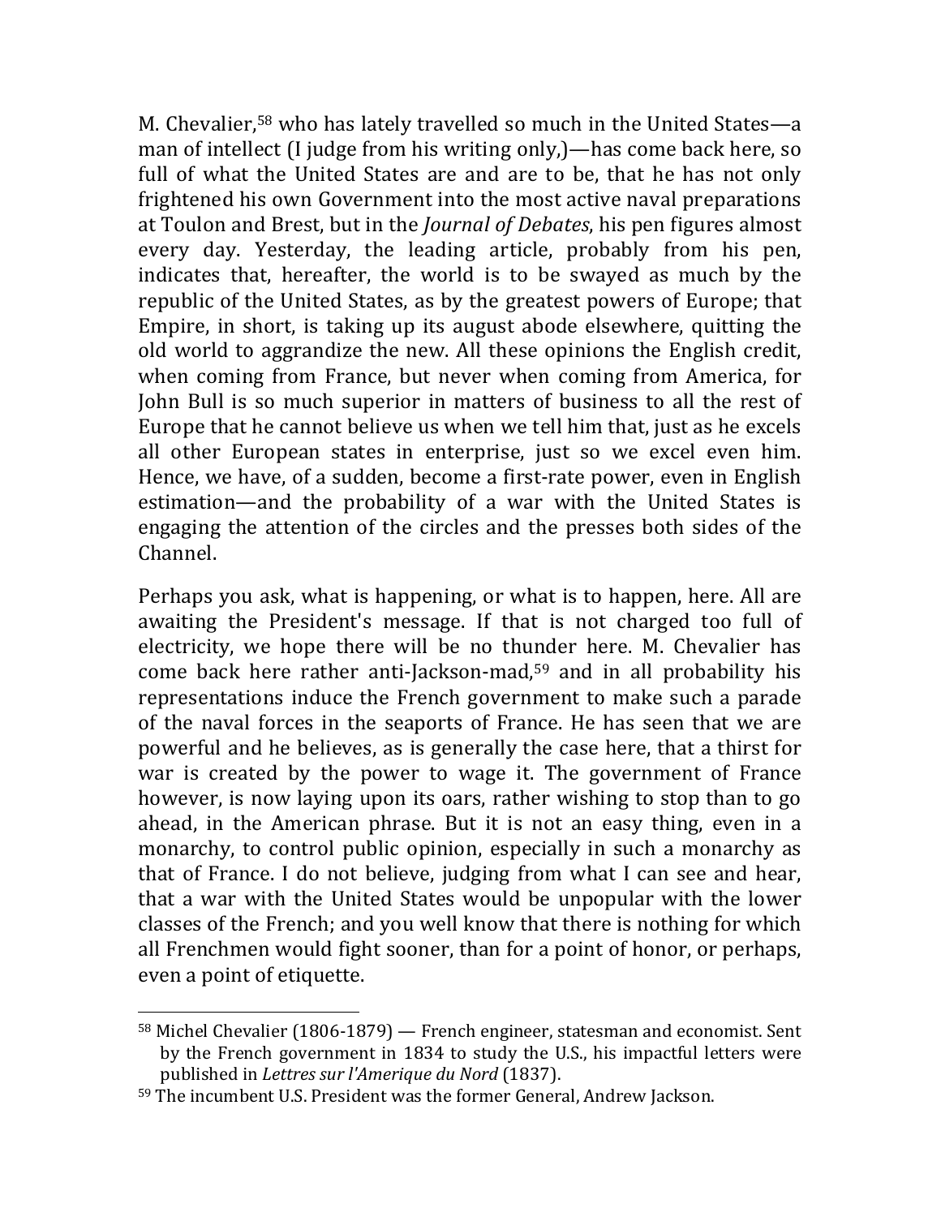M. Chevalier,[58] who has lately travelled so much in the United States—a man of intellect (I judge from his writing only,)—has come back here, so full of what the United States are and are to be, that he has not only frightened his own Government into the most active naval preparations at Toulon and Brest, but in the *Journal of Debates*, his pen figures almost every day. Yesterday, the leading article, probably from his pen, indicates that, hereafter, the world is to be swayed as much by the republic of the United States, as by the greatest powers of Europe; that Empire, in short, is taking up its august abode elsewhere, quitting the old world to aggrandize the new. All these opinions the English credit, when coming from France, but never when coming from America, for John Bull is so much superior in matters of business to all the rest of Europe that he cannot believe us when we tell him that, just as he excels all other European states in enterprise, just so we excel even him. Hence, we have, of a sudden, become a first-rate power, even in English estimation—and the probability of a war with the United States is engaging the attention of the circles and the presses both sides of the Channel.

Perhaps you ask, what is happening, or what is to happen, here. All are awaiting the President's message. If that is not charged too full of electricity, we hope there will be no thunder here. M. Chevalier has come back here rather anti-Jackson-mad,[59] and in all probability his representations induce the French government to make such a parade of the naval forces in the seaports of France. He has seen that we are powerful and he believes, as is generally the case here, that a thirst for war is created by the power to wage it. The government of France however, is now laying upon its oars, rather wishing to stop than to go ahead, in the American phrase. But it is not an easy thing, even in a monarchy, to control public opinion, especially in such a monarchy as that of France. I do not believe, judging from what I can see and hear, that a war with the United States would be unpopular with the lower classes of the French; and you well know that there is nothing for which all Frenchmen would fight sooner, than for a point of honor, or perhaps, even a point of etiquette.

---

[58] Michel Chevalier (1806-1879) — French engineer, statesman and economist. Sent by the French government in 1834 to study the U.S., his impactful letters were published in *Lettres sur l'Amerique du Nord* (1837).

[59] The incumbent U.S. President was the former General, Andrew Jackson.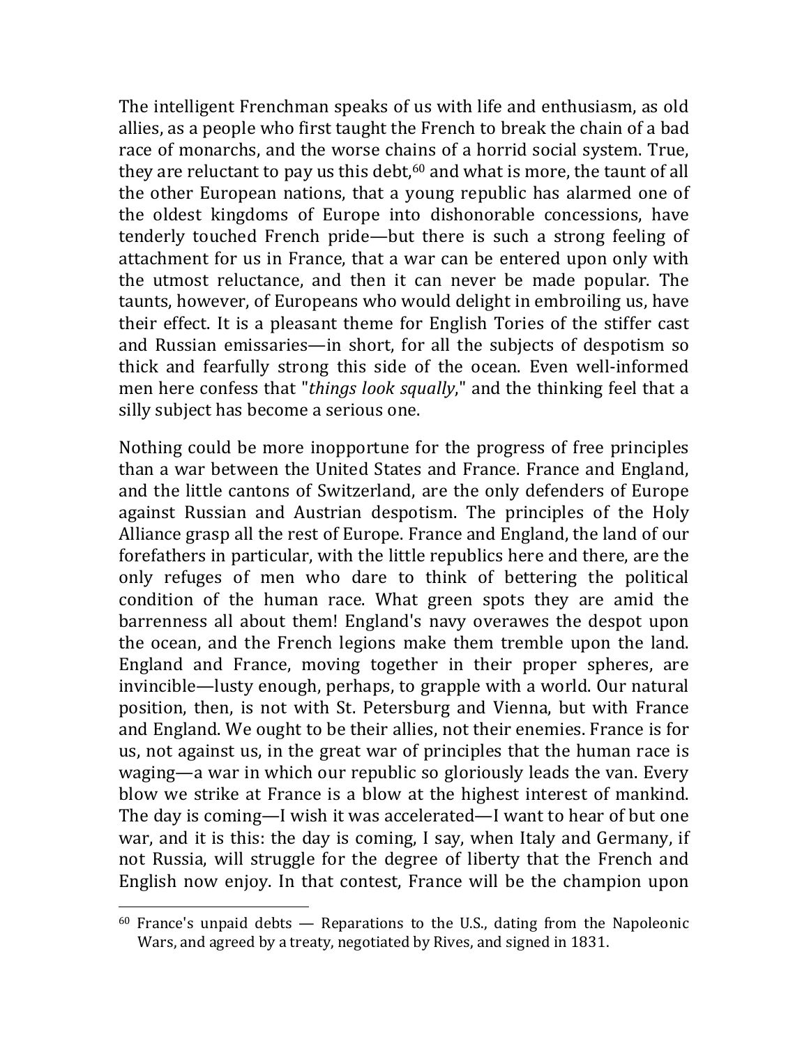The intelligent Frenchman speaks of us with life and enthusiasm, as old allies, as a people who first taught the French to break the chain of a bad race of monarchs, and the worse chains of a horrid social system. True, they are reluctant to pay us this debt,[60] and what is more, the taunt of all the other European nations, that a young republic has alarmed one of the oldest kingdoms of Europe into dishonorable concessions, have tenderly touched French pride—but there is such a strong feeling of attachment for us in France, that a war can be entered upon only with the utmost reluctance, and then it can never be made popular. The taunts, however, of Europeans who would delight in embroiling us, have their effect. It is a pleasant theme for English Tories of the stiffer cast and Russian emissaries—in short, for all the subjects of despotism so thick and fearfully strong this side of the ocean. Even well-informed men here confess that "*things look squally*," and the thinking feel that a silly subject has become a serious one.

Nothing could be more inopportune for the progress of free principles than a war between the United States and France. France and England, and the little cantons of Switzerland, are the only defenders of Europe against Russian and Austrian despotism. The principles of the Holy Alliance grasp all the rest of Europe. France and England, the land of our forefathers in particular, with the little republics here and there, are the only refuges of men who dare to think of bettering the political condition of the human race. What green spots they are amid the barrenness all about them! England's navy overawes the despot upon the ocean, and the French legions make them tremble upon the land. England and France, moving together in their proper spheres, are invincible—lusty enough, perhaps, to grapple with a world. Our natural position, then, is not with St. Petersburg and Vienna, but with France and England. We ought to be their allies, not their enemies. France is for us, not against us, in the great war of principles that the human race is waging—a war in which our republic so gloriously leads the van. Every blow we strike at France is a blow at the highest interest of mankind. The day is coming—I wish it was accelerated—I want to hear of but one war, and it is this: the day is coming, I say, when Italy and Germany, if not Russia, will struggle for the degree of liberty that the French and English now enjoy. In that contest, France will be the champion upon

[60] France's unpaid debts — Reparations to the U.S., dating from the Napoleonic Wars, and agreed by a treaty, negotiated by Rives, and signed in 1831.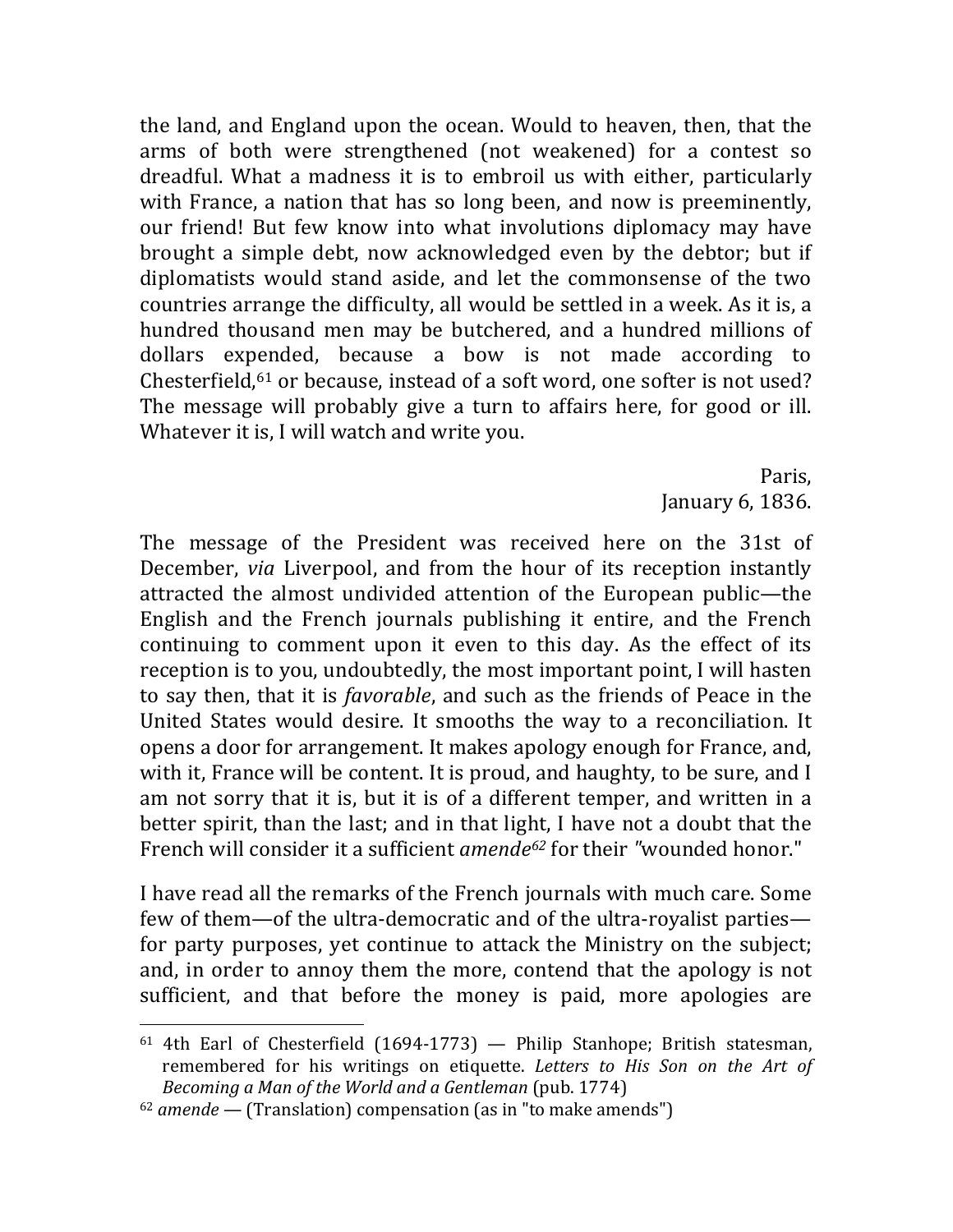the land, and England upon the ocean. Would to heaven, then, that the arms of both were strengthened (not weakened) for a contest so dreadful. What a madness it is to embroil us with either, particularly with France, a nation that has so long been, and now is preeminently, our friend! But few know into what involutions diplomacy may have brought a simple debt, now acknowledged even by the debtor; but if diplomatists would stand aside, and let the commonsense of the two countries arrange the difficulty, all would be settled in a week. As it is, a hundred thousand men may be butchered, and a hundred millions of dollars expended, because a bow is not made according to Chesterfield,[61] or because, instead of a soft word, one softer is not used? The message will probably give a turn to affairs here, for good or ill. Whatever it is, I will watch and write you.

Paris,
January 6, 1836.

The message of the President was received here on the 31st of December, *via* Liverpool, and from the hour of its reception instantly attracted the almost undivided attention of the European public—the English and the French journals publishing it entire, and the French continuing to comment upon it even to this day. As the effect of its reception is to you, undoubtedly, the most important point, I will hasten to say then, that it is *favorable*, and such as the friends of Peace in the United States would desire. It smooths the way to a reconciliation. It opens a door for arrangement. It makes apology enough for France, and, with it, France will be content. It is proud, and haughty, to be sure, and I am not sorry that it is, but it is of a different temper, and written in a better spirit, than the last; and in that light, I have not a doubt that the French will consider it a sufficient *amende*[62] for their "wounded honor."

I have read all the remarks of the French journals with much care. Some few of them—of the ultra-democratic and of the ultra-royalist parties—for party purposes, yet continue to attack the Ministry on the subject; and, in order to annoy them the more, contend that the apology is not sufficient, and that before the money is paid, more apologies are

---

[61] 4th Earl of Chesterfield (1694-1773) — Philip Stanhope; British statesman, remembered for his writings on etiquette. *Letters to His Son on the Art of Becoming a Man of the World and a Gentleman* (pub. 1774)

[62] *amende* — (Translation) compensation (as in "to make amends")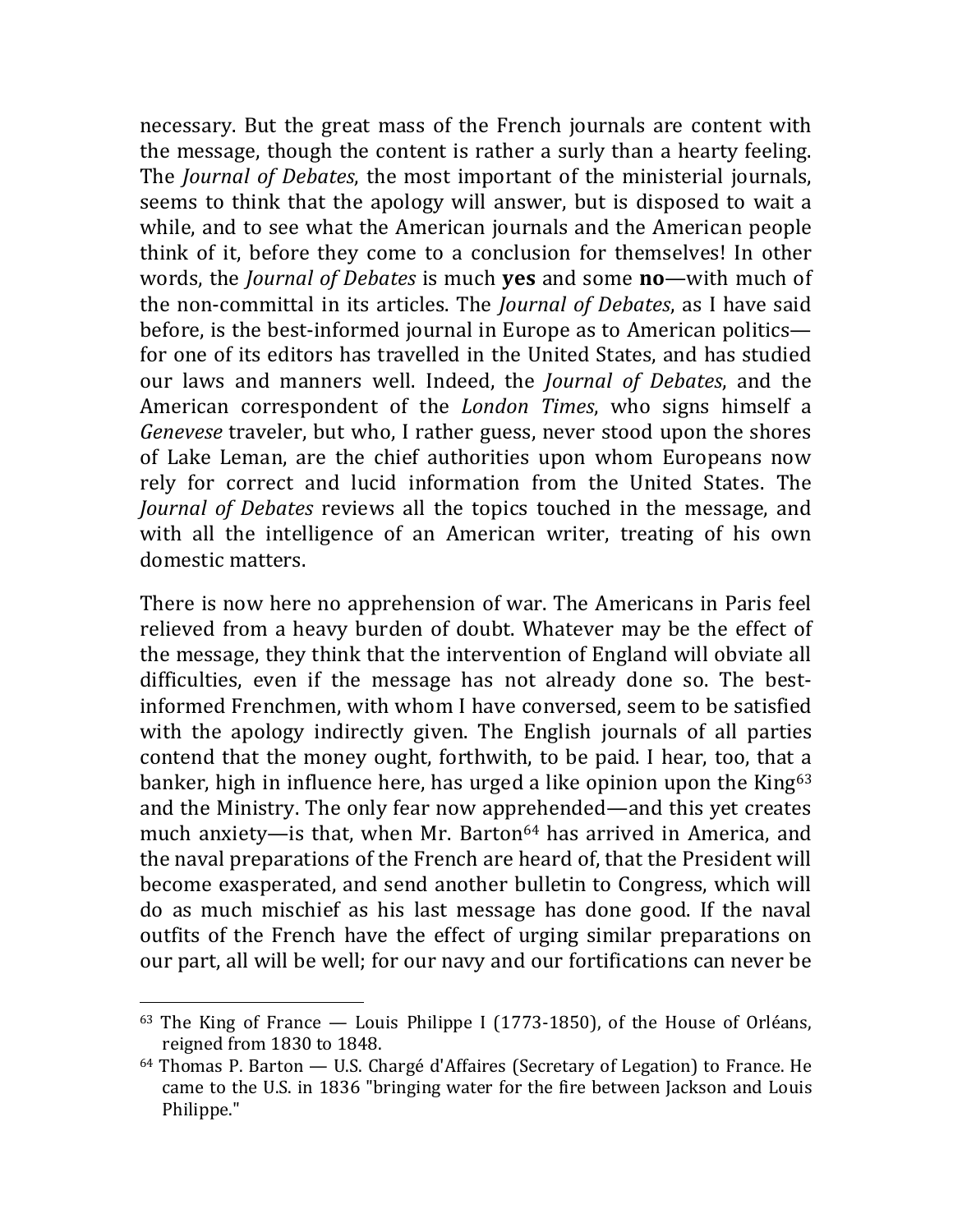necessary. But the great mass of the French journals are content with the message, though the content is rather a surly than a hearty feeling. The *Journal of Debates*, the most important of the ministerial journals, seems to think that the apology will answer, but is disposed to wait a while, and to see what the American journals and the American people think of it, before they come to a conclusion for themselves! In other words, the *Journal of Debates* is much **yes** and some **no**—with much of the non-committal in its articles. The *Journal of Debates*, as I have said before, is the best-informed journal in Europe as to American politics—for one of its editors has travelled in the United States, and has studied our laws and manners well. Indeed, the *Journal of Debates*, and the American correspondent of the *London Times*, who signs himself a *Genevese* traveler, but who, I rather guess, never stood upon the shores of Lake Leman, are the chief authorities upon whom Europeans now rely for correct and lucid information from the United States. The *Journal of Debates* reviews all the topics touched in the message, and with all the intelligence of an American writer, treating of his own domestic matters.

There is now here no apprehension of war. The Americans in Paris feel relieved from a heavy burden of doubt. Whatever may be the effect of the message, they think that the intervention of England will obviate all difficulties, even if the message has not already done so. The best-informed Frenchmen, with whom I have conversed, seem to be satisfied with the apology indirectly given. The English journals of all parties contend that the money ought, forthwith, to be paid. I hear, too, that a banker, high in influence here, has urged a like opinion upon the King[63] and the Ministry. The only fear now apprehended—and this yet creates much anxiety—is that, when Mr. Barton[64] has arrived in America, and the naval preparations of the French are heard of, that the President will become exasperated, and send another bulletin to Congress, which will do as much mischief as his last message has done good. If the naval outfits of the French have the effect of urging similar preparations on our part, all will be well; for our navy and our fortifications can never be

---

[63] The King of France — Louis Philippe I (1773-1850), of the House of Orléans, reigned from 1830 to 1848.

[64] Thomas P. Barton — U.S. Chargé d'Affaires (Secretary of Legation) to France. He came to the U.S. in 1836 "bringing water for the fire between Jackson and Louis Philippe."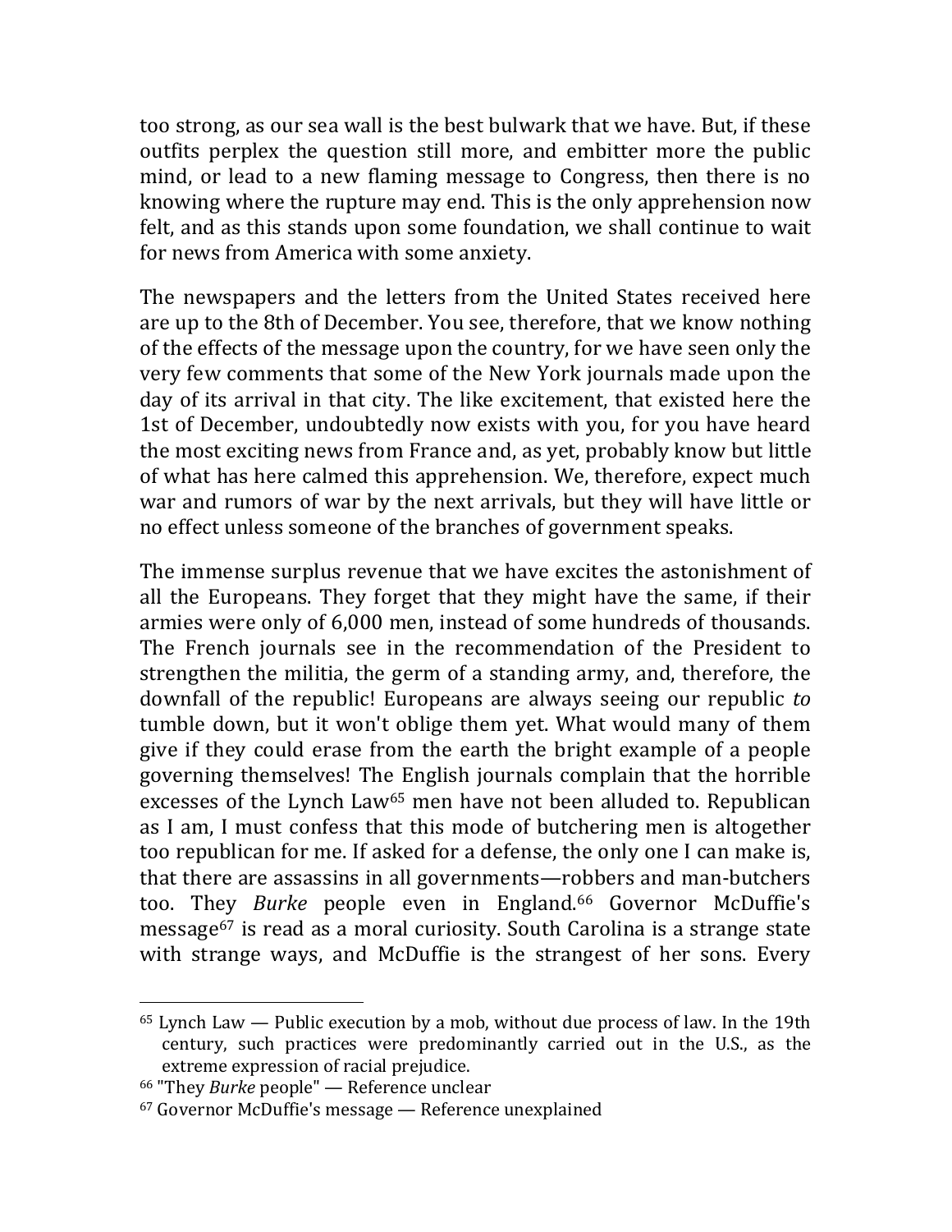too strong, as our sea wall is the best bulwark that we have. But, if these outfits perplex the question still more, and embitter more the public mind, or lead to a new flaming message to Congress, then there is no knowing where the rupture may end. This is the only apprehension now felt, and as this stands upon some foundation, we shall continue to wait for news from America with some anxiety.

The newspapers and the letters from the United States received here are up to the 8th of December. You see, therefore, that we know nothing of the effects of the message upon the country, for we have seen only the very few comments that some of the New York journals made upon the day of its arrival in that city. The like excitement, that existed here the 1st of December, undoubtedly now exists with you, for you have heard the most exciting news from France and, as yet, probably know but little of what has here calmed this apprehension. We, therefore, expect much war and rumors of war by the next arrivals, but they will have little or no effect unless someone of the branches of government speaks.

The immense surplus revenue that we have excites the astonishment of all the Europeans. They forget that they might have the same, if their armies were only of 6,000 men, instead of some hundreds of thousands. The French journals see in the recommendation of the President to strengthen the militia, the germ of a standing army, and, therefore, the downfall of the republic! Europeans are always seeing our republic *to* tumble down, but it won't oblige them yet. What would many of them give if they could erase from the earth the bright example of a people governing themselves! The English journals complain that the horrible excesses of the Lynch Law[65] men have not been alluded to. Republican as I am, I must confess that this mode of butchering men is altogether too republican for me. If asked for a defense, the only one I can make is, that there are assassins in all governments—robbers and man-butchers too. They *Burke* people even in England.[66] Governor McDuffie's message[67] is read as a moral curiosity. South Carolina is a strange state with strange ways, and McDuffie is the strangest of her sons. Every

---

[65] Lynch Law — Public execution by a mob, without due process of law. In the 19th century, such practices were predominantly carried out in the U.S., as the extreme expression of racial prejudice.

[66] "They *Burke* people" — Reference unclear

[67] Governor McDuffie's message — Reference unexplained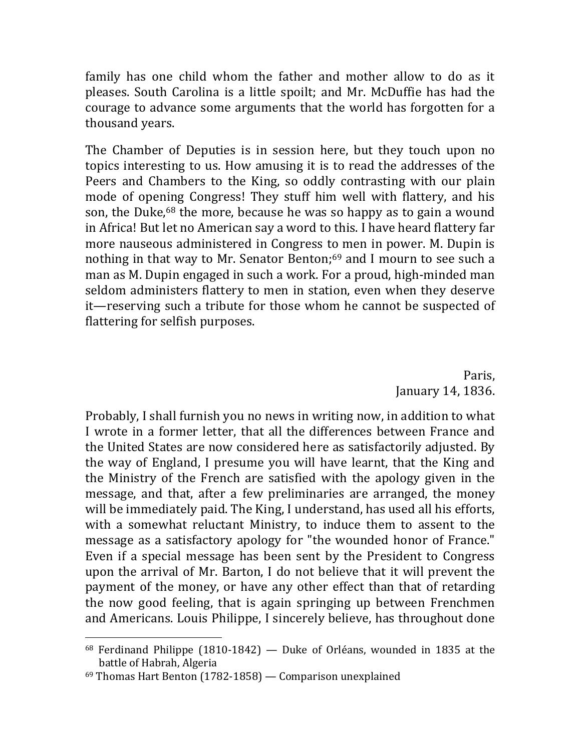family has one child whom the father and mother allow to do as it pleases. South Carolina is a little spoilt; and Mr. McDuffie has had the courage to advance some arguments that the world has forgotten for a thousand years.

The Chamber of Deputies is in session here, but they touch upon no topics interesting to us. How amusing it is to read the addresses of the Peers and Chambers to the King, so oddly contrasting with our plain mode of opening Congress! They stuff him well with flattery, and his son, the Duke,[68] the more, because he was so happy as to gain a wound in Africa! But let no American say a word to this. I have heard flattery far more nauseous administered in Congress to men in power. M. Dupin is nothing in that way to Mr. Senator Benton;[69] and I mourn to see such a man as M. Dupin engaged in such a work. For a proud, high-minded man seldom administers flattery to men in station, even when they deserve it—reserving such a tribute for those whom he cannot be suspected of flattering for selfish purposes.

Paris,
January 14, 1836.

Probably, I shall furnish you no news in writing now, in addition to what I wrote in a former letter, that all the differences between France and the United States are now considered here as satisfactorily adjusted. By the way of England, I presume you will have learnt, that the King and the Ministry of the French are satisfied with the apology given in the message, and that, after a few preliminaries are arranged, the money will be immediately paid. The King, I understand, has used all his efforts, with a somewhat reluctant Ministry, to induce them to assent to the message as a satisfactory apology for "the wounded honor of France." Even if a special message has been sent by the President to Congress upon the arrival of Mr. Barton, I do not believe that it will prevent the payment of the money, or have any other effect than that of retarding the now good feeling, that is again springing up between Frenchmen and Americans. Louis Philippe, I sincerely believe, has throughout done

---

[68] Ferdinand Philippe (1810-1842) — Duke of Orléans, wounded in 1835 at the battle of Habrah, Algeria

[69] Thomas Hart Benton (1782-1858) — Comparison unexplained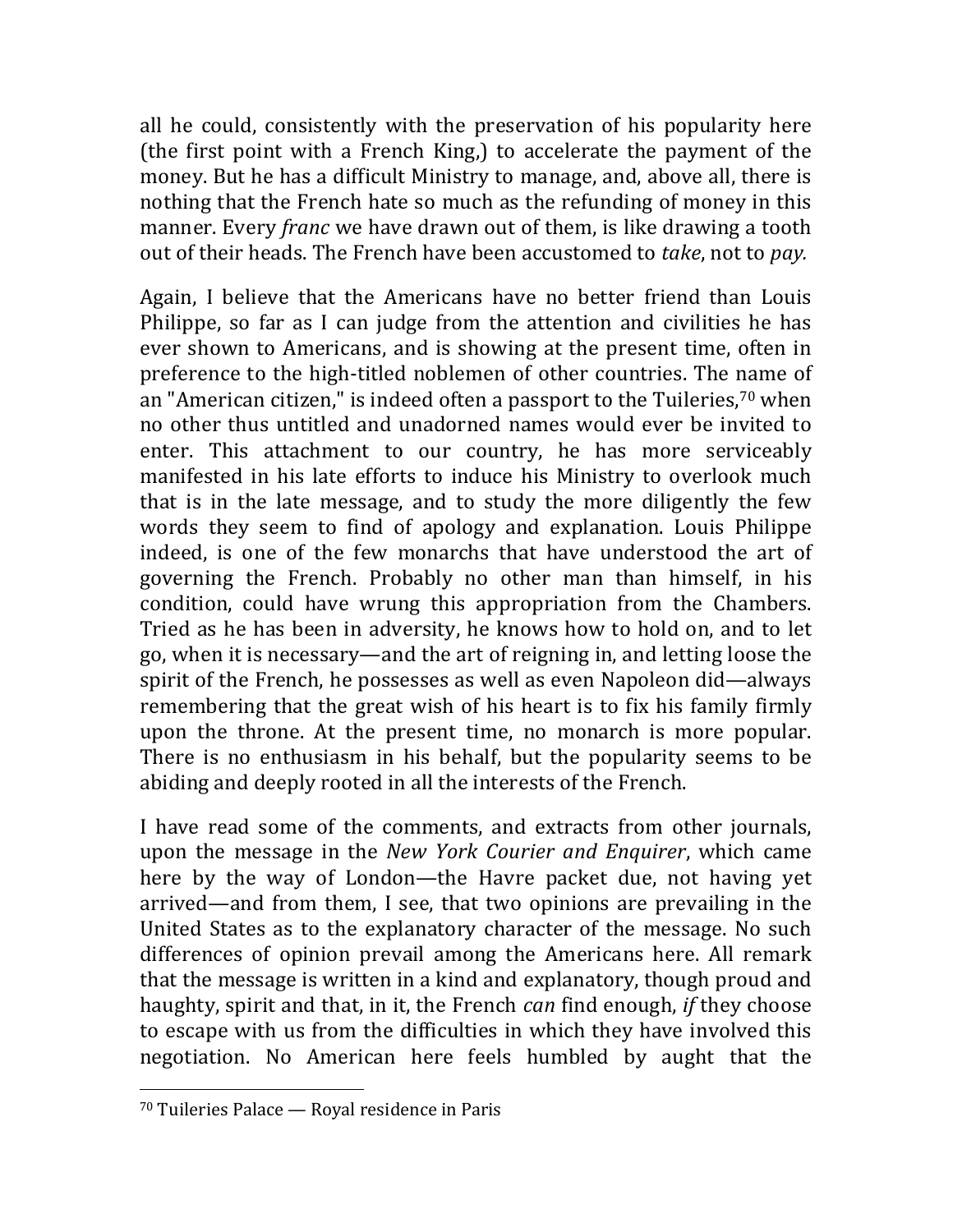all he could, consistently with the preservation of his popularity here (the first point with a French King,) to accelerate the payment of the money. But he has a difficult Ministry to manage, and, above all, there is nothing that the French hate so much as the refunding of money in this manner. Every *franc* we have drawn out of them, is like drawing a tooth out of their heads. The French have been accustomed to *take*, not to *pay.*

Again, I believe that the Americans have no better friend than Louis Philippe, so far as I can judge from the attention and civilities he has ever shown to Americans, and is showing at the present time, often in preference to the high-titled noblemen of other countries. The name of an "American citizen," is indeed often a passport to the Tuileries,[70] when no other thus untitled and unadorned names would ever be invited to enter. This attachment to our country, he has more serviceably manifested in his late efforts to induce his Ministry to overlook much that is in the late message, and to study the more diligently the few words they seem to find of apology and explanation. Louis Philippe indeed, is one of the few monarchs that have understood the art of governing the French. Probably no other man than himself, in his condition, could have wrung this appropriation from the Chambers. Tried as he has been in adversity, he knows how to hold on, and to let go, when it is necessary—and the art of reigning in, and letting loose the spirit of the French, he possesses as well as even Napoleon did—always remembering that the great wish of his heart is to fix his family firmly upon the throne. At the present time, no monarch is more popular. There is no enthusiasm in his behalf, but the popularity seems to be abiding and deeply rooted in all the interests of the French.

I have read some of the comments, and extracts from other journals, upon the message in the *New York Courier and Enquirer*, which came here by the way of London—the Havre packet due, not having yet arrived—and from them, I see, that two opinions are prevailing in the United States as to the explanatory character of the message. No such differences of opinion prevail among the Americans here. All remark that the message is written in a kind and explanatory, though proud and haughty, spirit and that, in it, the French *can* find enough, *if* they choose to escape with us from the difficulties in which they have involved this negotiation. No American here feels humbled by aught that the

[70] Tuileries Palace — Royal residence in Paris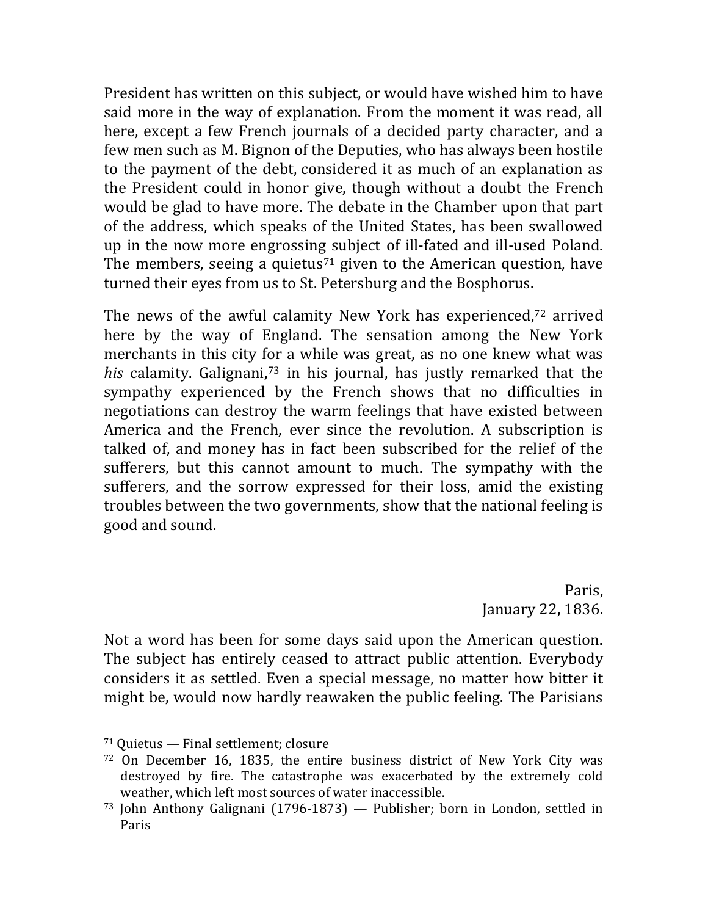President has written on this subject, or would have wished him to have said more in the way of explanation. From the moment it was read, all here, except a few French journals of a decided party character, and a few men such as M. Bignon of the Deputies, who has always been hostile to the payment of the debt, considered it as much of an explanation as the President could in honor give, though without a doubt the French would be glad to have more. The debate in the Chamber upon that part of the address, which speaks of the United States, has been swallowed up in the now more engrossing subject of ill-fated and ill-used Poland. The members, seeing a quietus[71] given to the American question, have turned their eyes from us to St. Petersburg and the Bosphorus.

The news of the awful calamity New York has experienced,[72] arrived here by the way of England. The sensation among the New York merchants in this city for a while was great, as no one knew what was *his* calamity. Galignani,[73] in his journal, has justly remarked that the sympathy experienced by the French shows that no difficulties in negotiations can destroy the warm feelings that have existed between America and the French, ever since the revolution. A subscription is talked of, and money has in fact been subscribed for the relief of the sufferers, but this cannot amount to much. The sympathy with the sufferers, and the sorrow expressed for their loss, amid the existing troubles between the two governments, show that the national feeling is good and sound.

Paris,
January 22, 1836.

Not a word has been for some days said upon the American question. The subject has entirely ceased to attract public attention. Everybody considers it as settled. Even a special message, no matter how bitter it might be, would now hardly reawaken the public feeling. The Parisians

---

[71] Quietus — Final settlement; closure

[72] On December 16, 1835, the entire business district of New York City was destroyed by fire. The catastrophe was exacerbated by the extremely cold weather, which left most sources of water inaccessible.

[73] John Anthony Galignani (1796-1873) — Publisher; born in London, settled in Paris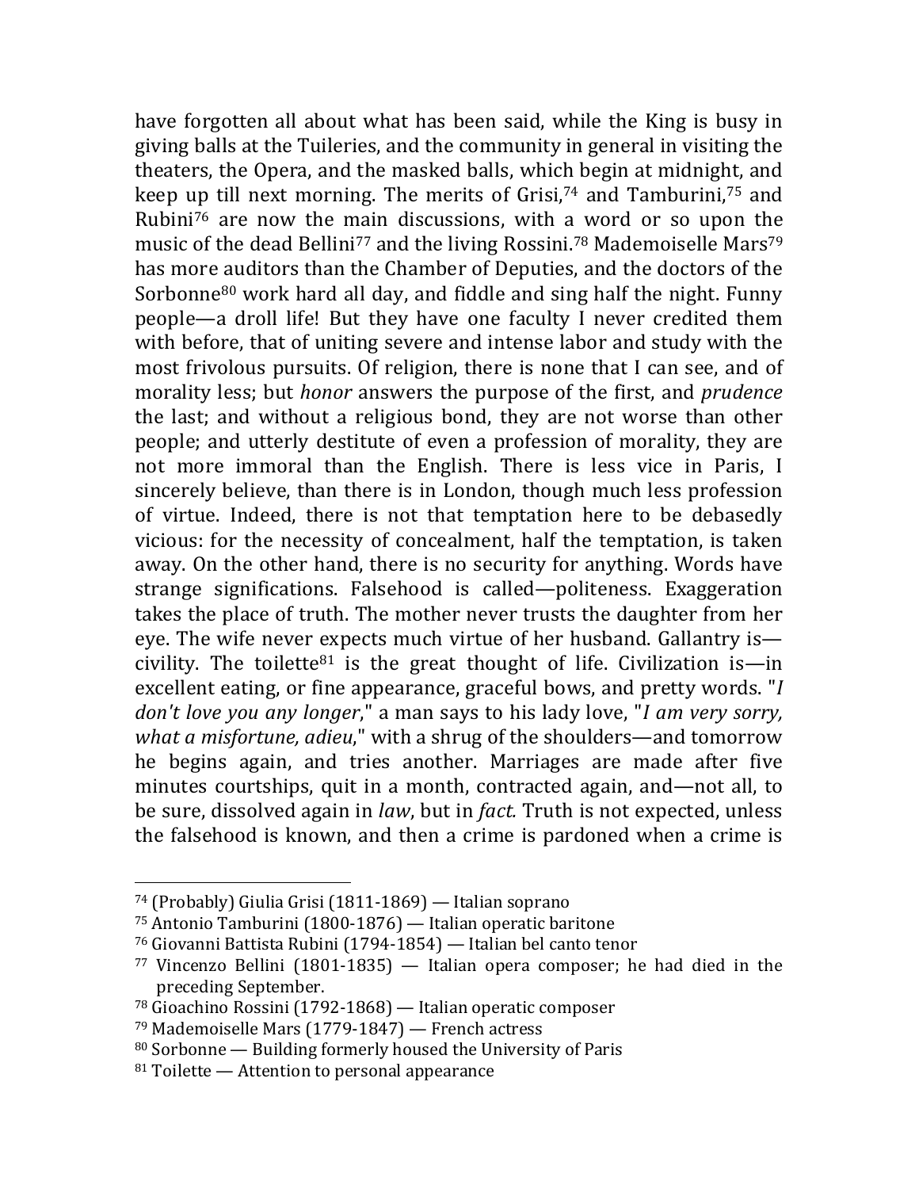have forgotten all about what has been said, while the King is busy in giving balls at the Tuileries, and the community in general in visiting the theaters, the Opera, and the masked balls, which begin at midnight, and keep up till next morning. The merits of Grisi,[74] and Tamburini,[75] and Rubini[76] are now the main discussions, with a word or so upon the music of the dead Bellini[77] and the living Rossini.[78] Mademoiselle Mars[79] has more auditors than the Chamber of Deputies, and the doctors of the Sorbonne[80] work hard all day, and fiddle and sing half the night. Funny people—a droll life! But they have one faculty I never credited them with before, that of uniting severe and intense labor and study with the most frivolous pursuits. Of religion, there is none that I can see, and of morality less; but *honor* answers the purpose of the first, and *prudence* the last; and without a religious bond, they are not worse than other people; and utterly destitute of even a profession of morality, they are not more immoral than the English. There is less vice in Paris, I sincerely believe, than there is in London, though much less profession of virtue. Indeed, there is not that temptation here to be debasedly vicious: for the necessity of concealment, half the temptation, is taken away. On the other hand, there is no security for anything. Words have strange significations. Falsehood is called—politeness. Exaggeration takes the place of truth. The mother never trusts the daughter from her eye. The wife never expects much virtue of her husband. Gallantry is—civility. The toilette[81] is the great thought of life. Civilization is—in excellent eating, or fine appearance, graceful bows, and pretty words. "*I don't love you any longer*," a man says to his lady love, "*I am very sorry, what a misfortune, adieu*," with a shrug of the shoulders—and tomorrow he begins again, and tries another. Marriages are made after five minutes courtships, quit in a month, contracted again, and—not all, to be sure, dissolved again in *law*, but in *fact.* Truth is not expected, unless the falsehood is known, and then a crime is pardoned when a crime is

---

[74] (Probably) Giulia Grisi (1811-1869) — Italian soprano

[75] Antonio Tamburini (1800-1876) — Italian operatic baritone

[76] Giovanni Battista Rubini (1794-1854) — Italian bel canto tenor

[77] Vincenzo Bellini (1801-1835) — Italian opera composer; he had died in the preceding September.

[78] Gioachino Rossini (1792-1868) — Italian operatic composer

[79] Mademoiselle Mars (1779-1847) — French actress

[80] Sorbonne — Building formerly housed the University of Paris

[81] Toilette — Attention to personal appearance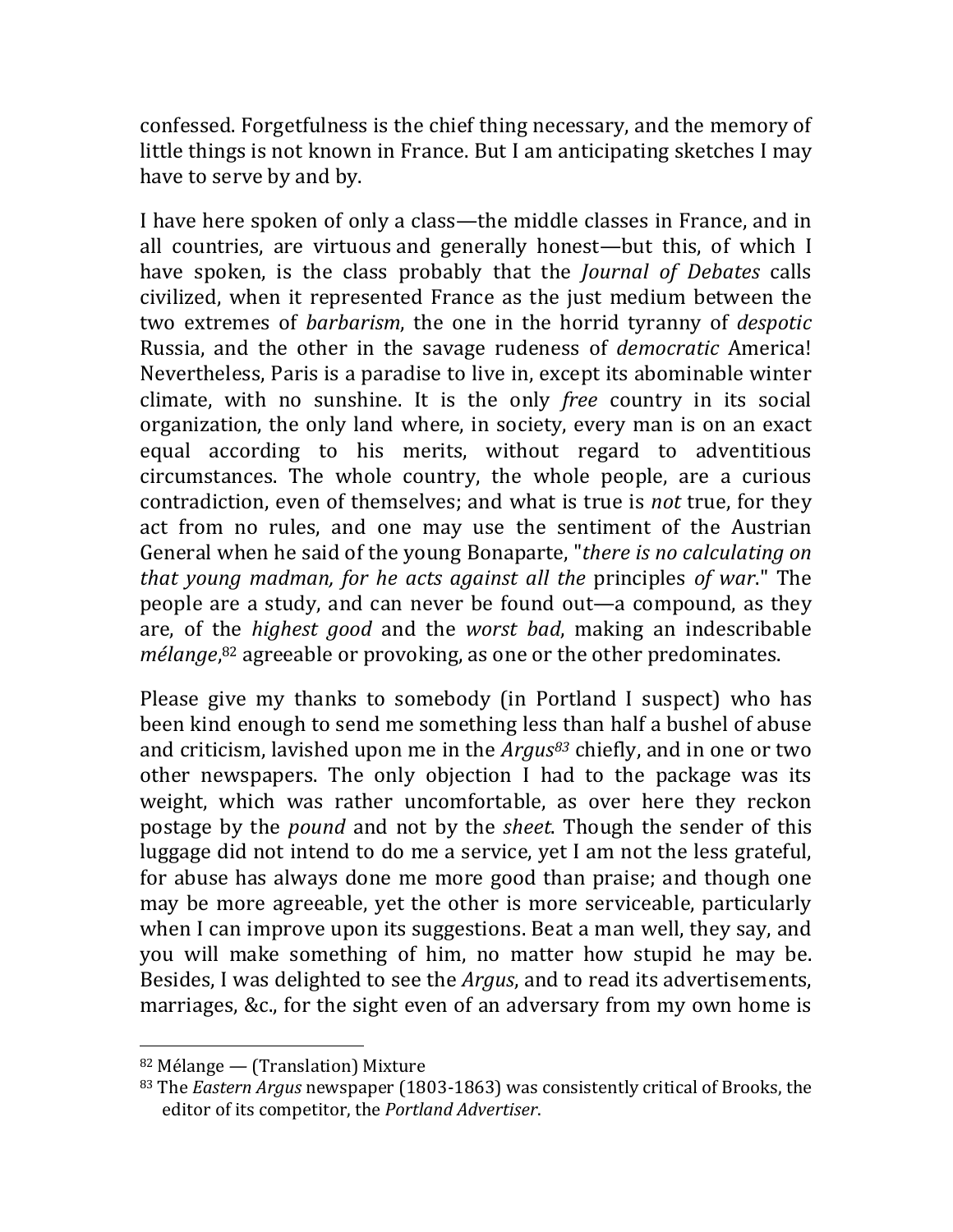confessed. Forgetfulness is the chief thing necessary, and the memory of little things is not known in France. But I am anticipating sketches I may have to serve by and by.

I have here spoken of only a class—the middle classes in France, and in all countries, are virtuous and generally honest—but this, of which I have spoken, is the class probably that the *Journal of Debates* calls civilized, when it represented France as the just medium between the two extremes of *barbarism*, the one in the horrid tyranny of *despotic* Russia, and the other in the savage rudeness of *democratic* America! Nevertheless, Paris is a paradise to live in, except its abominable winter climate, with no sunshine. It is the only *free* country in its social organization, the only land where, in society, every man is on an exact equal according to his merits, without regard to adventitious circumstances. The whole country, the whole people, are a curious contradiction, even of themselves; and what is true is *not* true, for they act from no rules, and one may use the sentiment of the Austrian General when he said of the young Bonaparte, "*there is no calculating on that young madman, for he acts against all the* principles *of war*." The people are a study, and can never be found out—a compound, as they are, of the *highest good* and the *worst bad*, making an indescribable *mélange*,[82] agreeable or provoking, as one or the other predominates.

Please give my thanks to somebody (in Portland I suspect) who has been kind enough to send me something less than half a bushel of abuse and criticism, lavished upon me in the *Argus*[83] chiefly, and in one or two other newspapers. The only objection I had to the package was its weight, which was rather uncomfortable, as over here they reckon postage by the *pound* and not by the *sheet*. Though the sender of this luggage did not intend to do me a service, yet I am not the less grateful, for abuse has always done me more good than praise; and though one may be more agreeable, yet the other is more serviceable, particularly when I can improve upon its suggestions. Beat a man well, they say, and you will make something of him, no matter how stupid he may be. Besides, I was delighted to see the *Argus*, and to read its advertisements, marriages, &c., for the sight even of an adversary from my own home is

---

[82] Mélange — (Translation) Mixture

[83] The *Eastern Argus* newspaper (1803-1863) was consistently critical of Brooks, the editor of its competitor, the *Portland Advertiser*.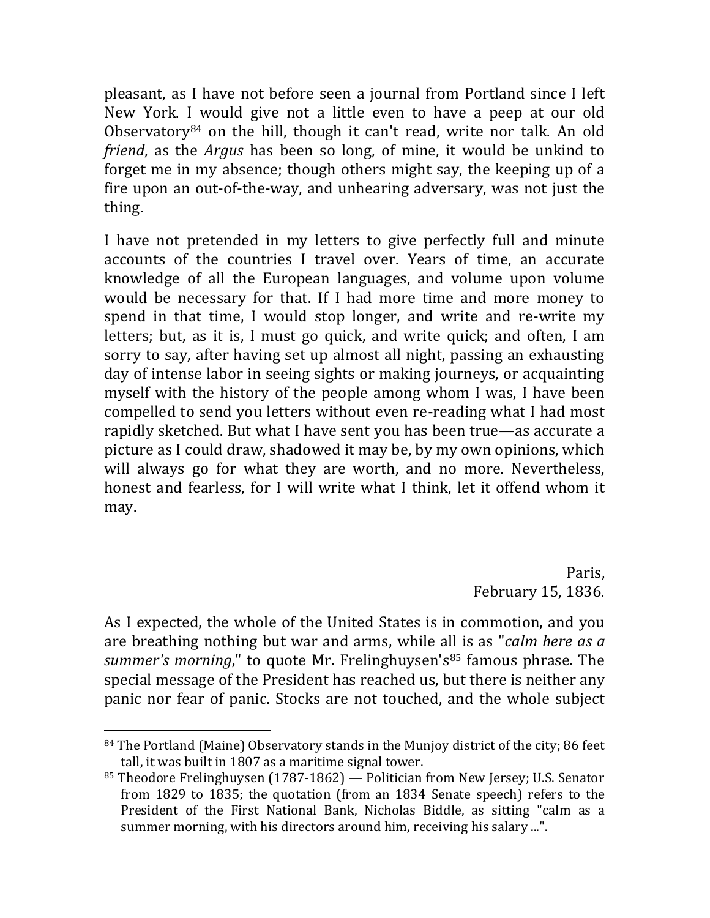pleasant, as I have not before seen a journal from Portland since I left New York. I would give not a little even to have a peep at our old Observatory[84] on the hill, though it can't read, write nor talk. An old *friend*, as the *Argus* has been so long, of mine, it would be unkind to forget me in my absence; though others might say, the keeping up of a fire upon an out-of-the-way, and unhearing adversary, was not just the thing.

I have not pretended in my letters to give perfectly full and minute accounts of the countries I travel over. Years of time, an accurate knowledge of all the European languages, and volume upon volume would be necessary for that. If I had more time and more money to spend in that time, I would stop longer, and write and re-write my letters; but, as it is, I must go quick, and write quick; and often, I am sorry to say, after having set up almost all night, passing an exhausting day of intense labor in seeing sights or making journeys, or acquainting myself with the history of the people among whom I was, I have been compelled to send you letters without even re-reading what I had most rapidly sketched. But what I have sent you has been true—as accurate a picture as I could draw, shadowed it may be, by my own opinions, which will always go for what they are worth, and no more. Nevertheless, honest and fearless, for I will write what I think, let it offend whom it may.

Paris,
February 15, 1836.

As I expected, the whole of the United States is in commotion, and you are breathing nothing but war and arms, while all is as "*calm here as a summer's morning*," to quote Mr. Frelinghuysen's[85] famous phrase. The special message of the President has reached us, but there is neither any panic nor fear of panic. Stocks are not touched, and the whole subject

---

[84] The Portland (Maine) Observatory stands in the Munjoy district of the city; 86 feet tall, it was built in 1807 as a maritime signal tower.

[85] Theodore Frelinghuysen (1787-1862) — Politician from New Jersey; U.S. Senator from 1829 to 1835; the quotation (from an 1834 Senate speech) refers to the President of the First National Bank, Nicholas Biddle, as sitting "calm as a summer morning, with his directors around him, receiving his salary ...".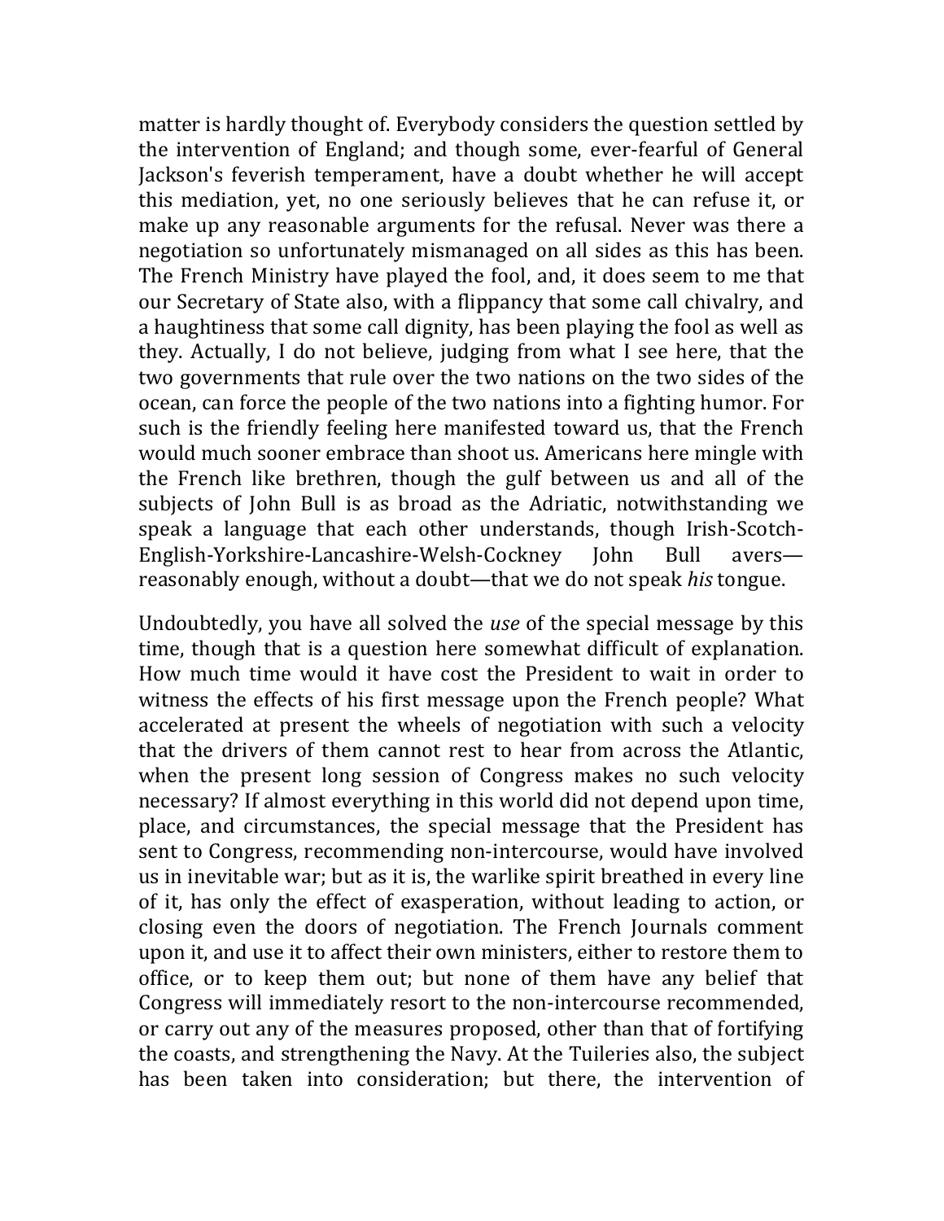matter is hardly thought of. Everybody considers the question settled by the intervention of England; and though some, ever-fearful of General Jackson's feverish temperament, have a doubt whether he will accept this mediation, yet, no one seriously believes that he can refuse it, or make up any reasonable arguments for the refusal. Never was there a negotiation so unfortunately mismanaged on all sides as this has been. The French Ministry have played the fool, and, it does seem to me that our Secretary of State also, with a flippancy that some call chivalry, and a haughtiness that some call dignity, has been playing the fool as well as they. Actually, I do not believe, judging from what I see here, that the two governments that rule over the two nations on the two sides of the ocean, can force the people of the two nations into a fighting humor. For such is the friendly feeling here manifested toward us, that the French would much sooner embrace than shoot us. Americans here mingle with the French like brethren, though the gulf between us and all of the subjects of John Bull is as broad as the Adriatic, notwithstanding we speak a language that each other understands, though Irish-Scotch-English-Yorkshire-Lancashire-Welsh-Cockney John Bull avers—reasonably enough, without a doubt—that we do not speak *his* tongue.

Undoubtedly, you have all solved the *use* of the special message by this time, though that is a question here somewhat difficult of explanation. How much time would it have cost the President to wait in order to witness the effects of his first message upon the French people? What accelerated at present the wheels of negotiation with such a velocity that the drivers of them cannot rest to hear from across the Atlantic, when the present long session of Congress makes no such velocity necessary? If almost everything in this world did not depend upon time, place, and circumstances, the special message that the President has sent to Congress, recommending non-intercourse, would have involved us in inevitable war; but as it is, the warlike spirit breathed in every line of it, has only the effect of exasperation, without leading to action, or closing even the doors of negotiation. The French Journals comment upon it, and use it to affect their own ministers, either to restore them to office, or to keep them out; but none of them have any belief that Congress will immediately resort to the non-intercourse recommended, or carry out any of the measures proposed, other than that of fortifying the coasts, and strengthening the Navy. At the Tuileries also, the subject has been taken into consideration; but there, the intervention of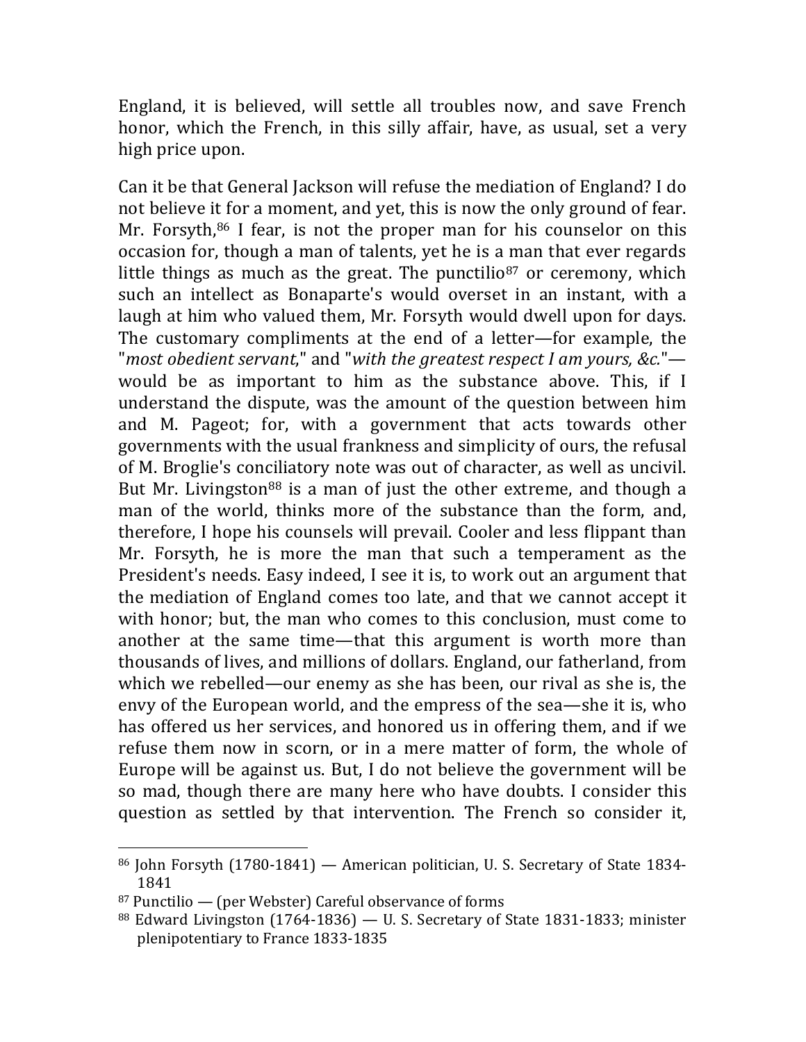England, it is believed, will settle all troubles now, and save French honor, which the French, in this silly affair, have, as usual, set a very high price upon.

Can it be that General Jackson will refuse the mediation of England? I do not believe it for a moment, and yet, this is now the only ground of fear. Mr. Forsyth,[86] I fear, is not the proper man for his counselor on this occasion for, though a man of talents, yet he is a man that ever regards little things as much as the great. The punctilio[87] or ceremony, which such an intellect as Bonaparte's would overset in an instant, with a laugh at him who valued them, Mr. Forsyth would dwell upon for days. The customary compliments at the end of a letter—for example, the "*most obedient servant*," and "*with the greatest respect I am yours, &c.*"—would be as important to him as the substance above. This, if I understand the dispute, was the amount of the question between him and M. Pageot; for, with a government that acts towards other governments with the usual frankness and simplicity of ours, the refusal of M. Broglie's conciliatory note was out of character, as well as uncivil. But Mr. Livingston[88] is a man of just the other extreme, and though a man of the world, thinks more of the substance than the form, and, therefore, I hope his counsels will prevail. Cooler and less flippant than Mr. Forsyth, he is more the man that such a temperament as the President's needs. Easy indeed, I see it is, to work out an argument that the mediation of England comes too late, and that we cannot accept it with honor; but, the man who comes to this conclusion, must come to another at the same time—that this argument is worth more than thousands of lives, and millions of dollars. England, our fatherland, from which we rebelled—our enemy as she has been, our rival as she is, the envy of the European world, and the empress of the sea—she it is, who has offered us her services, and honored us in offering them, and if we refuse them now in scorn, or in a mere matter of form, the whole of Europe will be against us. But, I do not believe the government will be so mad, though there are many here who have doubts. I consider this question as settled by that intervention. The French so consider it,

---

[86] John Forsyth (1780-1841) — American politician, U. S. Secretary of State 1834-1841

[87] Punctilio — (per Webster) Careful observance of forms

[88] Edward Livingston (1764-1836) — U. S. Secretary of State 1831-1833; minister plenipotentiary to France 1833-1835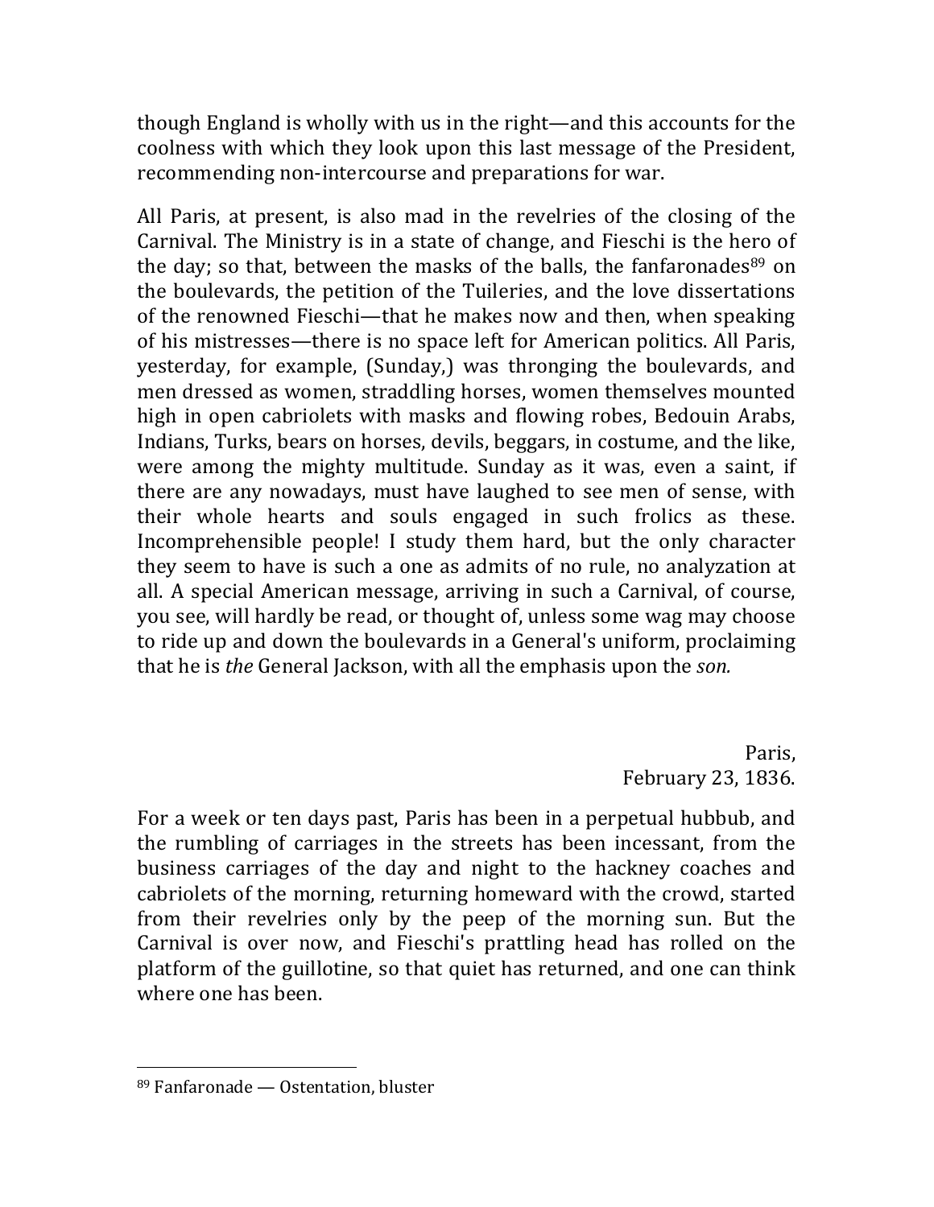though England is wholly with us in the right—and this accounts for the coolness with which they look upon this last message of the President, recommending non-intercourse and preparations for war.

All Paris, at present, is also mad in the revelries of the closing of the Carnival. The Ministry is in a state of change, and Fieschi is the hero of the day; so that, between the masks of the balls, the fanfaronades[89] on the boulevards, the petition of the Tuileries, and the love dissertations of the renowned Fieschi—that he makes now and then, when speaking of his mistresses—there is no space left for American politics. All Paris, yesterday, for example, (Sunday,) was thronging the boulevards, and men dressed as women, straddling horses, women themselves mounted high in open cabriolets with masks and flowing robes, Bedouin Arabs, Indians, Turks, bears on horses, devils, beggars, in costume, and the like, were among the mighty multitude. Sunday as it was, even a saint, if there are any nowadays, must have laughed to see men of sense, with their whole hearts and souls engaged in such frolics as these. Incomprehensible people! I study them hard, but the only character they seem to have is such a one as admits of no rule, no analyzation at all. A special American message, arriving in such a Carnival, of course, you see, will hardly be read, or thought of, unless some wag may choose to ride up and down the boulevards in a General's uniform, proclaiming that he is *the* General Jackson, with all the emphasis upon the *son.*

Paris,
February 23, 1836.

For a week or ten days past, Paris has been in a perpetual hubbub, and the rumbling of carriages in the streets has been incessant, from the business carriages of the day and night to the hackney coaches and cabriolets of the morning, returning homeward with the crowd, started from their revelries only by the peep of the morning sun. But the Carnival is over now, and Fieschi's prattling head has rolled on the platform of the guillotine, so that quiet has returned, and one can think where one has been.

---

[89] Fanfaronade — Ostentation, bluster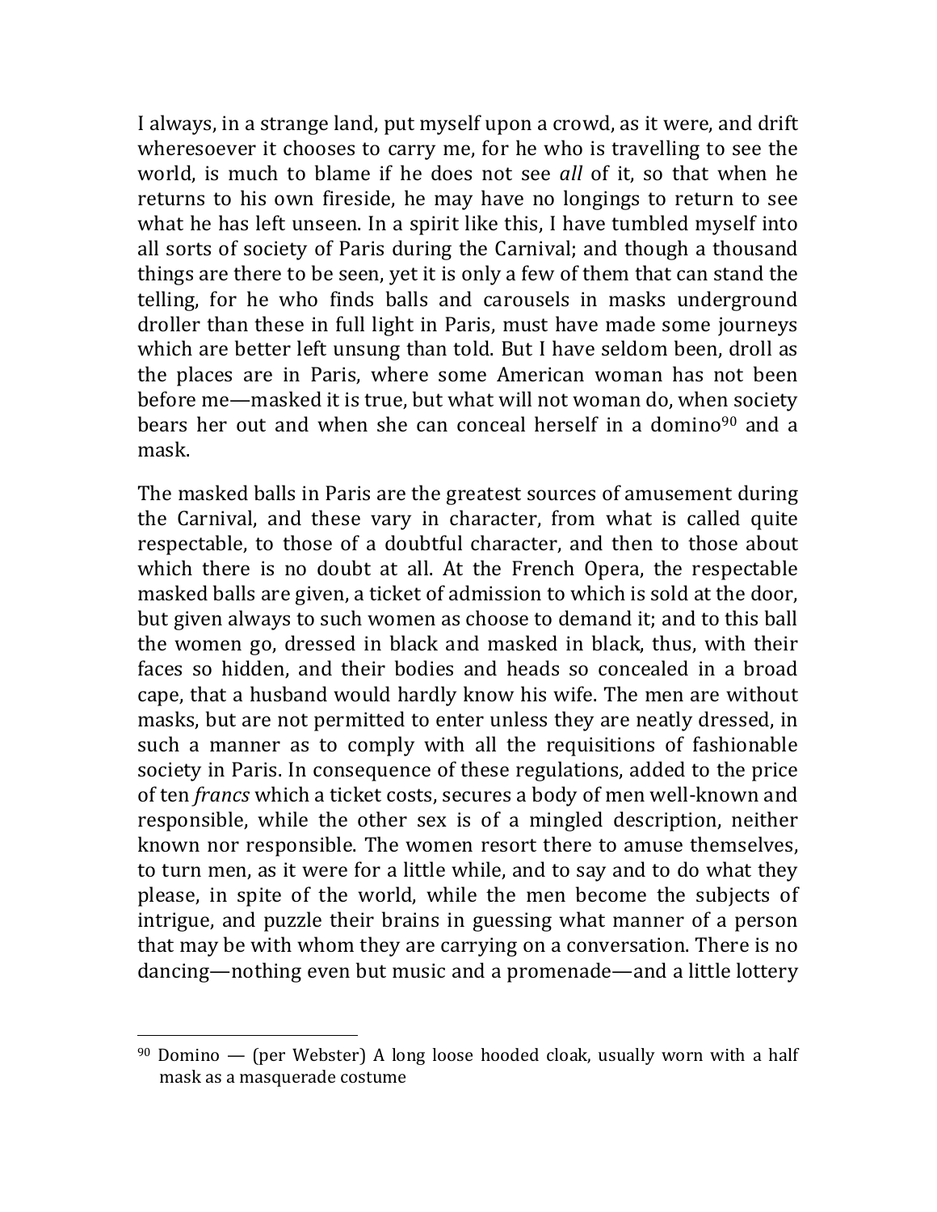I always, in a strange land, put myself upon a crowd, as it were, and drift wheresoever it chooses to carry me, for he who is travelling to see the world, is much to blame if he does not see *all* of it, so that when he returns to his own fireside, he may have no longings to return to see what he has left unseen. In a spirit like this, I have tumbled myself into all sorts of society of Paris during the Carnival; and though a thousand things are there to be seen, yet it is only a few of them that can stand the telling, for he who finds balls and carousels in masks underground droller than these in full light in Paris, must have made some journeys which are better left unsung than told. But I have seldom been, droll as the places are in Paris, where some American woman has not been before me—masked it is true, but what will not woman do, when society bears her out and when she can conceal herself in a domino[90] and a mask.

The masked balls in Paris are the greatest sources of amusement during the Carnival, and these vary in character, from what is called quite respectable, to those of a doubtful character, and then to those about which there is no doubt at all. At the French Opera, the respectable masked balls are given, a ticket of admission to which is sold at the door, but given always to such women as choose to demand it; and to this ball the women go, dressed in black and masked in black, thus, with their faces so hidden, and their bodies and heads so concealed in a broad cape, that a husband would hardly know his wife. The men are without masks, but are not permitted to enter unless they are neatly dressed, in such a manner as to comply with all the requisitions of fashionable society in Paris. In consequence of these regulations, added to the price of ten *francs* which a ticket costs, secures a body of men well-known and responsible, while the other sex is of a mingled description, neither known nor responsible. The women resort there to amuse themselves, to turn men, as it were for a little while, and to say and to do what they please, in spite of the world, while the men become the subjects of intrigue, and puzzle their brains in guessing what manner of a person that may be with whom they are carrying on a conversation. There is no dancing—nothing even but music and a promenade—and a little lottery

---

[90] Domino — (per Webster) A long loose hooded cloak, usually worn with a half mask as a masquerade costume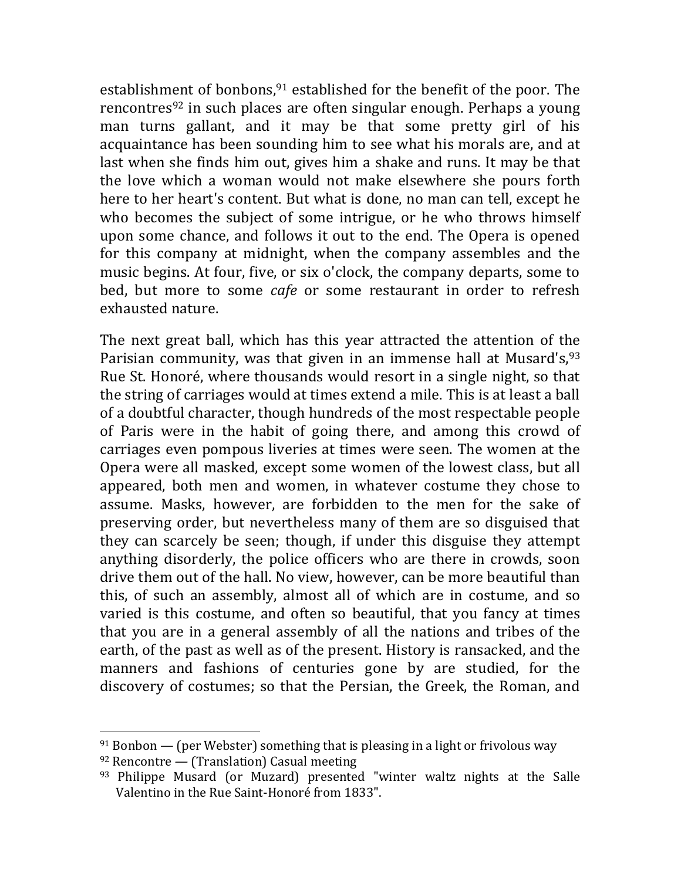establishment of bonbons,[91] established for the benefit of the poor. The rencontres[92] in such places are often singular enough. Perhaps a young man turns gallant, and it may be that some pretty girl of his acquaintance has been sounding him to see what his morals are, and at last when she finds him out, gives him a shake and runs. It may be that the love which a woman would not make elsewhere she pours forth here to her heart's content. But what is done, no man can tell, except he who becomes the subject of some intrigue, or he who throws himself upon some chance, and follows it out to the end. The Opera is opened for this company at midnight, when the company assembles and the music begins. At four, five, or six o'clock, the company departs, some to bed, but more to some *cafe* or some restaurant in order to refresh exhausted nature.

The next great ball, which has this year attracted the attention of the Parisian community, was that given in an immense hall at Musard's,[93] Rue St. Honoré, where thousands would resort in a single night, so that the string of carriages would at times extend a mile. This is at least a ball of a doubtful character, though hundreds of the most respectable people of Paris were in the habit of going there, and among this crowd of carriages even pompous liveries at times were seen. The women at the Opera were all masked, except some women of the lowest class, but all appeared, both men and women, in whatever costume they chose to assume. Masks, however, are forbidden to the men for the sake of preserving order, but nevertheless many of them are so disguised that they can scarcely be seen; though, if under this disguise they attempt anything disorderly, the police officers who are there in crowds, soon drive them out of the hall. No view, however, can be more beautiful than this, of such an assembly, almost all of which are in costume, and so varied is this costume, and often so beautiful, that you fancy at times that you are in a general assembly of all the nations and tribes of the earth, of the past as well as of the present. History is ransacked, and the manners and fashions of centuries gone by are studied, for the discovery of costumes; so that the Persian, the Greek, the Roman, and

---

[91] Bonbon — (per Webster) something that is pleasing in a light or frivolous way

[92] Rencontre — (Translation) Casual meeting

[93] Philippe Musard (or Muzard) presented "winter waltz nights at the Salle Valentino in the Rue Saint-Honoré from 1833".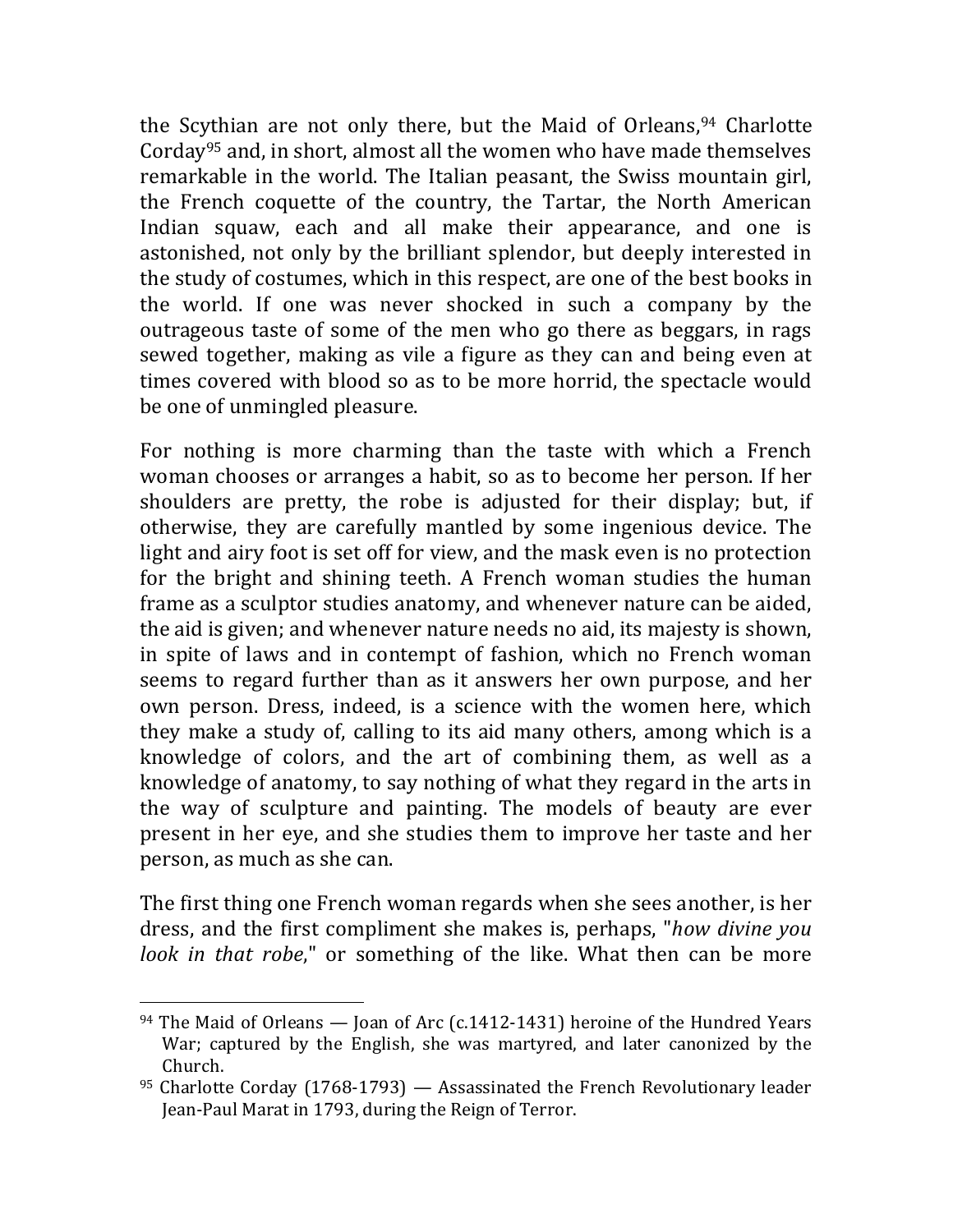the Scythian are not only there, but the Maid of Orleans,[94] Charlotte Corday[95] and, in short, almost all the women who have made themselves remarkable in the world. The Italian peasant, the Swiss mountain girl, the French coquette of the country, the Tartar, the North American Indian squaw, each and all make their appearance, and one is astonished, not only by the brilliant splendor, but deeply interested in the study of costumes, which in this respect, are one of the best books in the world. If one was never shocked in such a company by the outrageous taste of some of the men who go there as beggars, in rags sewed together, making as vile a figure as they can and being even at times covered with blood so as to be more horrid, the spectacle would be one of unmingled pleasure.

For nothing is more charming than the taste with which a French woman chooses or arranges a habit, so as to become her person. If her shoulders are pretty, the robe is adjusted for their display; but, if otherwise, they are carefully mantled by some ingenious device. The light and airy foot is set off for view, and the mask even is no protection for the bright and shining teeth. A French woman studies the human frame as a sculptor studies anatomy, and whenever nature can be aided, the aid is given; and whenever nature needs no aid, its majesty is shown, in spite of laws and in contempt of fashion, which no French woman seems to regard further than as it answers her own purpose, and her own person. Dress, indeed, is a science with the women here, which they make a study of, calling to its aid many others, among which is a knowledge of colors, and the art of combining them, as well as a knowledge of anatomy, to say nothing of what they regard in the arts in the way of sculpture and painting. The models of beauty are ever present in her eye, and she studies them to improve her taste and her person, as much as she can.

The first thing one French woman regards when she sees another, is her dress, and the first compliment she makes is, perhaps, "*how divine you look in that robe*," or something of the like. What then can be more

---

[94] The Maid of Orleans — Joan of Arc (c.1412-1431) heroine of the Hundred Years War; captured by the English, she was martyred, and later canonized by the Church.

[95] Charlotte Corday (1768-1793) — Assassinated the French Revolutionary leader Jean-Paul Marat in 1793, during the Reign of Terror.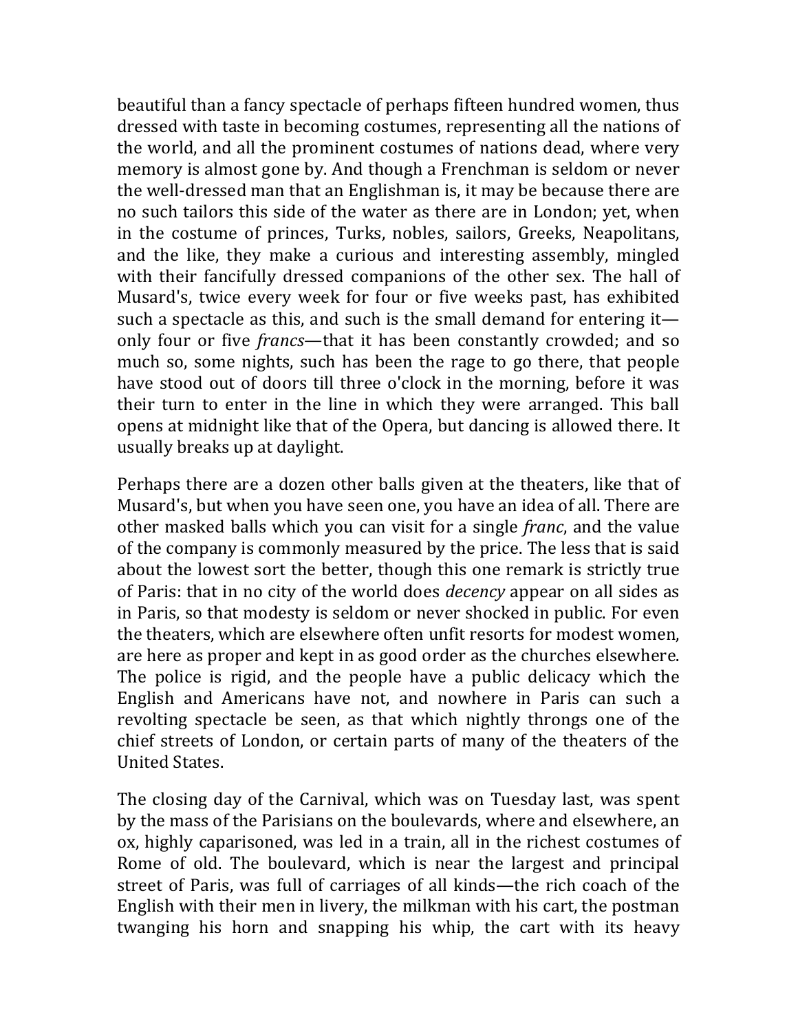beautiful than a fancy spectacle of perhaps fifteen hundred women, thus dressed with taste in becoming costumes, representing all the nations of the world, and all the prominent costumes of nations dead, where very memory is almost gone by. And though a Frenchman is seldom or never the well-dressed man that an Englishman is, it may be because there are no such tailors this side of the water as there are in London; yet, when in the costume of princes, Turks, nobles, sailors, Greeks, Neapolitans, and the like, they make a curious and interesting assembly, mingled with their fancifully dressed companions of the other sex. The hall of Musard's, twice every week for four or five weeks past, has exhibited such a spectacle as this, and such is the small demand for entering it—only four or five *francs*—that it has been constantly crowded; and so much so, some nights, such has been the rage to go there, that people have stood out of doors till three o'clock in the morning, before it was their turn to enter in the line in which they were arranged. This ball opens at midnight like that of the Opera, but dancing is allowed there. It usually breaks up at daylight.

Perhaps there are a dozen other balls given at the theaters, like that of Musard's, but when you have seen one, you have an idea of all. There are other masked balls which you can visit for a single *franc*, and the value of the company is commonly measured by the price. The less that is said about the lowest sort the better, though this one remark is strictly true of Paris: that in no city of the world does *decency* appear on all sides as in Paris, so that modesty is seldom or never shocked in public. For even the theaters, which are elsewhere often unfit resorts for modest women, are here as proper and kept in as good order as the churches elsewhere. The police is rigid, and the people have a public delicacy which the English and Americans have not, and nowhere in Paris can such a revolting spectacle be seen, as that which nightly throngs one of the chief streets of London, or certain parts of many of the theaters of the United States.

The closing day of the Carnival, which was on Tuesday last, was spent by the mass of the Parisians on the boulevards, where and elsewhere, an ox, highly caparisoned, was led in a train, all in the richest costumes of Rome of old. The boulevard, which is near the largest and principal street of Paris, was full of carriages of all kinds—the rich coach of the English with their men in livery, the milkman with his cart, the postman twanging his horn and snapping his whip, the cart with its heavy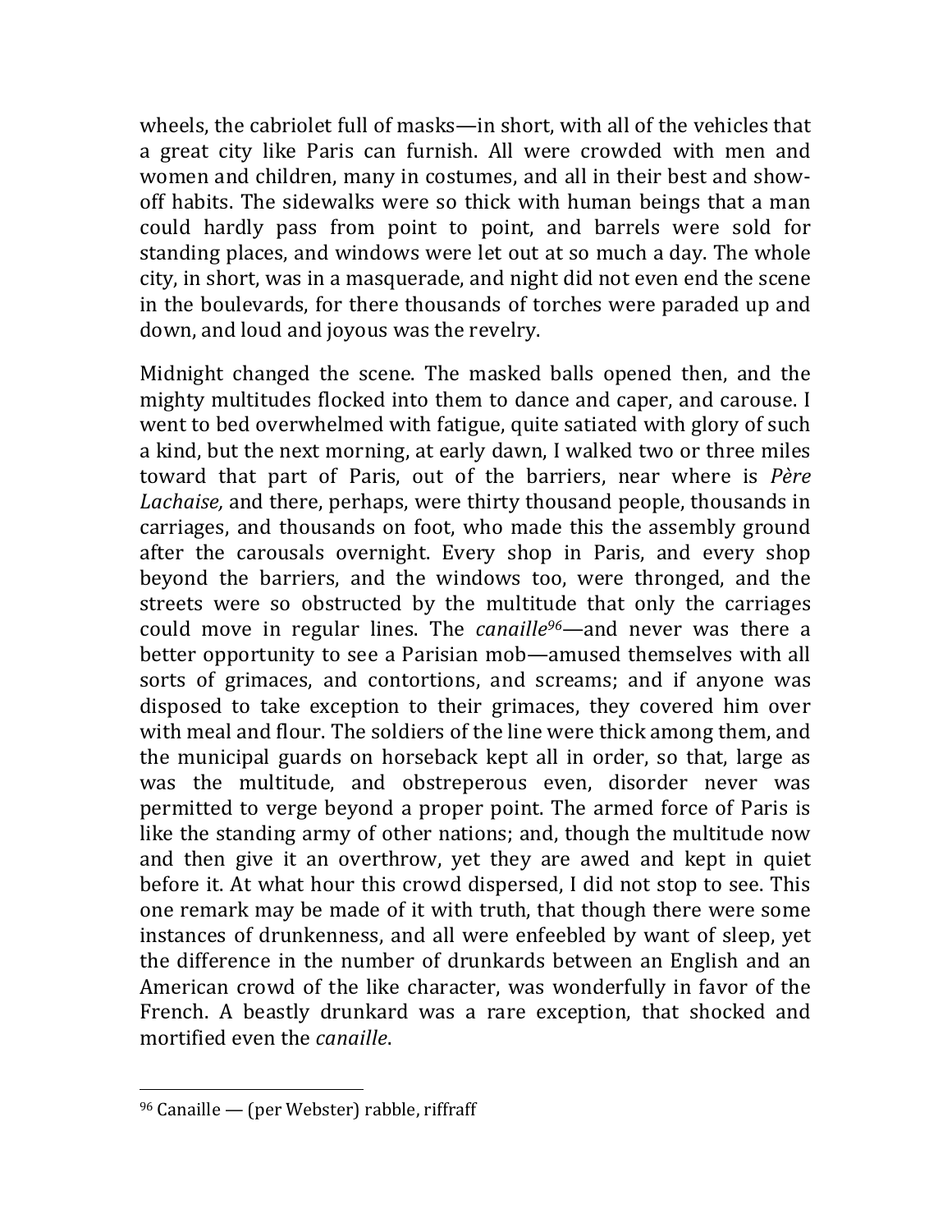wheels, the cabriolet full of masks—in short, with all of the vehicles that a great city like Paris can furnish. All were crowded with men and women and children, many in costumes, and all in their best and show-off habits. The sidewalks were so thick with human beings that a man could hardly pass from point to point, and barrels were sold for standing places, and windows were let out at so much a day. The whole city, in short, was in a masquerade, and night did not even end the scene in the boulevards, for there thousands of torches were paraded up and down, and loud and joyous was the revelry.

Midnight changed the scene. The masked balls opened then, and the mighty multitudes flocked into them to dance and caper, and carouse. I went to bed overwhelmed with fatigue, quite satiated with glory of such a kind, but the next morning, at early dawn, I walked two or three miles toward that part of Paris, out of the barriers, near where is *Père Lachaise,* and there, perhaps, were thirty thousand people, thousands in carriages, and thousands on foot, who made this the assembly ground after the carousals overnight. Every shop in Paris, and every shop beyond the barriers, and the windows too, were thronged, and the streets were so obstructed by the multitude that only the carriages could move in regular lines. The *canaille*[96]—and never was there a better opportunity to see a Parisian mob—amused themselves with all sorts of grimaces, and contortions, and screams; and if anyone was disposed to take exception to their grimaces, they covered him over with meal and flour. The soldiers of the line were thick among them, and the municipal guards on horseback kept all in order, so that, large as was the multitude, and obstreperous even, disorder never was permitted to verge beyond a proper point. The armed force of Paris is like the standing army of other nations; and, though the multitude now and then give it an overthrow, yet they are awed and kept in quiet before it. At what hour this crowd dispersed, I did not stop to see. This one remark may be made of it with truth, that though there were some instances of drunkenness, and all were enfeebled by want of sleep, yet the difference in the number of drunkards between an English and an American crowd of the like character, was wonderfully in favor of the French. A beastly drunkard was a rare exception, that shocked and mortified even the *canaille*.

---

[96] Canaille — (per Webster) rabble, riffraff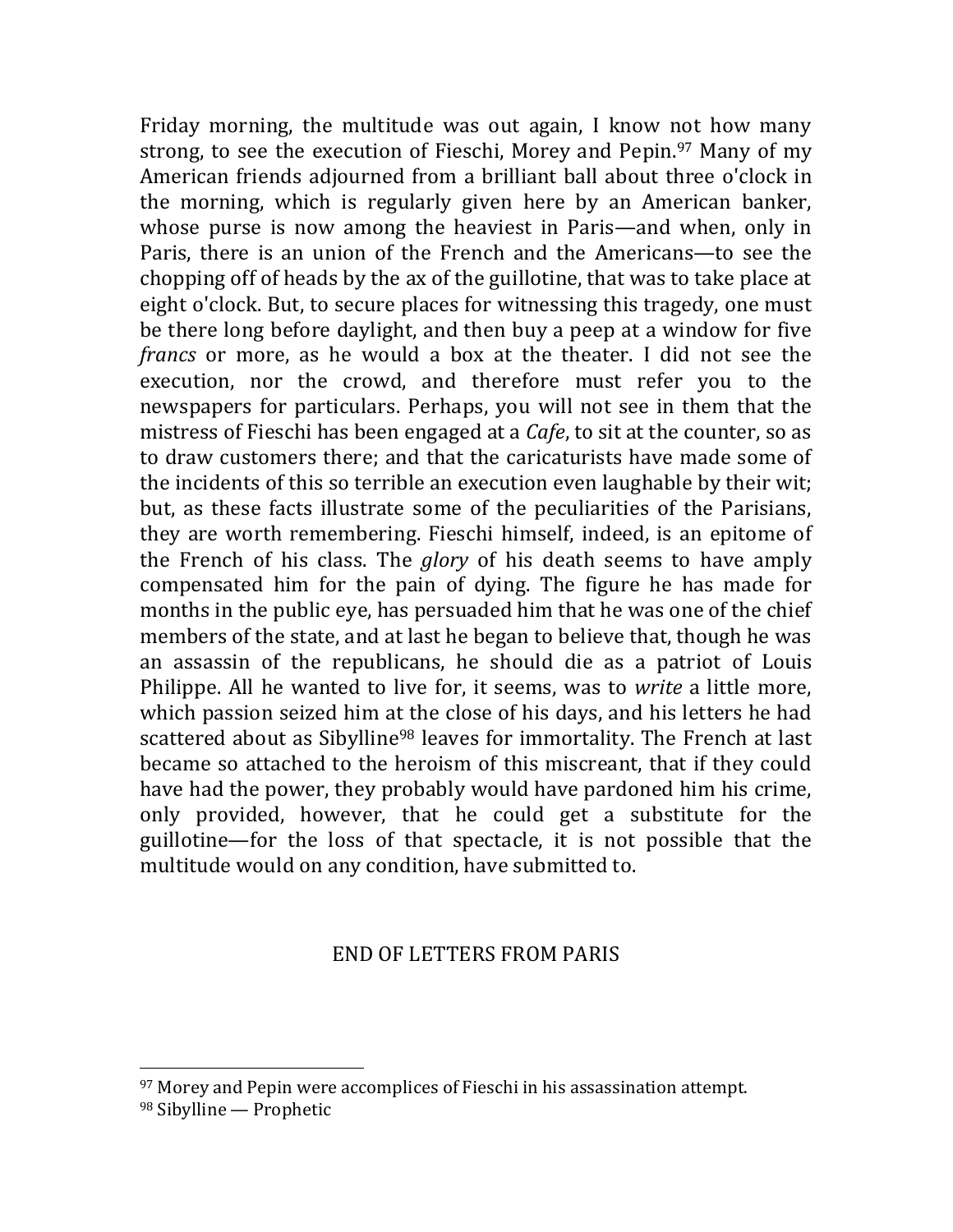Friday morning, the multitude was out again, I know not how many strong, to see the execution of Fieschi, Morey and Pepin.[97] Many of my American friends adjourned from a brilliant ball about three o'clock in the morning, which is regularly given here by an American banker, whose purse is now among the heaviest in Paris—and when, only in Paris, there is an union of the French and the Americans—to see the chopping off of heads by the ax of the guillotine, that was to take place at eight o'clock. But, to secure places for witnessing this tragedy, one must be there long before daylight, and then buy a peep at a window for five *francs* or more, as he would a box at the theater. I did not see the execution, nor the crowd, and therefore must refer you to the newspapers for particulars. Perhaps, you will not see in them that the mistress of Fieschi has been engaged at a *Cafe*, to sit at the counter, so as to draw customers there; and that the caricaturists have made some of the incidents of this so terrible an execution even laughable by their wit; but, as these facts illustrate some of the peculiarities of the Parisians, they are worth remembering. Fieschi himself, indeed, is an epitome of the French of his class. The *glory* of his death seems to have amply compensated him for the pain of dying. The figure he has made for months in the public eye, has persuaded him that he was one of the chief members of the state, and at last he began to believe that, though he was an assassin of the republicans, he should die as a patriot of Louis Philippe. All he wanted to live for, it seems, was to *write* a little more, which passion seized him at the close of his days, and his letters he had scattered about as Sibylline[98] leaves for immortality. The French at last became so attached to the heroism of this miscreant, that if they could have had the power, they probably would have pardoned him his crime, only provided, however, that he could get a substitute for the guillotine—for the loss of that spectacle, it is not possible that the multitude would on any condition, have submitted to.

END OF LETTERS FROM PARIS

---

[97] Morey and Pepin were accomplices of Fieschi in his assassination attempt.

[98] Sibylline — Prophetic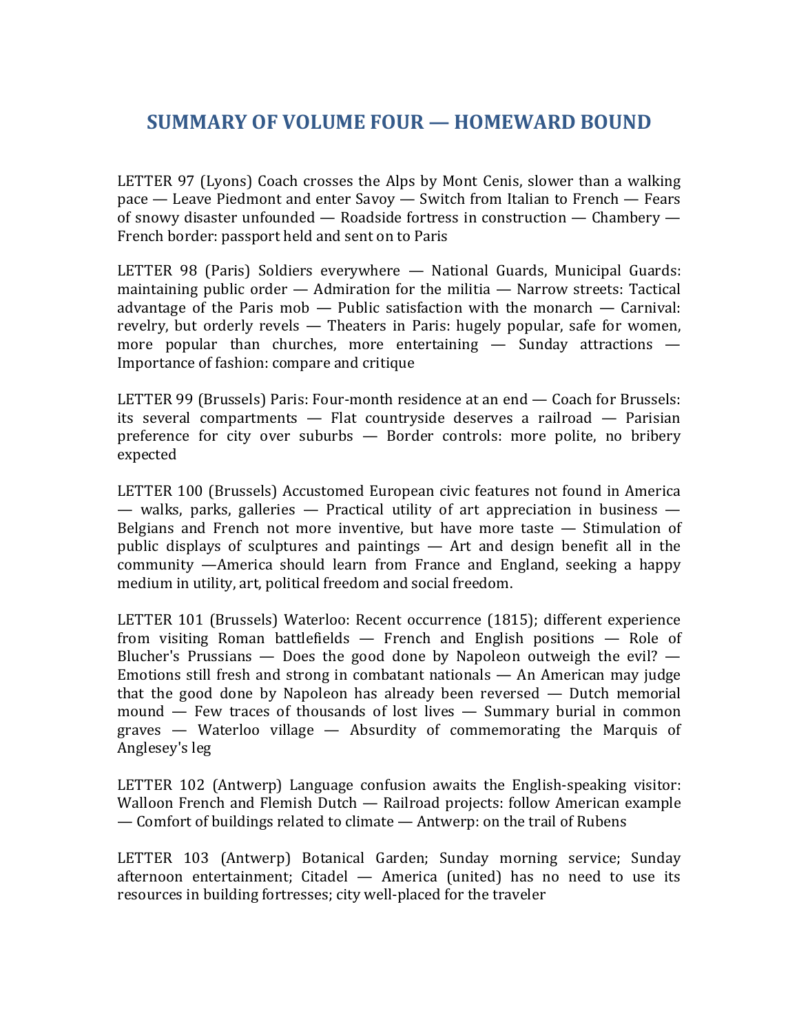## SUMMARY OF VOLUME FOUR — HOMEWARD BOUND

LETTER 97 (Lyons) Coach crosses the Alps by Mont Cenis, slower than a walking pace — Leave Piedmont and enter Savoy — Switch from Italian to French — Fears of snowy disaster unfounded — Roadside fortress in construction — Chambery — French border: passport held and sent on to Paris

LETTER 98 (Paris) Soldiers everywhere — National Guards, Municipal Guards: maintaining public order — Admiration for the militia — Narrow streets: Tactical advantage of the Paris mob — Public satisfaction with the monarch — Carnival: revelry, but orderly revels — Theaters in Paris: hugely popular, safe for women, more popular than churches, more entertaining — Sunday attractions — Importance of fashion: compare and critique

LETTER 99 (Brussels) Paris: Four-month residence at an end — Coach for Brussels: its several compartments — Flat countryside deserves a railroad — Parisian preference for city over suburbs — Border controls: more polite, no bribery expected

LETTER 100 (Brussels) Accustomed European civic features not found in America — walks, parks, galleries — Practical utility of art appreciation in business — Belgians and French not more inventive, but have more taste — Stimulation of public displays of sculptures and paintings — Art and design benefit all in the community —America should learn from France and England, seeking a happy medium in utility, art, political freedom and social freedom.

LETTER 101 (Brussels) Waterloo: Recent occurrence (1815); different experience from visiting Roman battlefields — French and English positions — Role of Blucher's Prussians — Does the good done by Napoleon outweigh the evil? — Emotions still fresh and strong in combatant nationals — An American may judge that the good done by Napoleon has already been reversed — Dutch memorial mound — Few traces of thousands of lost lives — Summary burial in common graves — Waterloo village — Absurdity of commemorating the Marquis of Anglesey's leg

LETTER 102 (Antwerp) Language confusion awaits the English-speaking visitor: Walloon French and Flemish Dutch — Railroad projects: follow American example — Comfort of buildings related to climate — Antwerp: on the trail of Rubens

LETTER 103 (Antwerp) Botanical Garden; Sunday morning service; Sunday afternoon entertainment; Citadel — America (united) has no need to use its resources in building fortresses; city well-placed for the traveler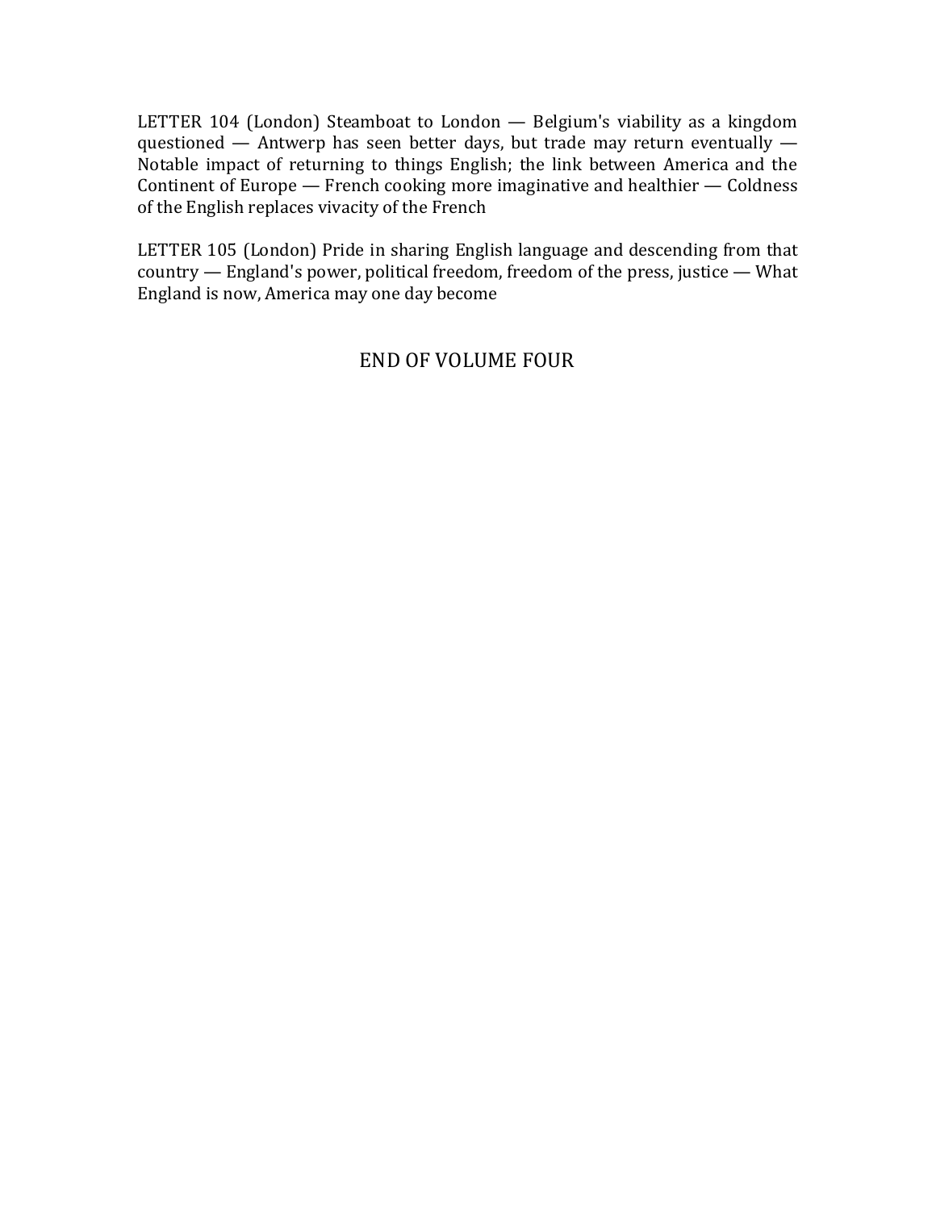LETTER 104 (London) Steamboat to London — Belgium's viability as a kingdom questioned — Antwerp has seen better days, but trade may return eventually — Notable impact of returning to things English; the link between America and the Continent of Europe — French cooking more imaginative and healthier — Coldness of the English replaces vivacity of the French

LETTER 105 (London) Pride in sharing English language and descending from that country — England's power, political freedom, freedom of the press, justice — What England is now, America may one day become

END OF VOLUME FOUR